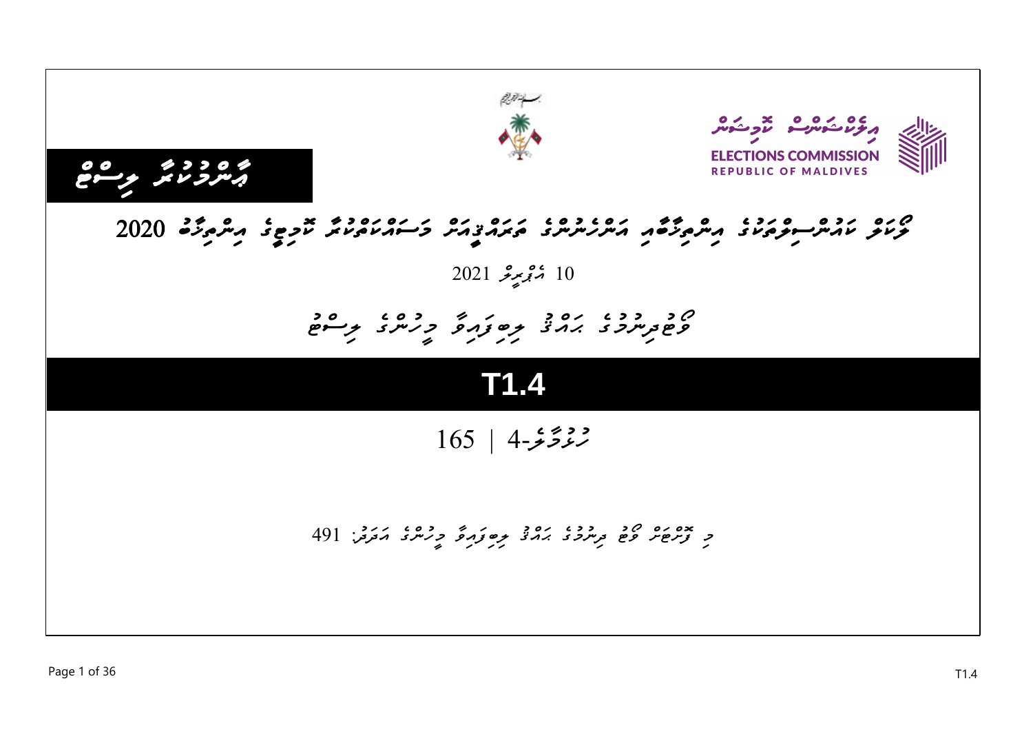# އާންމުކުރާ ލިސްޓް

އިލެކްޝަންސް ކޮމިޝަން

ELECTIONS COMMISSION
REPUBLIC OF MALDIVES

## ލޯކަލް ކައުންސިލްތަކުގެ އިންތިޚާބާއި އަންހެނުންގެ ތަރައްޤީއަށް މަސައްކަތްކުރާ ކޮމިޓީގެ އިންތިޚާބު 2020

10 އެޕްރީލް 2021

## ވޯޓުދިނުމުގެ ހައްޤު ލިބިފައިވާ މީހުންގެ ލިސްޓު

# T1.4

ހުޅުމާލެ-4 | 165

މި ޞަންދޫގައި ވޯޓު ދިނުމުގެ ހައްޤު ލިބިފައިވާ މީހުންގެ އަދަދު: 491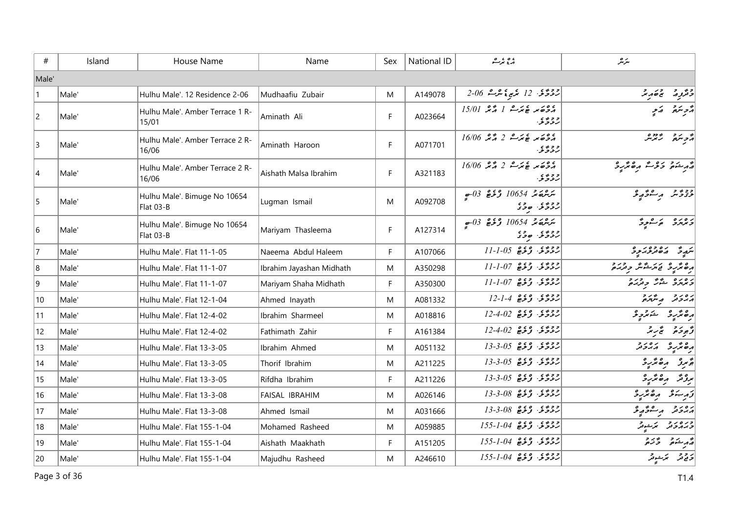| # | Island | House Name | Name | Sex | National ID | ދާއިރާ | ނަން |
|---|---|---|---|---|---|---|---|
| Male' | | | | | | | |
| 1 | Male' | Hulhu Male'. 12 Residence 2-06 | Mudhaafiu Zubair | M | A149078 | ހުޅުމާލެ. 12 ރެޒިޑެންސް 2-06 | މުދާފިޢު ޒުބައިރު |
| 2 | Male' | Hulhu Male'. Amber Terrace 1 R-15/01 | Aminath Ali | F | A023664 | އެމްބަރ ޓެރަސް 1 އާރް 15/01 ހުޅުމާލެ. | އާމިނަތު އަލި |
| 3 | Male' | Hulhu Male'. Amber Terrace 2 R-16/06 | Aminath Haroon | F | A071701 | އެމްބަރ ޓެރަސް 2 އާރް 16/06 ހުޅުމާލެ. | އާމިނަތުހާރޫނު |
| 4 | Male' | Hulhu Male'. Amber Terrace 2 R-16/06 | Aishath Malsa Ibrahim | F | A321183 | އެމްބަރ ޓެރަސް 2 އާރް 16/06 ހުޅުމާލެ. | އާއިޝަތު މަލްސާ އިބްރާހީމް |
| 5 | Male' | Hulhu Male'. Bimuge No 10654 Flat 03-B | Lugman Ismail | M | A092708 | ނަންބަރު 10654 ފްލެޓް 03-ބީ ހުޅުމާލެ. ބިމުގެ | ލުގްމާން އިސްމާޢީލް |
| 6 | Male' | Hulhu Male'. Bimuge No 10654 Flat 03-B | Mariyam Thasleema | F | A127314 | ނަންބަރު 10654 ފްލެޓް 03-ބީ ހުޅުމާލެ. ބިމުގެ | މަރިޔަމް ތަސްލީމާ |
| 7 | Male' | Hulhu Male'. Flat 11-1-05 | Naeema Abdul Haleem | F | A107066 | ހުޅުމާލެ. ފްލެޓް 11-1-05 | ނައީމާ ޢަބްދުލްހަލީމް |
| 8 | Male' | Hulhu Male'. Flat 11-1-07 | Ibrahim Jayashan Midhath | M | A350298 | ހުޅުމާލެ. ފްލެޓް 11-1-07 | އިބްރާހީމް ޖަޔަޝާން މިދުހަތު |
| 9 | Male' | Hulhu Male'. Flat 11-1-07 | Mariyam Shaha Midhath | F | A350300 | ހުޅުމާލެ. ފްލެޓް 11-1-07 | މަރިޔަމް ޝާހާ މިދުހަތު |
| 10 | Male' | Hulhu Male'. Flat 12-1-04 | Ahmed Inayath | M | A081332 | ހުޅުމާލެ. ފްލެޓް 12-1-4 | އަޙްމަދު އިނާޔަތު |
| 11 | Male' | Hulhu Male'. Flat 12-4-02 | Ibrahim Sharmeel | M | A018816 | ހުޅުމާލެ. ފްލެޓް 12-4-02 | އިބްރާހީމް ޝަރުމީލް |
| 12 | Male' | Hulhu Male'. Flat 12-4-02 | Fathimath Zahir | F | A161384 | ހުޅުމާލެ. ފްލެޓް 12-4-02 | ފާތިމަތު ޒާހިރު |
| 13 | Male' | Hulhu Male'. Flat 13-3-05 | Ibrahim Ahmed | M | A051132 | ހުޅުމާލެ. ފްލެޓް 13-3-05 | އިބްރާހީމް އަޙްމަދު |
| 14 | Male' | Hulhu Male'. Flat 13-3-05 | Thorif Ibrahim | M | A211225 | ހުޅުމާލެ. ފްލެޓް 13-3-05 | ޠާރިފް އިބްރާހީމް |
| 15 | Male' | Hulhu Male'. Flat 13-3-05 | Rifdha Ibrahim | F | A211226 | ހުޅުމާލެ. ފްލެޓް 13-3-05 | ރިފްދާ އިބްރާހީމް |
| 16 | Male' | Hulhu Male'. Flat 13-3-08 | FAISAL IBRAHIM | M | A026146 | ހުޅުމާލެ. ފްލެޓް 13-3-08 | ފައިސަލް އިބްރާހީމް |
| 17 | Male' | Hulhu Male'. Flat 13-3-08 | Ahmed Ismail | M | A031666 | ހުޅުމާލެ. ފްލެޓް 13-3-08 | އަޙްމަދު އިސްމާޢީލް |
| 18 | Male' | Hulhu Male'. Flat 155-1-04 | Mohamed Rasheed | M | A059885 | ހުޅުމާލެ. ފްލެޓް 155-1-04 | މުޙައްމަދު ރަޝީދު |
| 19 | Male' | Hulhu Male'. Flat 155-1-04 | Aishath Maakhath | F | A151205 | ހުޅުމާލެ. ފްލެޓް 155-1-04 | އާއިޝަތު މާހަތު |
| 20 | Male' | Hulhu Male'. Flat 155-1-04 | Majudhu Rasheed | M | A246610 | ހުޅުމާލެ. ފްލެޓް 155-1-04 | މަޖުދު ރަޝީދު |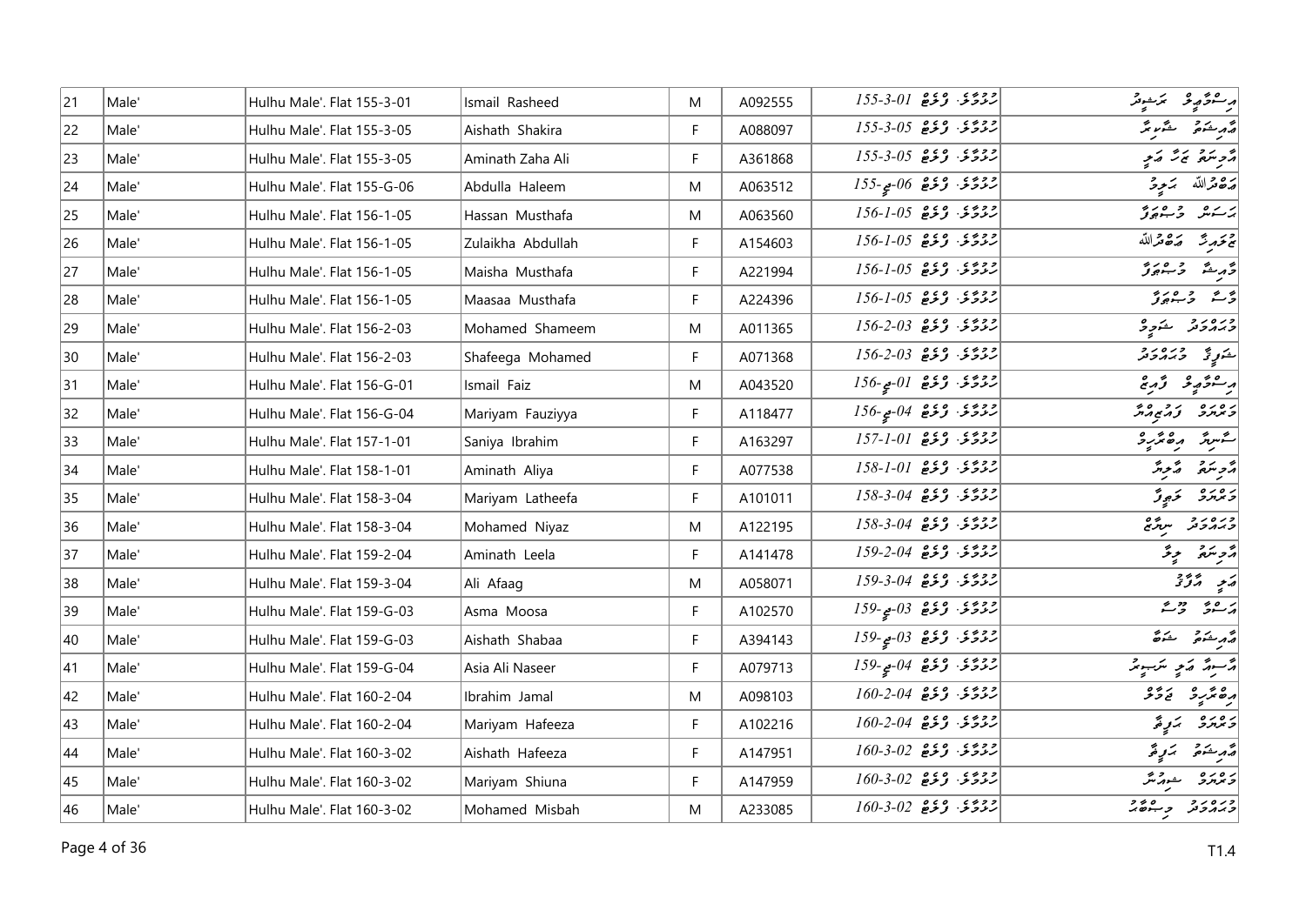| 21 | Male' | Hulhu Male'. Flat 155-3-01 | Ismail Rasheed | M | A092555 | ހުޅުމާލެ. ފުލެޓު 155-3-01 | އިސްމާއިލް ރަޝީދު |
|---|---|---|---|---|---|---|---|
| 22 | Male' | Hulhu Male'. Flat 155-3-05 | Aishath Shakira | F | A088097 | ހުޅުމާލެ. ފުލެޓު 155-3-05 | އާއިޝަތު ޝާކިރާ |
| 23 | Male' | Hulhu Male'. Flat 155-3-05 | Aminath Zaha Ali | F | A361868 | ހުޅުމާލެ. ފުލެޓު 155-3-05 | އާމިނަތު ޒަހާ ޢަލީ |
| 24 | Male' | Hulhu Male'. Flat 155-G-06 | Abdulla Haleem | M | A063512 | ހުޅުމާލެ. ފުލެޓު 155-ޖީ-06 | އަބްދުﷲ ހަލީމް |
| 25 | Male' | Hulhu Male'. Flat 156-1-05 | Hassan Musthafa | M | A063560 | ހުޅުމާލެ. ފުލެޓު 156-1-05 | ހަސަން މުސްތަފާ |
| 26 | Male' | Hulhu Male'. Flat 156-1-05 | Zulaikha Abdullah | F | A154603 | ހުޅުމާލެ. ފުލެޓު 156-1-05 | ޒުލައިހާ އަބްދުﷲ |
| 27 | Male' | Hulhu Male'. Flat 156-1-05 | Maisha Musthafa | F | A221994 | ހުޅުމާލެ. ފުލެޓު 156-1-05 | މާއިޝާ މުސްތަފާ |
| 28 | Male' | Hulhu Male'. Flat 156-1-05 | Maasaa Musthafa | F | A224396 | ހުޅުމާލެ. ފުލެޓު 156-1-05 | މާސާ މުސްތަފާ |
| 29 | Male' | Hulhu Male'. Flat 156-2-03 | Mohamed Shameem | M | A011365 | ހުޅުމާލެ. ފުލެޓު 156-2-03 | މުޙައްމަދު ޝަމީމް |
| 30 | Male' | Hulhu Male'. Flat 156-2-03 | Shafeega Mohamed | F | A071368 | ހުޅުމާލެ. ފުލެޓު 156-2-03 | ޝަފީގާ މުޙައްމަދު |
| 31 | Male' | Hulhu Male'. Flat 156-G-01 | Ismail Faiz | M | A043520 | ހުޅުމާލެ. ފުލެޓު 156-ޖީ-01 | އިސްމާއިލް ފާއިޒު |
| 32 | Male' | Hulhu Male'. Flat 156-G-04 | Mariyam Fauziyya | F | A118477 | ހުޅުމާލެ. ފުލެޓު 156-ޖީ-04 | މަރިޔަމް ފައުޒިއްޔާ |
| 33 | Male' | Hulhu Male'. Flat 157-1-01 | Saniya Ibrahim | F | A163297 | ހުޅުމާލެ. ފުލެޓު 157-1-01 | ސާނިޔާ އިބްރާހީމް |
| 34 | Male' | Hulhu Male'. Flat 158-1-01 | Aminath Aliya | F | A077538 | ހުޅުމާލެ. ފުލެޓު 158-1-01 | އާމިނަތު އާލިޔާ |
| 35 | Male' | Hulhu Male'. Flat 158-3-04 | Mariyam Latheefa | F | A101011 | ހުޅުމާލެ. ފުލެޓު 158-3-04 | މަރިޔަމް ލަތީފާ |
| 36 | Male' | Hulhu Male'. Flat 158-3-04 | Mohamed Niyaz | M | A122195 | ހުޅުމާލެ. ފުލެޓު 158-3-04 | މުޙައްމަދު ނިޔާޒު |
| 37 | Male' | Hulhu Male'. Flat 159-2-04 | Aminath Leela | F | A141478 | ހުޅުމާލެ. ފުލެޓު 159-2-04 | އާމިނަތު ލީލާ |
| 38 | Male' | Hulhu Male'. Flat 159-3-04 | Ali Afaag | M | A058071 | ހުޅުމާލެ. ފުލެޓު 159-3-04 | ޢަލީ އަފާގު |
| 39 | Male' | Hulhu Male'. Flat 159-G-03 | Asma Moosa | F | A102570 | ހުޅުމާލެ. ފުލެޓު 159-ޖީ-03 | އަސްމާ މޫސާ |
| 40 | Male' | Hulhu Male'. Flat 159-G-03 | Aishath Shabaa | F | A394143 | ހުޅުމާލެ. ފުލެޓު 159-ޖީ-03 | އާއިޝަތު ޝަބާ |
| 41 | Male' | Hulhu Male'. Flat 159-G-04 | Asia Ali Naseer | F | A079713 | ހުޅުމާލެ. ފުލެޓު 159-ޖީ-04 | އާސިޔާ ޢަލީ ނަސީރު |
| 42 | Male' | Hulhu Male'. Flat 160-2-04 | Ibrahim Jamal | M | A098103 | ހުޅުމާލެ. ފުލެޓު 160-2-04 | އިބްރާހީމް ޖަމާލް |
| 43 | Male' | Hulhu Male'. Flat 160-2-04 | Mariyam Hafeeza | F | A102216 | ހުޅުމާލެ. ފުލެޓު 160-2-04 | މަރިޔަމް ހަފީޒާ |
| 44 | Male' | Hulhu Male'. Flat 160-3-02 | Aishath Hafeeza | F | A147951 | ހުޅުމާލެ. ފުލެޓު 160-3-02 | އާއިޝަތު ހަފީޒާ |
| 45 | Male' | Hulhu Male'. Flat 160-3-02 | Mariyam Shiuna | F | A147959 | ހުޅުމާލެ. ފުލެޓު 160-3-02 | މަރިޔަމް ޝިއުނާ |
| 46 | Male' | Hulhu Male'. Flat 160-3-02 | Mohamed Misbah | M | A233085 | ހުޅުމާލެ. ފުލެޓު 160-3-02 | މުޙައްމަދު މިސްބާހު |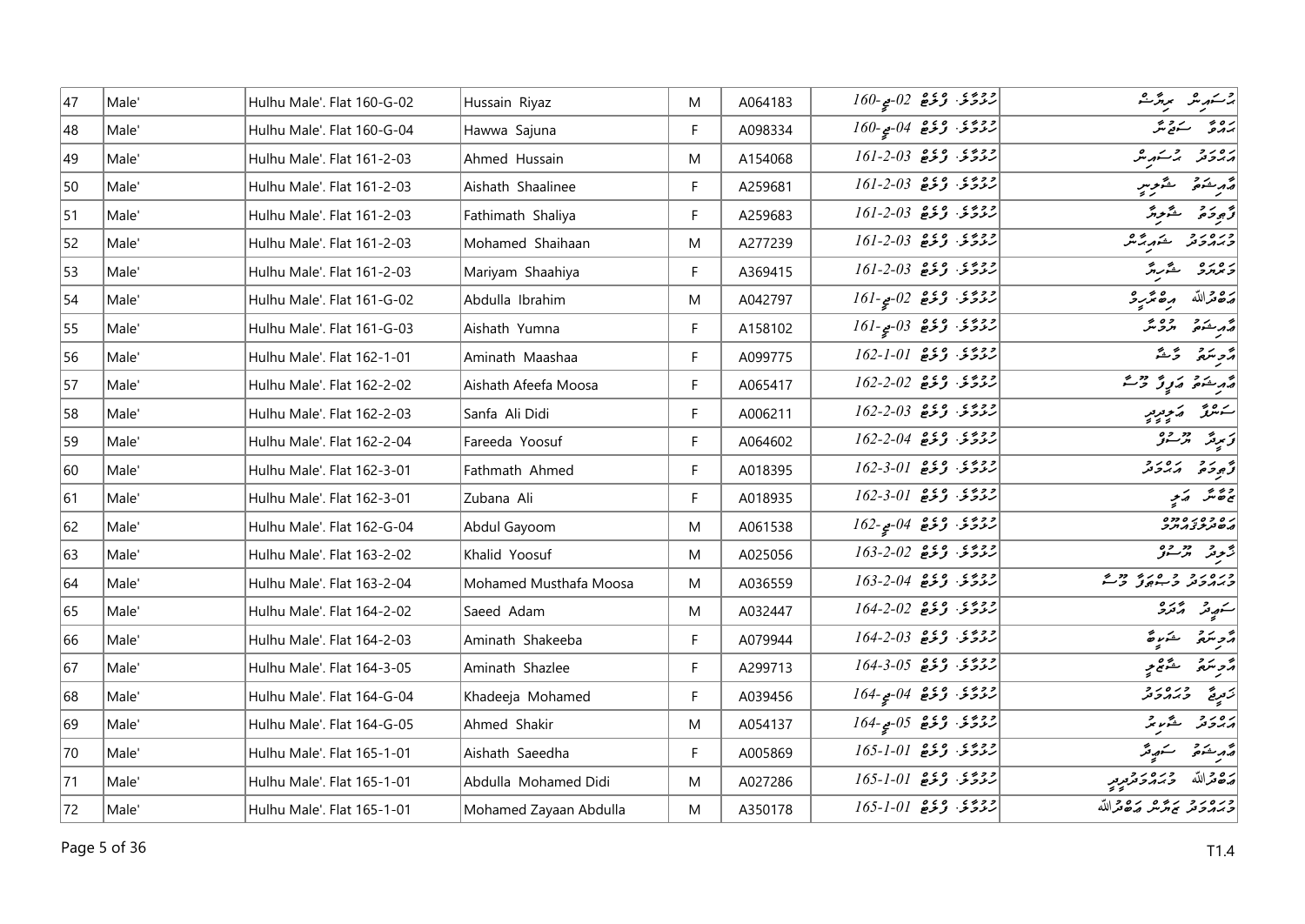| 47 | Male' | Hulhu Male'. Flat 160-G-02 | Hussain Riyaz | M | A064183 | ހުޅުމާލެ. ފްލެޓް 02-ޖީ-160 | ހުސައިން ރިޔާޒް |
|---|---|---|---|---|---|---|---|
| 48 | Male' | Hulhu Male'. Flat 160-G-04 | Hawwa Sajuna | F | A098334 | ހުޅުމާލެ. ފްލެޓް 04-ޖީ-160 | ހައްވާ ސަޖޫނާ |
| 49 | Male' | Hulhu Male'. Flat 161-2-03 | Ahmed Hussain | M | A154068 | ހުޅުމާލެ. ފްލެޓް 161-2-03 | އަޙްމަދު ހުސައިން |
| 50 | Male' | Hulhu Male'. Flat 161-2-03 | Aishath Shaalinee | F | A259681 | ހުޅުމާލެ. ފްލެޓް 161-2-03 | އާއިޝަތު ޝާލިނީ |
| 51 | Male' | Hulhu Male'. Flat 161-2-03 | Fathimath Shaliya | F | A259683 | ހުޅުމާލެ. ފްލެޓް 161-2-03 | ފާތިމަތު ޝާލިޔާ |
| 52 | Male' | Hulhu Male'. Flat 161-2-03 | Mohamed Shaihaan | M | A277239 | ހުޅުމާލެ. ފްލެޓް 161-2-03 | މުޙައްމަދު ޝައިހާން |
| 53 | Male' | Hulhu Male'. Flat 161-2-03 | Mariyam Shaahiya | F | A369415 | ހުޅުމާލެ. ފްލެޓް 161-2-03 | މަރިޔަމް ޝާހިޔާ |
| 54 | Male' | Hulhu Male'. Flat 161-G-02 | Abdulla Ibrahim | M | A042797 | ހުޅުމާލެ. ފްލެޓް 02-ޖީ-161 | އަބްދުﷲ އިބްރާހިމް |
| 55 | Male' | Hulhu Male'. Flat 161-G-03 | Aishath Yumna | F | A158102 | ހުޅުމާލެ. ފްލެޓް 03-ޖީ-161 | އާއިޝަތު ޔުމްނާ |
| 56 | Male' | Hulhu Male'. Flat 162-1-01 | Aminath Maashaa | F | A099775 | ހުޅުމާލެ. ފްލެޓް 162-1-01 | އާމިނަތު މާޝާ |
| 57 | Male' | Hulhu Male'. Flat 162-2-02 | Aishath Afeefa Moosa | F | A065417 | ހުޅުމާލެ. ފްލެޓް 162-2-02 | އާއިޝަތު އަފީފާ މޫސާ |
| 58 | Male' | Hulhu Male'. Flat 162-2-03 | Sanfa Ali Didi | F | A006211 | ހުޅުމާލެ. ފްލެޓް 162-2-03 | ސަންފާ އަލިދީދީ |
| 59 | Male' | Hulhu Male'. Flat 162-2-04 | Fareeda Yoosuf | F | A064602 | ހުޅުމާލެ. ފްލެޓް 162-2-04 | ފަރީދާ ޔޫސުފް |
| 60 | Male' | Hulhu Male'. Flat 162-3-01 | Fathmath Ahmed | F | A018395 | ހުޅުމާލެ. ފްލެޓް 162-3-01 | ފާތިމަތު އަޙްމަދު |
| 61 | Male' | Hulhu Male'. Flat 162-3-01 | Zubana Ali | F | A018935 | ހުޅުމާލެ. ފްލެޓް 162-3-01 | ޒުބާނާ އަލި |
| 62 | Male' | Hulhu Male'. Flat 162-G-04 | Abdul Gayoom | M | A061538 | ހުޅުމާލެ. ފްލެޓް 04-ޖީ-162 | އަބްދުލްގައްޔޫމް |
| 63 | Male' | Hulhu Male'. Flat 163-2-02 | Khalid Yoosuf | M | A025056 | ހުޅުމާލެ. ފްލެޓް 163-2-02 | ޚާލިދު ޔޫސުފް |
| 64 | Male' | Hulhu Male'. Flat 163-2-04 | Mohamed Musthafa Moosa | M | A036559 | ހުޅުމާލެ. ފްލެޓް 163-2-04 | މުޙައްމަދު މުސްތަފާ މޫސާ |
| 65 | Male' | Hulhu Male'. Flat 164-2-02 | Saeed Adam | M | A032447 | ހުޅުމާލެ. ފްލެޓް 164-2-02 | ސަޢީދު އާދަމް |
| 66 | Male' | Hulhu Male'. Flat 164-2-03 | Aminath Shakeeba | F | A079944 | ހުޅުމާލެ. ފްލެޓް 164-2-03 | އާމިނަތު ޝަކީބާ |
| 67 | Male' | Hulhu Male'. Flat 164-3-05 | Aminath Shazlee | F | A299713 | ހުޅުމާލެ. ފްލެޓް 164-3-05 | އާމިނަތު ޝަޒްލީ |
| 68 | Male' | Hulhu Male'. Flat 164-G-04 | Khadeeja Mohamed | F | A039456 | ހުޅުމާލެ. ފްލެޓް 04-ޖީ-164 | ޚަދީޖާ މުޙައްމަދު |
| 69 | Male' | Hulhu Male'. Flat 164-G-05 | Ahmed Shakir | M | A054137 | ހުޅުމާލެ. ފްލެޓް 05-ޖީ-164 | އަޙްމަދު ޝާކިރު |
| 70 | Male' | Hulhu Male'. Flat 165-1-01 | Aishath Saeedha | F | A005869 | ހުޅުމާލެ. ފްލެޓް 165-1-01 | އާއިޝަތު ސަޢީދާ |
| 71 | Male' | Hulhu Male'. Flat 165-1-01 | Abdulla Mohamed Didi | M | A027286 | ހުޅުމާލެ. ފްލެޓް 165-1-01 | އަބްދުﷲ މުޙައްމަދުދީދީ |
| 72 | Male' | Hulhu Male'. Flat 165-1-01 | Mohamed Zayaan Abdulla | M | A350178 | ހުޅުމާލެ. ފްލެޓް 165-1-01 | މުޙައްމަދު ޒަޔާން އަބްދުﷲ |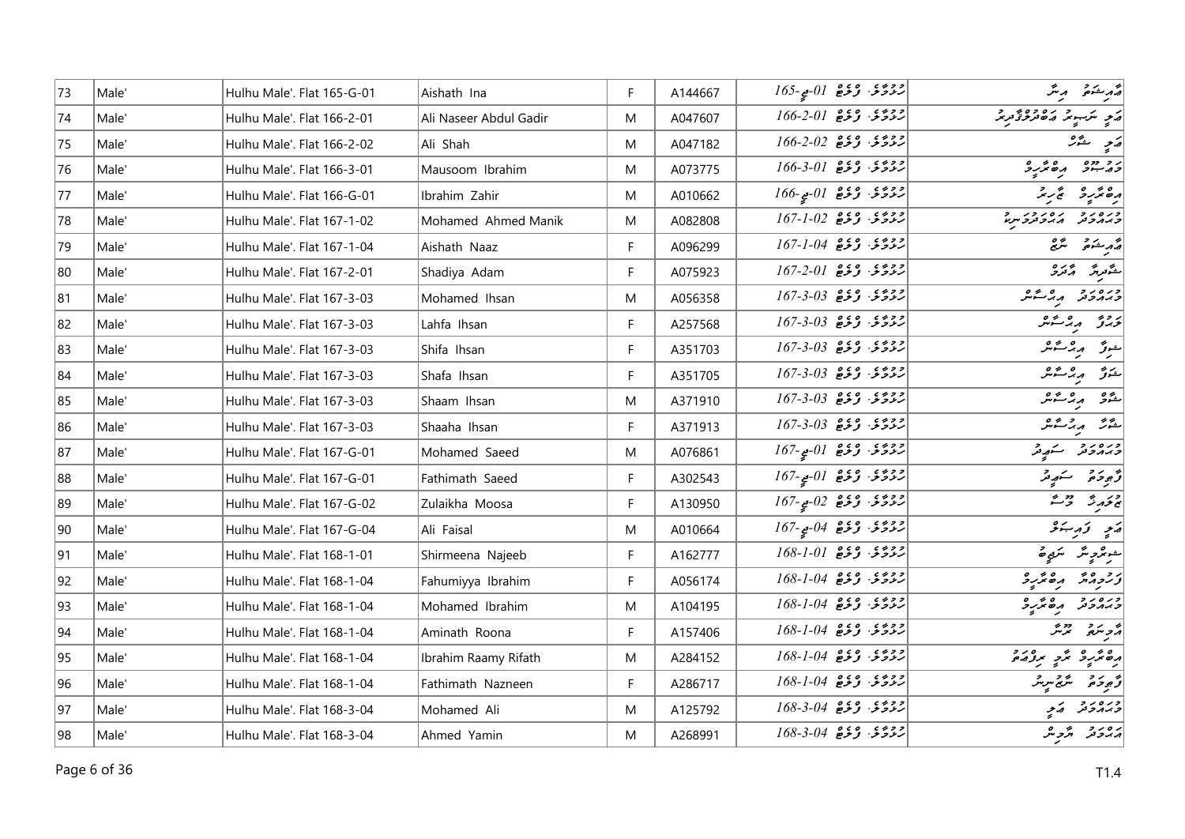| 73 | Male' | Hulhu Male'. Flat 165-G-01 | Aishath Ina | F | A144667 | ހުޅުމާލެ. ފްލެޓް 165-ޖީ-01 | އާއިޝަތު އިނާ |
|---|---|---|---|---|---|---|---|
| 74 | Male' | Hulhu Male'. Flat 166-2-01 | Ali Naseer Abdul Gadir | M | A047607 | ހުޅުމާލެ. ފްލެޓް 166-2-01 | އަލީ ނަސީރު އަބްދުލްގާދިރު |
| 75 | Male' | Hulhu Male'. Flat 166-2-02 | Ali Shah | M | A047182 | ހުޅުމާލެ. ފްލެޓް 166-2-02 | އަލީ ޝާހް |
| 76 | Male' | Hulhu Male'. Flat 166-3-01 | Mausoom Ibrahim | M | A073775 | ހުޅުމާލެ. ފްލެޓް 166-3-01 | މައުޞޫމް އިބްރާހީމް |
| 77 | Male' | Hulhu Male'. Flat 166-G-01 | Ibrahim Zahir | M | A010662 | ހުޅުމާލެ. ފްލެޓް 166-ޖީ-01 | އިބްރާހީމް ޒާހިރު |
| 78 | Male' | Hulhu Male'. Flat 167-1-02 | Mohamed Ahmed Manik | M | A082808 | ހުޅުމާލެ. ފްލެޓް 167-1-02 | މުޙައްމަދު އަޙްމަދުމަނިކު |
| 79 | Male' | Hulhu Male'. Flat 167-1-04 | Aishath Naaz | F | A096299 | ހުޅުމާލެ. ފްލެޓް 167-1-04 | އާއިޝަތު ނާޒް |
| 80 | Male' | Hulhu Male'. Flat 167-2-01 | Shadiya Adam | F | A075923 | ހުޅުމާލެ. ފްލެޓް 167-2-01 | ޝާދިޔާ އާދަމް |
| 81 | Male' | Hulhu Male'. Flat 167-3-03 | Mohamed Ihsan | M | A056358 | ހުޅުމާލެ. ފްލެޓް 167-3-03 | މުޙައްމަދު އިޙްސާން |
| 82 | Male' | Hulhu Male'. Flat 167-3-03 | Lahfa Ihsan | F | A257568 | ހުޅުމާލެ. ފްލެޓް 167-3-03 | ލަހްފާ އިޙްސާން |
| 83 | Male' | Hulhu Male'. Flat 167-3-03 | Shifa Ihsan | F | A351703 | ހުޅުމާލެ. ފްލެޓް 167-3-03 | ޝިފާ އިޙްސާން |
| 84 | Male' | Hulhu Male'. Flat 167-3-03 | Shafa Ihsan | F | A351705 | ހުޅުމާލެ. ފްލެޓް 167-3-03 | ޝަފާ އިޙްސާން |
| 85 | Male' | Hulhu Male'. Flat 167-3-03 | Shaam Ihsan | M | A371910 | ހުޅުމާލެ. ފްލެޓް 167-3-03 | ޝާމް އިޙްސާން |
| 86 | Male' | Hulhu Male'. Flat 167-3-03 | Shaaha Ihsan | F | A371913 | ހުޅުމާލެ. ފްލެޓް 167-3-03 | ޝާހާ އިޙްސާން |
| 87 | Male' | Hulhu Male'. Flat 167-G-01 | Mohamed Saeed | M | A076861 | ހުޅުމާލެ. ފްލެޓް 167-ޖީ-01 | މުޙައްމަދު ސައީދު |
| 88 | Male' | Hulhu Male'. Flat 167-G-01 | Fathimath Saeed | F | A302543 | ހުޅުމާލެ. ފްލެޓް 167-ޖީ-01 | ފާތިމަތު ސައީދު |
| 89 | Male' | Hulhu Male'. Flat 167-G-02 | Zulaikha Moosa | F | A130950 | ހުޅުމާލެ. ފްލެޓް 167-ޖީ-02 | ޒުލައިޚާ މޫސާ |
| 90 | Male' | Hulhu Male'. Flat 167-G-04 | Ali Faisal | M | A010664 | ހުޅުމާލެ. ފްލެޓް 167-ޖީ-04 | އަލީ ފައިސަލް |
| 91 | Male' | Hulhu Male'. Flat 168-1-01 | Shirmeena Najeeb | F | A162777 | ހުޅުމާލެ. ފްލެޓް 168-1-01 | ޝިރުމީނާ ނަޖީބު |
| 92 | Male' | Hulhu Male'. Flat 168-1-04 | Fahumiyya Ibrahim | F | A056174 | ހުޅުމާލެ. ފްލެޓް 168-1-04 | ފަހުމިއްޔާ އިބްރާހީމް |
| 93 | Male' | Hulhu Male'. Flat 168-1-04 | Mohamed Ibrahim | M | A104195 | ހުޅުމާލެ. ފްލެޓް 168-1-04 | މުޙައްމަދު އިބްރާހީމް |
| 94 | Male' | Hulhu Male'. Flat 168-1-04 | Aminath Roona | F | A157406 | ހުޅުމާލެ. ފްލެޓް 168-1-04 | އާމިނަތު ރޫނާ |
| 95 | Male' | Hulhu Male'. Flat 168-1-04 | Ibrahim Raamy Rifath | M | A284152 | ހުޅުމާލެ. ފްލެޓް 168-1-04 | އިބްރާހީމް ރާމީ ރިފްއަތު |
| 96 | Male' | Hulhu Male'. Flat 168-1-04 | Fathimath Nazneen | F | A286717 | ހުޅުމާލެ. ފްލެޓް 168-1-04 | ފާތިމަތު ނާޒްނީން |
| 97 | Male' | Hulhu Male'. Flat 168-3-04 | Mohamed Ali | M | A125792 | ހުޅުމާލެ. ފްލެޓް 168-3-04 | މުޙައްމަދު އަލީ |
| 98 | Male' | Hulhu Male'. Flat 168-3-04 | Ahmed Yamin | M | A268991 | ހުޅުމާލެ. ފްލެޓް 168-3-04 | އަޙްމަދު ޔާމިން |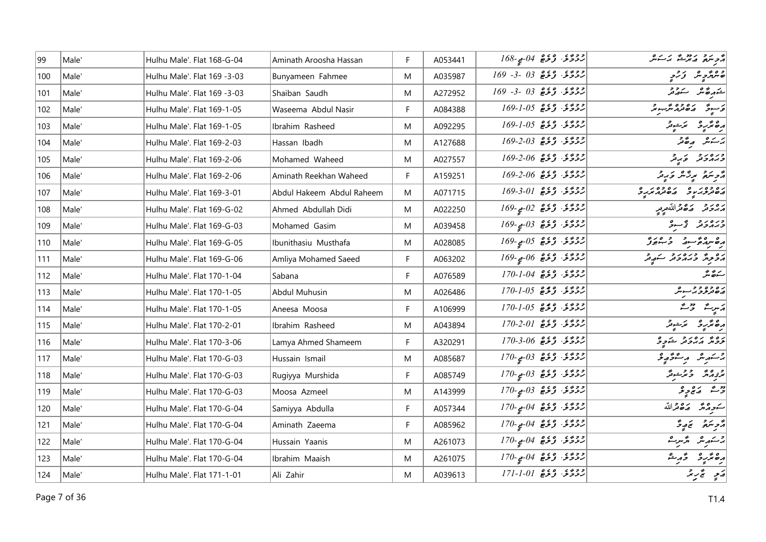| 99 | Male' | Hulhu Male'. Flat 168-G-04 | Aminath Aroosha Hassan | F | A053441 | ހުޅުމާލެ. ފްލެޓް 04-ޖީ-168 | އާމިނަތު އަރޫޝާ ހަސަން |
|---|---|---|---|---|---|---|---|
| 100 | Male' | Hulhu Male'. Flat 169 -3-03 | Bunyameen Fahmee | M | A035987 | ހުޅުމާލެ. ފްލެޓް 03 -3- 169 | ބުންޔާމީން ފަހުމީ |
| 101 | Male' | Hulhu Male'. Flat 169 -3-03 | Shaiban Saudh | M | A272952 | ހުޅުމާލެ. ފްލެޓް 03 -3- 169 | ޝައިބާން ސައުދު |
| 102 | Male' | Hulhu Male'. Flat 169-1-05 | Waseema Abdul Nasir | F | A084388 | ހުޅުމާލެ. ފްލެޓް 169-1-05 | ވަސީމާ އަބްދުލްނާޞިރު |
| 103 | Male' | Hulhu Male'. Flat 169-1-05 | Ibrahim Rasheed | M | A092295 | ހުޅުމާލެ. ފްލެޓް 169-1-05 | އިބްރާހީމް ރަޝީދު |
| 104 | Male' | Hulhu Male'. Flat 169-2-03 | Hassan Ibadh | M | A127688 | ހުޅުމާލެ. ފްލެޓް 169-2-03 | ހަސަން އިބާދު |
| 105 | Male' | Hulhu Male'. Flat 169-2-06 | Mohamed Waheed | M | A027557 | ހުޅުމާލެ. ފްލެޓް 169-2-06 | މުޙައްމަދު ވަޙީދު |
| 106 | Male' | Hulhu Male'. Flat 169-2-06 | Aminath Reekhan Waheed | F | A159251 | ހުޅުމާލެ. ފްލެޓް 169-2-06 | އާމިނަތު ރީހާން ވަޙީދު |
| 107 | Male' | Hulhu Male'. Flat 169-3-01 | Abdul Hakeem Abdul Raheem | M | A071715 | ހުޅުމާލެ. ފްލެޓް 169-3-01 | އަބްދުލްޙަކީމް އަބްދުއްރަޙީމް |
| 108 | Male' | Hulhu Male'. Flat 169-G-02 | Ahmed Abdullah Didi | M | A022250 | ހުޅުމާލެ. ފްލެޓް 02-ޖީ-169 | އަޙްމަދު އަބްދުﷲދީދީ |
| 109 | Male' | Hulhu Male'. Flat 169-G-03 | Mohamed Gasim | M | A039458 | ހުޅުމާލެ. ފްލެޓް 03-ޖީ-169 | މުޙައްމަދު ޤާސިމް |
| 110 | Male' | Hulhu Male'. Flat 169-G-05 | Ibunithasiu Musthafa | M | A028085 | ހުޅުމާލެ. ފްލެޓް 05-ޖީ-169 | އިބްނުތާސިއު މުސްތަފާ |
| 111 | Male' | Hulhu Male'. Flat 169-G-06 | Amliya Mohamed Saeed | F | A063202 | ހުޅުމާލެ. ފްލެޓް 06-ޖީ-169 | އަމްލިޔާ މުޙައްމަދު ސަޢީދު |
| 112 | Male' | Hulhu Male'. Flat 170-1-04 | Sabana | F | A076589 | ހުޅުމާލެ. ފްލެޓް 170-1-04 | ސަބާނާ |
| 113 | Male' | Hulhu Male'. Flat 170-1-05 | Abdul Muhusin | M | A026486 | ހުޅުމާލެ. ފްލެޓް 170-1-05 | އަބްދުލްމުޙުސިން |
| 114 | Male' | Hulhu Male'. Flat 170-1-05 | Aneesa Moosa | F | A106999 | ހުޅުމާލެ. ފްލެޓް 170-1-05 | އަނީސާ މޫސާ |
| 115 | Male' | Hulhu Male'. Flat 170-2-01 | Ibrahim Rasheed | M | A043894 | ހުޅުމާލެ. ފްލެޓް 170-2-01 | އިބްރާހީމް ރަޝީދު |
| 116 | Male' | Hulhu Male'. Flat 170-3-06 | Lamya Ahmed Shameem | F | A320291 | ހުޅުމާލެ. ފްލެޓް 170-3-06 | ލަމްޔާ އަޙްމަދު ޝަމީމް |
| 117 | Male' | Hulhu Male'. Flat 170-G-03 | Hussain Ismail | M | A085687 | ހުޅުމާލެ. ފްލެޓް 03-ޖީ-170 | ޙުސައިން އިސްމާޢީލް |
| 118 | Male' | Hulhu Male'. Flat 170-G-03 | Rugiyya Murshida | F | A085749 | ހުޅުމާލެ. ފްލެޓް 03-ޖީ-170 | ރުޤިއްޔާ މުރްޝިދާ |
| 119 | Male' | Hulhu Male'. Flat 170-G-03 | Moosa Azmeel | M | A143999 | ހުޅުމާލެ. ފްލެޓް 03-ޖީ-170 | މޫސާ އަޒްމީލް |
| 120 | Male' | Hulhu Male'. Flat 170-G-04 | Samiyya Abdulla | F | A057344 | ހުޅުމާލެ. ފްލެޓް 04-ޖީ-170 | ސަމިއްޔާ އަބްދުﷲ |
| 121 | Male' | Hulhu Male'. Flat 170-G-04 | Aminath Zaeema | F | A085962 | ހުޅުމާލެ. ފްލެޓް 04-ޖީ-170 | އާމިނަތު ޒަޢީމާ |
| 122 | Male' | Hulhu Male'. Flat 170-G-04 | Hussain Yaanis | M | A261073 | ހުޅުމާލެ. ފްލެޓް 04-ޖީ-170 | ޙުސައިން ޔާނިސް |
| 123 | Male' | Hulhu Male'. Flat 170-G-04 | Ibrahim Maaish | M | A261075 | ހުޅުމާލެ. ފްލެޓް 04-ޖީ-170 | އިބްރާހީމް މާއިޝް |
| 124 | Male' | Hulhu Male'. Flat 171-1-01 | Ali Zahir | M | A039613 | ހުޅުމާލެ. ފްލެޓް 171-1-01 | އަލި ޒާހިރު |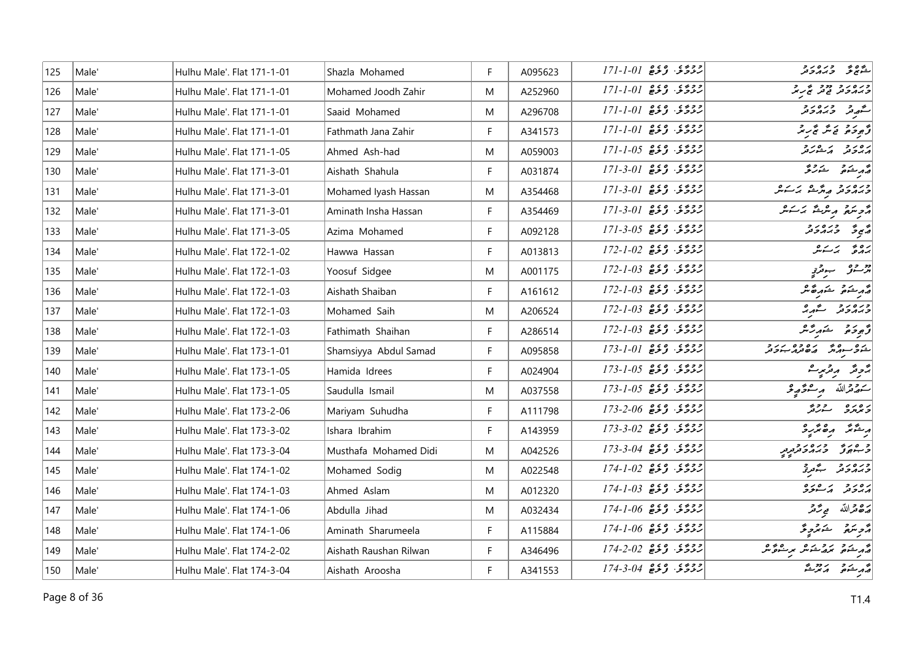| 125 | Male' | Hulhu Male'. Flat 171-1-01 | Shazla Mohamed | F | A095623 | ހުޅުމާލެ. ފްލެޓް 171-1-01 | ޝާޒްލާ މުޙައްމަދު |
|---|---|---|---|---|---|---|---|
| 126 | Male' | Hulhu Male'. Flat 171-1-01 | Mohamed Joodh Zahir | M | A252960 | ހުޅުމާލެ. ފްލެޓް 171-1-01 | މުޙައްމަދު ޖޫދު ޒާހިރު |
| 127 | Male' | Hulhu Male'. Flat 171-1-01 | Saaid Mohamed | M | A296708 | ހުޅުމާލެ. ފްލެޓް 171-1-01 | ސާއިދު މުޙައްމަދު |
| 128 | Male' | Hulhu Male'. Flat 171-1-01 | Fathmath Jana Zahir | F | A341573 | ހުޅުމާލެ. ފްލެޓް 171-1-01 | ފާތިމަތު ޖަނާ ޒާހިރު |
| 129 | Male' | Hulhu Male'. Flat 171-1-05 | Ahmed Ash-had | M | A059003 | ހުޅުމާލެ. ފްލެޓް 171-1-05 | އަޙްމަދު އަޝްހަދު |
| 130 | Male' | Hulhu Male'. Flat 171-3-01 | Aishath Shahula | F | A031874 | ހުޅުމާލެ. ފްލެޓް 171-3-01 | އާއިޝަތު ޝަހުލާ |
| 131 | Male' | Hulhu Male'. Flat 171-3-01 | Mohamed Iyash Hassan | M | A354468 | ހުޅުމާލެ. ފްލެޓް 171-3-01 | މުޙައްމަދު އިޔާޝް ހަސަން |
| 132 | Male' | Hulhu Male'. Flat 171-3-01 | Aminath Insha Hassan | F | A354469 | ހުޅުމާލެ. ފްލެޓް 171-3-01 | އާމިނަތު އިންޝާ ހަސަން |
| 133 | Male' | Hulhu Male'. Flat 171-3-05 | Azima Mohamed | F | A092128 | ހުޅުމާލެ. ފްލެޓް 171-3-05 | އާޒިމާ މުޙައްމަދު |
| 134 | Male' | Hulhu Male'. Flat 172-1-02 | Hawwa Hassan | F | A013813 | ހުޅުމާލެ. ފްލެޓް 172-1-02 | ހައްވާ ހަސަން |
| 135 | Male' | Hulhu Male'. Flat 172-1-03 | Yoosuf Sidgee | M | A001175 | ހުޅުމާލެ. ފްލެޓް 172-1-03 | ޔޫސުފް ސިދްގީ |
| 136 | Male' | Hulhu Male'. Flat 172-1-03 | Aishath Shaiban | F | A161612 | ހުޅުމާލެ. ފްލެޓް 172-1-03 | އާއިޝަތު ޝައިބާން |
| 137 | Male' | Hulhu Male'. Flat 172-1-03 | Mohamed Saih | M | A206524 | ހުޅުމާލެ. ފްލެޓް 172-1-03 | މުޙައްމަދު ސާއިހް |
| 138 | Male' | Hulhu Male'. Flat 172-1-03 | Fathimath Shaihan | F | A286514 | ހުޅުމާލެ. ފްލެޓް 172-1-03 | ފާތިމަތު ޝައިހާން |
| 139 | Male' | Hulhu Male'. Flat 173-1-01 | Shamsiyya Abdul Samad | F | A095858 | ހުޅުމާލެ. ފްލެޓް 173-1-01 | ޝަމްސިއްޔާ އަބްދުލްސަމަދު |
| 140 | Male' | Hulhu Male'. Flat 173-1-05 | Hamida Idrees | F | A024904 | ހުޅުމާލެ. ފްލެޓް 173-1-05 | ހާމިދާ އިދްރީސް |
| 141 | Male' | Hulhu Male'. Flat 173-1-05 | Saudulla Ismail | M | A037558 | ހުޅުމާލެ. ފްލެޓް 173-1-05 | ސައުދުالله އިސްމާޢީލް |
| 142 | Male' | Hulhu Male'. Flat 173-2-06 | Mariyam Suhudha | F | A111798 | ހުޅުމާލެ. ފްލެޓް 173-2-06 | މަރިޔަމް ސުހުދާ |
| 143 | Male' | Hulhu Male'. Flat 173-3-02 | Ishara Ibrahim | F | A143959 | ހުޅުމާލެ. ފްލެޓް 173-3-02 | އިޝާރާ އިބްރާހިމް |
| 144 | Male' | Hulhu Male'. Flat 173-3-04 | Musthafa Mohamed Didi | M | A042526 | ހުޅުމާލެ. ފްލެޓް 173-3-04 | މުސްތަފާ މުޙައްމަދުދީދީ |
| 145 | Male' | Hulhu Male'. Flat 174-1-02 | Mohamed Sodig | M | A022548 | ހުޅުމާލެ. ފްލެޓް 174-1-02 | މުޙައްމަދު ޞާދިގު |
| 146 | Male' | Hulhu Male'. Flat 174-1-03 | Ahmed Aslam | M | A012320 | ހުޅުމާލެ. ފްލެޓް 174-1-03 | އަޙްމަދު އަސްލަމް |
| 147 | Male' | Hulhu Male'. Flat 174-1-06 | Abdulla Jihad | M | A032434 | ހުޅުމާލެ. ފްލެޓް 174-1-06 | އަބްދުالله ޖިހާދު |
| 148 | Male' | Hulhu Male'. Flat 174-1-06 | Aminath Sharumeela | F | A115884 | ހުޅުމާލެ. ފްލެޓް 174-1-06 | އާމިނަތު ޝަރުމީލާ |
| 149 | Male' | Hulhu Male'. Flat 174-2-02 | Aishath Raushan Rilwan | F | A346496 | ހުޅުމާލެ. ފްލެޓް 174-2-02 | އާއިޝަތު ރައުޝަން ރިލްވާން |
| 150 | Male' | Hulhu Male'. Flat 174-3-04 | Aishath Aroosha | F | A341553 | ހުޅުމާލެ. ފްލެޓް 174-3-04 | އާއިޝަތު އަރޫޝާ |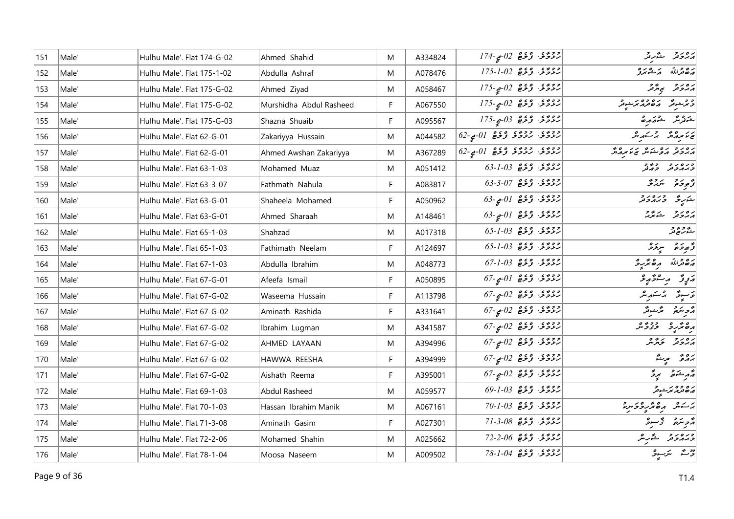| 151 | Male' | Hulhu Male'. Flat 174-G-02 | Ahmed Shahid | M | A334824 | ހުޅުމާލެ. ފްލެޓް 02-ޖީ-174 | އަޙްމަދު ޝާހިދު |
|---|---|---|---|---|---|---|---|
| 152 | Male' | Hulhu Male'. Flat 175-1-02 | Abdulla Ashraf | M | A078476 | ހުޅުމާލެ. ފްލެޓް 02-1-175 | އަބްދުﷲ އަޝްރަފު |
| 153 | Male' | Hulhu Male'. Flat 175-G-02 | Ahmed Ziyad | M | A058467 | ހުޅުމާލެ. ފްލެޓް 02-ޖީ-175 | އަޙްމަދު ޒިޔާދު |
| 154 | Male' | Hulhu Male'. Flat 175-G-02 | Murshidha Abdul Rasheed | F | A067550 | ހުޅުމާލެ. ފްލެޓް 02-ޖީ-175 | މުރުޝިދާ އަބްދުއްރަޝީދު |
| 155 | Male' | Hulhu Male'. Flat 175-G-03 | Shazna Shuaib | F | A095567 | ހުޅުމާލެ. ފްލެޓް 03-ޖީ-175 | ޝަޒްނާ ޝުޢައިބު |
| 156 | Male' | Hulhu Male'. Flat 62-G-01 | Zakariyya Hussain | M | A044582 | ހުޅުމާލެ. ހުޅުމާލެ ފްލެޓް 01-ޖީ-62 | ޒަކަރިއްޔާ ހުސައިން |
| 157 | Male' | Hulhu Male'. Flat 62-G-01 | Ahmed Awshan Zakariyya | M | A367289 | ހުޅުމާލެ. ހުޅުމާލެ ފްލެޓް 01-ޖީ-62 | އަޙްމަދު އައުޝަން ޒަކަރިއްޔާ |
| 158 | Male' | Hulhu Male'. Flat 63-1-03 | Mohamed Muaz | M | A051412 | ހުޅުމާލެ. ފްލެޓް 03-1-63 | މުޙައްމަދު މުޢާޒު |
| 159 | Male' | Hulhu Male'. Flat 63-3-07 | Fathmath Nahula | F | A083817 | ހުޅުމާލެ. ފްލެޓް 07-3-63 | ފާތިމަތު ނަހުލާ |
| 160 | Male' | Hulhu Male'. Flat 63-G-01 | Shaheela Mohamed | F | A050962 | ހުޅުމާލެ. ފްލެޓް 01-ޖީ-63 | ޝަހީލާ މުޙައްމަދު |
| 161 | Male' | Hulhu Male'. Flat 63-G-01 | Ahmed Sharaah | M | A148461 | ހުޅުމާލެ. ފްލެޓް 01-ޖީ-63 | އަޙްމަދު ޝަރާޙު |
| 162 | Male' | Hulhu Male'. Flat 65-1-03 | Shahzad | M | A017318 | ހުޅުމާލެ. ފްލެޓް 03-1-65 | ޝާހްޒާދު |
| 163 | Male' | Hulhu Male'. Flat 65-1-03 | Fathimath Neelam | F | A124697 | ހުޅުމާލެ. ފްލެޓް 03-1-65 | ފާތިމަތު ނީލަމް |
| 164 | Male' | Hulhu Male'. Flat 67-1-03 | Abdulla Ibrahim | M | A048773 | ހުޅުމާލެ. ފްލެޓް 03-1-67 | އަބްދުﷲ އިބްރާހީމް |
| 165 | Male' | Hulhu Male'. Flat 67-G-01 | Afeefa Ismail | F | A050895 | ހުޅުމާލެ. ފްލެޓް 01-ޖީ-67 | އަފީފާ އިސްމާޢީލް |
| 166 | Male' | Hulhu Male'. Flat 67-G-02 | Waseema Hussain | F | A113798 | ހުޅުމާލެ. ފްލެޓް 02-ޖީ-67 | ވަސީމާ ހުސައިން |
| 167 | Male' | Hulhu Male'. Flat 67-G-02 | Aminath Rashida | F | A331641 | ހުޅުމާލެ. ފްލެޓް 02-ޖީ-67 | އާމިނަތު ރާޝިދާ |
| 168 | Male' | Hulhu Male'. Flat 67-G-02 | Ibrahim Lugman | M | A341587 | ހުޅުމާލެ. ފްލެޓް 02-ޖީ-67 | އިބްރާހީމް ލުގުމާން |
| 169 | Male' | Hulhu Male'. Flat 67-G-02 | AHMED LAYAAN | M | A394996 | ހުޅުމާލެ. ފްލެޓް 02-ޖީ-67 | އަޙްމަދު ލަޔާން |
| 170 | Male' | Hulhu Male'. Flat 67-G-02 | HAWWA REESHA | F | A394999 | ހުޅުމާލެ. ފްލެޓް 02-ޖީ-67 | ހައްވާ ރީޝާ |
| 171 | Male' | Hulhu Male'. Flat 67-G-02 | Aishath Reema | F | A395001 | ހުޅުމާލެ. ފްލެޓް 02-ޖީ-67 | ޢާއިޝަތު ރީމާ |
| 172 | Male' | Hulhu Male'. Flat 69-1-03 | Abdul Rasheed | M | A059577 | ހުޅުމާލެ. ފްލެޓް 03-1-69 | އަބްދުއްރަޝީދު |
| 173 | Male' | Hulhu Male'. Flat 70-1-03 | Hassan Ibrahim Manik | M | A067161 | ހުޅުމާލެ. ފްލެޓް 03-1-70 | ޙަސަން އިބްރާހީމްމަނިކު |
| 174 | Male' | Hulhu Male'. Flat 71-3-08 | Aminath Gasim | F | A027301 | ހުޅުމާލެ. ފްލެޓް 08-3-71 | އާމިނަތު ޤާސިމް |
| 175 | Male' | Hulhu Male'. Flat 72-2-06 | Mohamed Shahin | M | A025662 | ހުޅުމާލެ. ފްލެޓް 06-2-72 | މުޙައްމަދު ޝާހިން |
| 176 | Male' | Hulhu Male'. Flat 78-1-04 | Moosa Naseem | M | A009502 | ހުޅުމާލެ. ފްލެޓް 04-1-78 | މޫސާ ނަސީމް |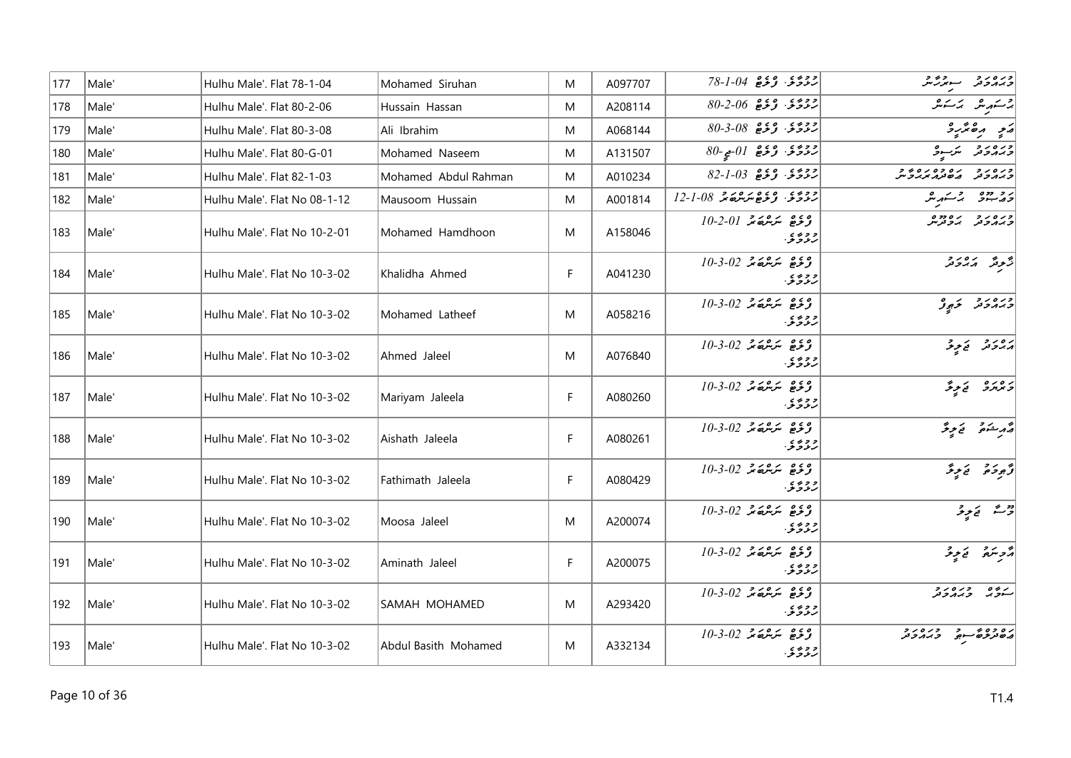| 177 | Male' | Hulhu Male'. Flat 78-1-04 | Mohamed Siruhan | M | A097707 | ހުޅުމާލެ. ފްލެޓް 78-1-04 | މުހައްމަދު ސިރުހާން |
|---|---|---|---|---|---|---|---|
| 178 | Male' | Hulhu Male'. Flat 80-2-06 | Hussain Hassan | M | A208114 | ހުޅުމާލެ. ފްލެޓް 80-2-06 | ހުސައިން ހަސަން |
| 179 | Male' | Hulhu Male'. Flat 80-3-08 | Ali Ibrahim | M | A068144 | ހުޅުމާލެ. ފްލެޓް 80-3-08 | ޢަލީ އިބްރާހީމް |
| 180 | Male' | Hulhu Male'. Flat 80-G-01 | Mohamed Naseem | M | A131507 | ހުޅުމާލެ. ފްލެޓް 80-ޖީ-01 | މުހައްމަދު ނަސީމް |
| 181 | Male' | Hulhu Male'. Flat 82-1-03 | Mohamed Abdul Rahman | M | A010234 | ހުޅުމާލެ. ފްލެޓް 82-1-03 | މުހައްމަދު ޢަބްދުއްރަޙްމާން |
| 182 | Male' | Hulhu Male'. Flat No 08-1-12 | Mausoom Hussain | M | A001814 | ހުޅުމާލެ. ފްލެޓްނަންބަރު 08-1-12 | މައުޞޫމް ހުސައިން |
| 183 | Male' | Hulhu Male'. Flat No 10-2-01 | Mohamed Hamdhoon | M | A158046 | ފްލެޓް ނަންބަރު 10-2-01 ހުޅުމާލެ. | މުހައްމަދު ހަމްދޫން |
| 184 | Male' | Hulhu Male'. Flat No 10-3-02 | Khalidha Ahmed | F | A041230 | ފްލެޓް ނަންބަރު 10-3-02 ހުޅުމާލެ. | ޚާލިދާ އަހްމަދު |
| 185 | Male' | Hulhu Male'. Flat No 10-3-02 | Mohamed Latheef | M | A058216 | ފްލެޓް ނަންބަރު 10-3-02 ހުޅުމާލެ. | މުހައްމަދު ލަޠީފް |
| 186 | Male' | Hulhu Male'. Flat No 10-3-02 | Ahmed Jaleel | M | A076840 | ފްލެޓް ނަންބަރު 10-3-02 ހުޅުމާލެ. | އަހްމަދު ޖަލީލް |
| 187 | Male' | Hulhu Male'. Flat No 10-3-02 | Mariyam Jaleela | F | A080260 | ފްލެޓް ނަންބަރު 10-3-02 ހުޅުމާލެ. | މަރިޔަމް ޖަލީލާ |
| 188 | Male' | Hulhu Male'. Flat No 10-3-02 | Aishath Jaleela | F | A080261 | ފްލެޓް ނަންބަރު 10-3-02 ހުޅުމާލެ. | އައިޝަތު ޖަލީލާ |
| 189 | Male' | Hulhu Male'. Flat No 10-3-02 | Fathimath Jaleela | F | A080429 | ފްލެޓް ނަންބަރު 10-3-02 ހުޅުމާލެ. | ފާތިމަތު ޖަލީލާ |
| 190 | Male' | Hulhu Male'. Flat No 10-3-02 | Moosa Jaleel | M | A200074 | ފްލެޓް ނަންބަރު 10-3-02 ހުޅުމާލެ. | މޫސާ ޖަލީލް |
| 191 | Male' | Hulhu Male'. Flat No 10-3-02 | Aminath Jaleel | F | A200075 | ފްލެޓް ނަންބަރު 10-3-02 ހުޅުމާލެ. | އާމިނަތު ޖަލީލް |
| 192 | Male' | Hulhu Male'. Flat No 10-3-02 | SAMAH MOHAMED | M | A293420 | ފްލެޓް ނަންބަރު 10-3-02 ހުޅުމާލެ. | ސަމާހް މުހައްމަދު |
| 193 | Male' | Hulhu Male'. Flat No 10-3-02 | Abdul Basith Mohamed | M | A332134 | ފްލެޓް ނަންބަރު 10-3-02 ހުޅުމާލެ. | ޢަބްދުލްބާސިތު މުހައްމަދު |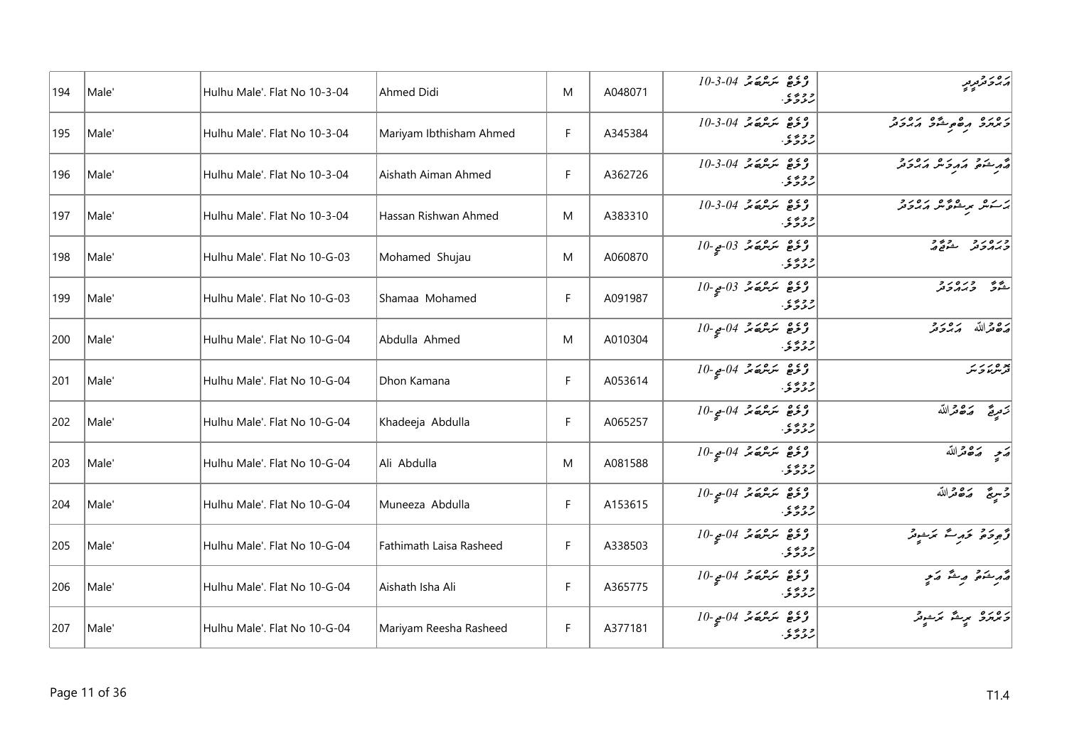| 194 | Male' | Hulhu Male'. Flat No 10-3-04 | Ahmed Didi | M | A048071 | ހުޅުމާލެ. ފްލެޓް ނަންބަރު 04-3-10 | އަޙްމަދުދީދީ |
|---|---|---|---|---|---|---|---|
| 195 | Male' | Hulhu Male'. Flat No 10-3-04 | Mariyam Ibthisham Ahmed | F | A345384 | ހުޅުމާލެ. ފްލެޓް ނަންބަރު 04-3-10 | މަރިޔަމް އިބްތިޝާމް އަޙްމަދު |
| 196 | Male' | Hulhu Male'. Flat No 10-3-04 | Aishath Aiman Ahmed | F | A362726 | ހުޅުމާލެ. ފްލެޓް ނަންބަރު 04-3-10 | އާއިޝަތު އައިމަން އަޙްމަދު |
| 197 | Male' | Hulhu Male'. Flat No 10-3-04 | Hassan Rishwan Ahmed | M | A383310 | ހުޅުމާލެ. ފްލެޓް ނަންބަރު 04-3-10 | ހަސަން ރިޝްވާން އަޙްމަދު |
| 198 | Male' | Hulhu Male'. Flat No 10-G-03 | Mohamed Shujau | M | A060870 | ހުޅުމާލެ. ފްލެޓް ނަންބަރު 03-ޖީ-10 | މުޙައްމަދު ޝުޖާއު |
| 199 | Male' | Hulhu Male'. Flat No 10-G-03 | Shamaa Mohamed | F | A091987 | ހުޅުމާލެ. ފްލެޓް ނަންބަރު 03-ޖީ-10 | ޝަމާ މުޙައްމަދު |
| 200 | Male' | Hulhu Male'. Flat No 10-G-04 | Abdulla Ahmed | M | A010304 | ހުޅުމާލެ. ފްލެޓް ނަންބަރު 04-ޖީ-10 | އަބްދުﷲ އަޙްމަދު |
| 201 | Male' | Hulhu Male'. Flat No 10-G-04 | Dhon Kamana | F | A053614 | ހުޅުމާލެ. ފްލެޓް ނަންބަރު 04-ޖީ-10 | ދޮންކަމަނާ |
| 202 | Male' | Hulhu Male'. Flat No 10-G-04 | Khadeeja Abdulla | F | A065257 | ހުޅުމާލެ. ފްލެޓް ނަންބަރު 04-ޖީ-10 | ޚަދީޖާ އަބްދުﷲ |
| 203 | Male' | Hulhu Male'. Flat No 10-G-04 | Ali Abdulla | M | A081588 | ހުޅުމާލެ. ފްލެޓް ނަންބަރު 04-ޖީ-10 | އަލި އަބްދުﷲ |
| 204 | Male' | Hulhu Male'. Flat No 10-G-04 | Muneeza Abdulla | F | A153615 | ހުޅުމާލެ. ފްލެޓް ނަންބަރު 04-ޖީ-10 | މުނީޒާ އަބްދުﷲ |
| 205 | Male' | Hulhu Male'. Flat No 10-G-04 | Fathimath Laisa Rasheed | F | A338503 | ހުޅުމާލެ. ފްލެޓް ނަންބަރު 04-ޖީ-10 | ފާތިމަތު ލައިސާ ރަޝީދު |
| 206 | Male' | Hulhu Male'. Flat No 10-G-04 | Aishath Isha Ali | F | A365775 | ހުޅުމާލެ. ފްލެޓް ނަންބަރު 04-ޖީ-10 | އާއިޝަތު އިޝާ އަލި |
| 207 | Male' | Hulhu Male'. Flat No 10-G-04 | Mariyam Reesha Rasheed | F | A377181 | ހުޅުމާލެ. ފްލެޓް ނަންބަރު 04-ޖީ-10 | މަރިޔަމް ރީޝާ ރަޝީދު |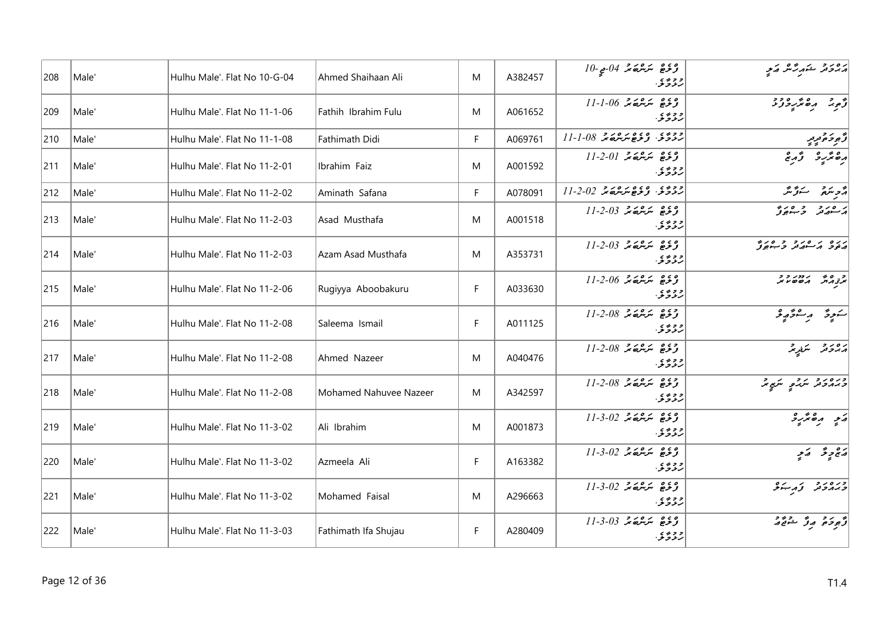| 208 | Male' | Hulhu Male'. Flat No 10-G-04 | Ahmed Shaihaan Ali | M | A382457 | ފްލެޓް ނަންބަރު 04-ޖީ-10 ހުޅުމާލެ. | އަޙްމަދު ޝައިހާން އަލި |
|---|---|---|---|---|---|---|---|
| 209 | Male' | Hulhu Male'. Flat No 11-1-06 | Fathih Ibrahim Fulu | M | A061652 | ފްލެޓް ނަންބަރު 11-1-06 ހުޅުމާލެ. | ފާތިޙް އިބްރާހީމްފުލު |
| 210 | Male' | Hulhu Male'. Flat No 11-1-08 | Fathimath Didi | F | A069761 | ހުޅުމާލެ. ފްލެޓްނަންބަރު 11-1-08 | ފާތިމަތުދީދީ |
| 211 | Male' | Hulhu Male'. Flat No 11-2-01 | Ibrahim Faiz | M | A001592 | ފްލެޓް ނަންބަރު 11-2-01 ހުޅުމާލެ. | އިބްރާހީމް ފާއިޒް |
| 212 | Male' | Hulhu Male'. Flat No 11-2-02 | Aminath Safana | F | A078091 | ހުޅުމާލެ. ފްލެޓްނަންބަރު 11-2-02 | އާމިނަތު ސަފާނާ |
| 213 | Male' | Hulhu Male'. Flat No 11-2-03 | Asad Musthafa | M | A001518 | ފްލެޓް ނަންބަރު 11-2-03 ހުޅުމާލެ. | އަސްޢަދު މުސްތަފާ |
| 214 | Male' | Hulhu Male'. Flat No 11-2-03 | Azam Asad Musthafa | M | A353731 | ފްލެޓް ނަންބަރު 11-2-03 ހުޅުމާލެ. | އަޒަމް އަސްޢަދު މުސްތަފާ |
| 215 | Male' | Hulhu Male'. Flat No 11-2-06 | Rugiyya Aboobakuru | F | A033630 | ފްލެޓް ނަންބަރު 11-2-06 ހުޅުމާލެ. | ރުގިއްޔާ އަބޫބަކުރު |
| 216 | Male' | Hulhu Male'. Flat No 11-2-08 | Saleema Ismail | F | A011125 | ފްލެޓް ނަންބަރު 11-2-08 ހުޅުމާލެ. | ސަލީމާ އިސްމާއިލް |
| 217 | Male' | Hulhu Male'. Flat No 11-2-08 | Ahmed Nazeer | M | A040476 | ފްލެޓް ނަންބަރު 11-2-08 ހުޅުމާލެ. | އަޙްމަދު ނަޒީރު |
| 218 | Male' | Hulhu Male'. Flat No 11-2-08 | Mohamed Nahuvee Nazeer | M | A342597 | ފްލެޓް ނަންބަރު 11-2-08 ހުޅުމާލެ. | މުޙައްމަދު ނަޙުވީ ނަޒީރު |
| 219 | Male' | Hulhu Male'. Flat No 11-3-02 | Ali Ibrahim | M | A001873 | ފްލެޓް ނަންބަރު 11-3-02 ހުޅުމާލެ. | އަލި އިބްރާހީމް |
| 220 | Male' | Hulhu Male'. Flat No 11-3-02 | Azmeela Ali | F | A163382 | ފްލެޓް ނަންބަރު 11-3-02 ހުޅުމާލެ. | އަޒްމީލާ އަލި |
| 221 | Male' | Hulhu Male'. Flat No 11-3-02 | Mohamed Faisal | M | A296663 | ފްލެޓް ނަންބަރު 11-3-02 ހުޅުމާލެ. | މުޙައްމަދު ފައިސަލް |
| 222 | Male' | Hulhu Male'. Flat No 11-3-03 | Fathimath Ifa Shujau | F | A280409 | ފްލެޓް ނަންބަރު 11-3-03 ހުޅުމާލެ. | ފާތިމަތު އިފާ ޝުޖާޢު |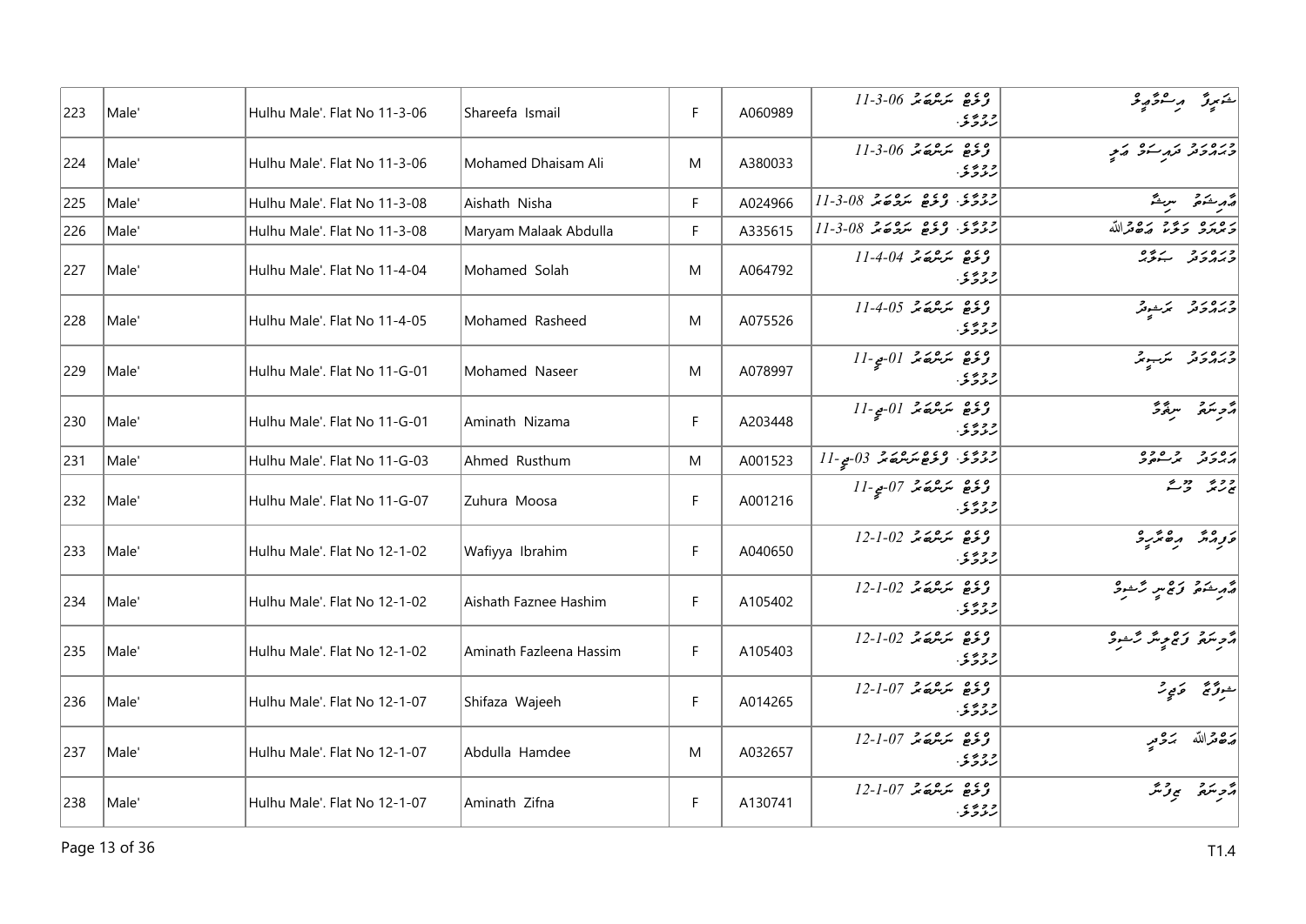| 223 | Male' | Hulhu Male'. Flat No 11-3-06 | Shareefa Ismail | F | A060989 | ވެލާނާ ނަންބަރު 06-3-11 ހުޅުމާލެ. | ޝަރީފާ އިސްމާޢީލް |
|---|---|---|---|---|---|---|---|
| 224 | Male' | Hulhu Male'. Flat No 11-3-06 | Mohamed Dhaisam Ali | M | A380033 | ވެލާނާ ނަންބަރު 06-3-11 ހުޅުމާލެ. | މުޙައްމަދު ދައިސަމް ޢަލީ |
| 225 | Male' | Hulhu Male'. Flat No 11-3-08 | Aishath Nisha | F | A024966 | ހުޅުމާލެ. ފްލެޓް ނަމްބަރު 08-3-11 | އާއިޝަތު ނިޝާ |
| 226 | Male' | Hulhu Male'. Flat No 11-3-08 | Maryam Malaak Abdulla | F | A335615 | ހުޅުމާލެ. ފްލެޓް ނަމްބަރު 08-3-11 | މަރްޔަމް މަލާކު ޢަބްދުﷲ |
| 227 | Male' | Hulhu Male'. Flat No 11-4-04 | Mohamed Solah | M | A064792 | ވެލާނާ ނަންބަރު 04-4-11 ހުޅުމާލެ. | މުޙައްމަދު ޞަލާޙް |
| 228 | Male' | Hulhu Male'. Flat No 11-4-05 | Mohamed Rasheed | M | A075526 | ވެލާނާ ނަންބަރު 05-4-11 ހުޅުމާލެ. | މުޙައްމަދު ރަޝީދު |
| 229 | Male' | Hulhu Male'. Flat No 11-G-01 | Mohamed Naseer | M | A078997 | ވެލާނާ ނަންބަރު 01-ޖީ-11 ހުޅުމާލެ. | މުޙައްމަދު ނަޞީރު |
| 230 | Male' | Hulhu Male'. Flat No 11-G-01 | Aminath Nizama | F | A203448 | ވެލާނާ ނަންބަރު 01-ޖީ-11 ހުޅުމާލެ. | އާމިނަތު ނިޒާމާ |
| 231 | Male' | Hulhu Male'. Flat No 11-G-03 | Ahmed Rusthum | M | A001523 | ހުޅުމާލެ. ފްލެޓްނަންބަރު 03-ޖީ-11 | އަޙްމަދު ރުސްތުމް |
| 232 | Male' | Hulhu Male'. Flat No 11-G-07 | Zuhura Moosa | F | A001216 | ވެލާނާ ނަންބަރު 07-ޖީ-11 ހުޅުމާލެ. | ޒުހުރާ މޫސާ |
| 233 | Male' | Hulhu Male'. Flat No 12-1-02 | Wafiyya Ibrahim | F | A040650 | ވެލާނާ ނަންބަރު 02-1-12 ހުޅުމާލެ. | ވަފިއްޔާ އިބްރާހީމް |
| 234 | Male' | Hulhu Male'. Flat No 12-1-02 | Aishath Faznee Hashim | F | A105402 | ވެލާނާ ނަންބަރު 02-1-12 ހުޅުމާލެ. | އާއިޝަތު ފަޒްނީ ހާޝިމް |
| 235 | Male' | Hulhu Male'. Flat No 12-1-02 | Aminath Fazleena Hassim | F | A105403 | ވެލާނާ ނަންބަރު 02-1-12 ހުޅުމާލެ. | އާމިނަތު ފަޒްލީނާ ހާޝިމް |
| 236 | Male' | Hulhu Male'. Flat No 12-1-07 | Shifaza Wajeeh | F | A014265 | ވެލާނާ ނަންބަރު 07-1-12 ހުޅުމާލެ. | ޝިފާޒާ ވަޖީހު |
| 237 | Male' | Hulhu Male'. Flat No 12-1-07 | Abdulla Hamdee | M | A032657 | ވެލާނާ ނަންބަރު 07-1-12 ހުޅުމާލެ. | ޢަބްދުﷲ ހަމްދީ |
| 238 | Male' | Hulhu Male'. Flat No 12-1-07 | Aminath Zifna | F | A130741 | ވެލާނާ ނަންބަރު 07-1-12 ހުޅުމާލެ. | އާމިނަތު ޒިފްނާ |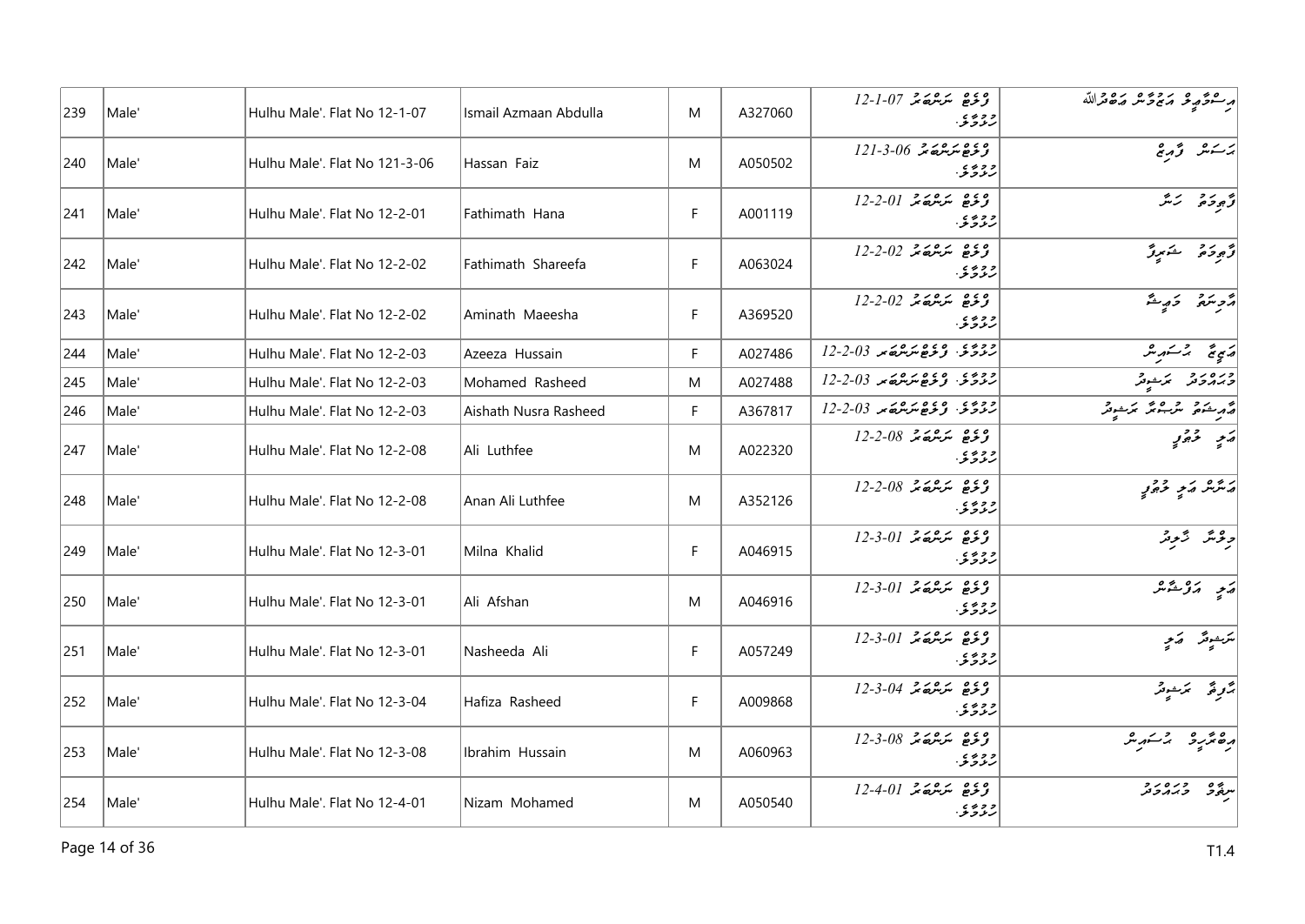| 239 | Male' | Hulhu Male'. Flat No 12-1-07 | Ismail Azmaan Abdulla | M | A327060 | ވެލާ ނަންބަރު 12-1-07 ހުޅުމާލެ. | އިސްމާޢީލް އަޒްމާން އަބްދުﷲ |
|---|---|---|---|---|---|---|---|
| 240 | Male' | Hulhu Male'. Flat No 121-3-06 | Hassan Faiz | M | A050502 | ފްލެޓްނަންބަރު 121-3-06 ހުޅުމާލެ. | ހަސަން ފާއިޒް |
| 241 | Male' | Hulhu Male'. Flat No 12-2-01 | Fathimath Hana | F | A001119 | ފްލެޓް ނަންބަރު 12-2-01 ހުޅުމާލެ. | ފާތިމަތު ހަނާ |
| 242 | Male' | Hulhu Male'. Flat No 12-2-02 | Fathimath Shareefa | F | A063024 | ފްލެޓް ނަންބަރު 12-2-02 ހުޅުމާލެ. | ފާތިމަތު ޝަރީފާ |
| 243 | Male' | Hulhu Male'. Flat No 12-2-02 | Aminath Maeesha | F | A369520 | ފްލެޓް ނަންބަރު 12-2-02 ހުޅުމާލެ. | އާމިނަތު މައީޝާ |
| 244 | Male' | Hulhu Male'. Flat No 12-2-03 | Azeeza Hussain | F | A027486 | ހުޅުމާލެ. ފްލެޓްނަންބަރ 12-2-03 | އަޒީޒާ ހުސައިން |
| 245 | Male' | Hulhu Male'. Flat No 12-2-03 | Mohamed Rasheed | M | A027488 | ހުޅުމާލެ. ފްލެޓްނަންބަރ 12-2-03 | މުހައްމަދު ރަޝީދު |
| 246 | Male' | Hulhu Male'. Flat No 12-2-03 | Aishath Nusra Rasheed | F | A367817 | ހުޅުމާލެ. ފްލެޓްނަންބަރ 12-2-03 | އާއިޝަތު ނުސްރާ ރަޝީދު |
| 247 | Male' | Hulhu Male'. Flat No 12-2-08 | Ali Luthfee | M | A022320 | ފްލެޓް ނަންބަރު 12-2-08 ހުޅުމާލެ. | އަލީ ލުތުފީ |
| 248 | Male' | Hulhu Male'. Flat No 12-2-08 | Anan Ali Luthfee | M | A352126 | ފްލެޓް ނަންބަރު 12-2-08 ހުޅުމާލެ. | އަނާން އަލީ ލުތުފީ |
| 249 | Male' | Hulhu Male'. Flat No 12-3-01 | Milna Khalid | F | A046915 | ފްލެޓް ނަންބަރު 12-3-01 ހުޅުމާލެ. | މިލްނާ ޚާލިދު |
| 250 | Male' | Hulhu Male'. Flat No 12-3-01 | Ali Afshan | M | A046916 | ފްލެޓް ނަންބަރު 12-3-01 ހުޅުމާލެ. | އަލީ އަފްޝާން |
| 251 | Male' | Hulhu Male'. Flat No 12-3-01 | Nasheeda Ali | F | A057249 | ފްލެޓް ނަންބަރު 12-3-01 ހުޅުމާލެ. | ނަޝީދާ އަލީ |
| 252 | Male' | Hulhu Male'. Flat No 12-3-04 | Hafiza Rasheed | F | A009868 | ފްލެޓް ނަންބަރު 12-3-04 ހުޅުމާލެ. | ހާފިޒާ ރަޝީދު |
| 253 | Male' | Hulhu Male'. Flat No 12-3-08 | Ibrahim Hussain | M | A060963 | ފްލެޓް ނަންބަރު 12-3-08 ހުޅުމާލެ. | އިބްރާހީމް ހުސައިން |
| 254 | Male' | Hulhu Male'. Flat No 12-4-01 | Nizam Mohamed | M | A050540 | ފްލެޓް ނަންބަރު 12-4-01 ހުޅުމާލެ. | ނިޒާމް މުހައްމަދު |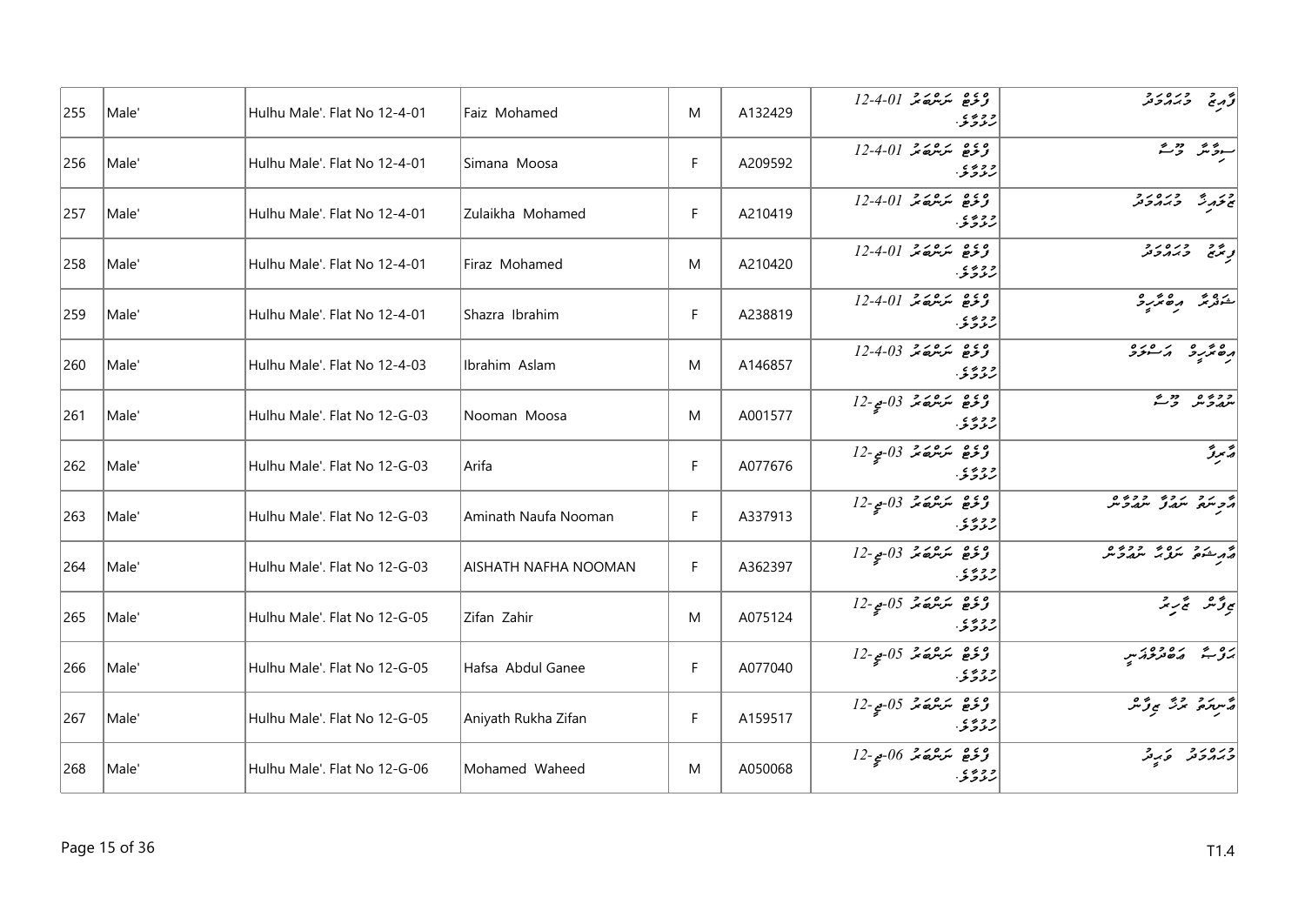| 255 | Male' | Hulhu Male'. Flat No 12-4-01 | Faiz Mohamed | M | A132429 | ވުލުޖެ ނަންބަރު 12-4-01 ހުޅުމާލެ. | ފާއިޒު މުހައްމަދު |
|---|---|---|---|---|---|---|---|
| 256 | Male' | Hulhu Male'. Flat No 12-4-01 | Simana Moosa | F | A209592 | ވުލުޖެ ނަންބަރު 12-4-01 ހުޅުމާލެ. | ސިމާނާ މޫސާ |
| 257 | Male' | Hulhu Male'. Flat No 12-4-01 | Zulaikha Mohamed | F | A210419 | ވުލުޖެ ނަންބަރު 12-4-01 ހުޅުމާލެ. | ޒުލައިޚާ މުހައްމަދު |
| 258 | Male' | Hulhu Male'. Flat No 12-4-01 | Firaz Mohamed | M | A210420 | ވުލުޖެ ނަންބަރު 12-4-01 ހުޅުމާލެ. | ފިރާޒު މުހައްމަދު |
| 259 | Male' | Hulhu Male'. Flat No 12-4-01 | Shazra Ibrahim | F | A238819 | ވުލުޖެ ނަންބަރު 12-4-01 ހުޅުމާލެ. | ޝަޒްރާ އިބްރާހީމް |
| 260 | Male' | Hulhu Male'. Flat No 12-4-03 | Ibrahim Aslam | M | A146857 | ވުލުޖެ ނަންބަރު 12-4-03 ހުޅުމާލެ. | އިބްރާހީމް އަސްލަމް |
| 261 | Male' | Hulhu Male'. Flat No 12-G-03 | Nooman Moosa | M | A001577 | ވުލުޖެ ނަންބަރު 12-ޖީ-03 ހުޅުމާލެ. | ނުއުމާން މޫސާ |
| 262 | Male' | Hulhu Male'. Flat No 12-G-03 | Arifa | F | A077676 | ވުލުޖެ ނަންބަރު 12-ޖީ-03 ހުޅުމާލެ. | އާރިފާ |
| 263 | Male' | Hulhu Male'. Flat No 12-G-03 | Aminath Naufa Nooman | F | A337913 | ވުލުޖެ ނަންބަރު 12-ޖީ-03 ހުޅުމާލެ. | އާމިނަތު ނައުފާ ނުއުމާން |
| 264 | Male' | Hulhu Male'. Flat No 12-G-03 | AISHATH NAFHA NOOMAN | F | A362397 | ވުލުޖެ ނަންބަރު 12-ޖީ-03 ހުޅުމާލެ. | އައިޝަތު ނަފްހާ ނުއުމާން |
| 265 | Male' | Hulhu Male'. Flat No 12-G-05 | Zifan Zahir | M | A075124 | ވުލުޖެ ނަންބަރު 12-ޖީ-05 ހުޅުމާލެ. | ޒިފާން ޒާހިރު |
| 266 | Male' | Hulhu Male'. Flat No 12-G-05 | Hafsa Abdul Ganee | F | A077040 | ވުލުޖެ ނަންބަރު 12-ޖީ-05 ހުޅުމާލެ. | ހަފްސާ އަބްދުލްޣަނީ |
| 267 | Male' | Hulhu Male'. Flat No 12-G-05 | Aniyath Rukha Zifan | F | A159517 | ވުލުޖެ ނަންބަރު 12-ޖީ-05 ހުޅުމާލެ. | އާނިޔަތު ރުހާ ޒިފާން |
| 268 | Male' | Hulhu Male'. Flat No 12-G-06 | Mohamed Waheed | M | A050068 | ވުލުޖެ ނަންބަރު 12-ޖީ-06 ހުޅުމާލެ. | މުހައްމަދު ވަހީދު |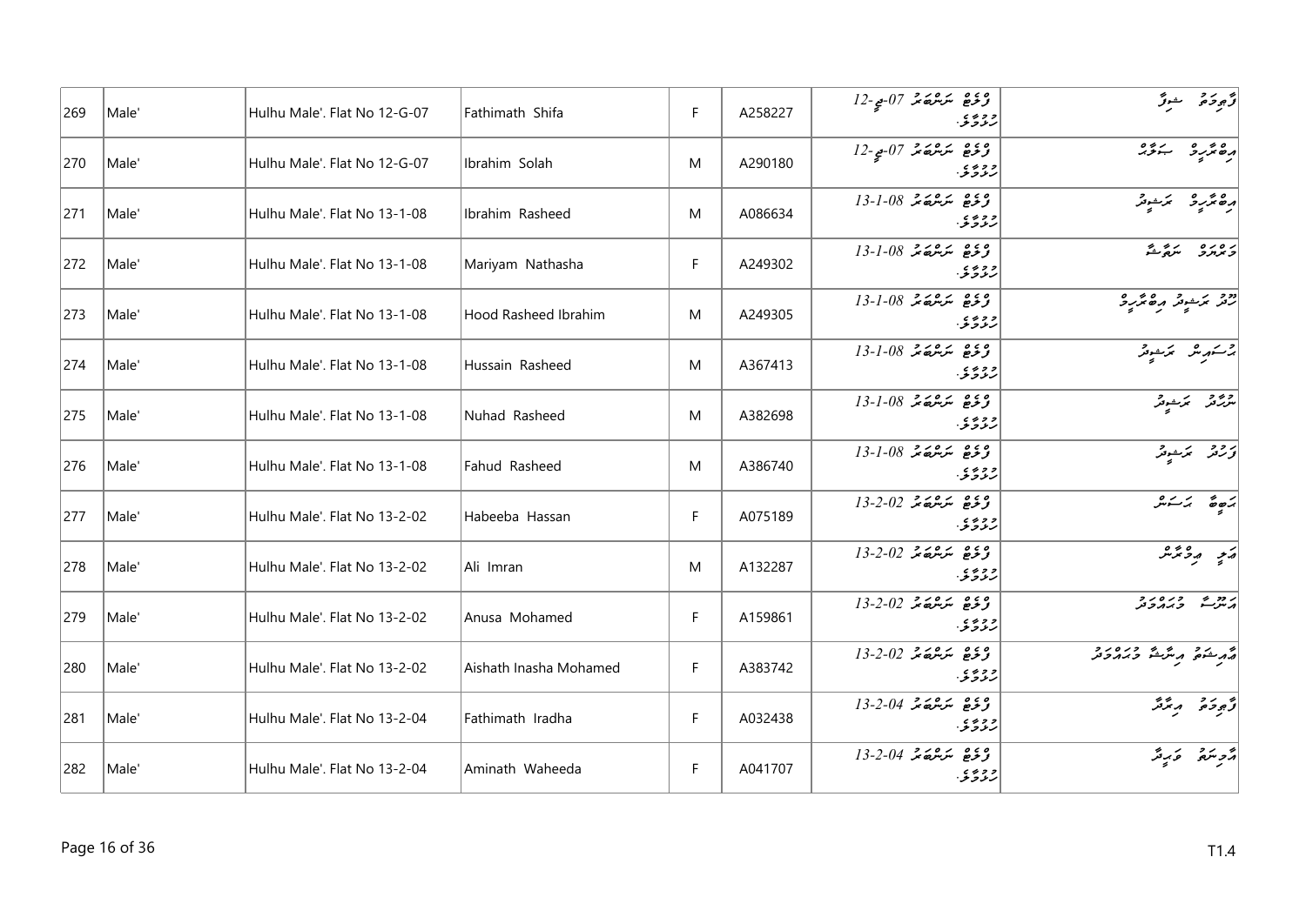| 269 | Male' | Hulhu Male'. Flat No 12-G-07 | Fathimath Shifa | F | A258227 | ވެލާނާ ނަންބަރު 07-ޖީ-12 ހުޅުމާލެ. | ފާތިމަތު ޝިފާ |
|---|---|---|---|---|---|---|---|
| 270 | Male' | Hulhu Male'. Flat No 12-G-07 | Ibrahim Solah | M | A290180 | ވެލާނާ ނަންބަރު 07-ޖީ-12 ހުޅުމާލެ. | އިބްރާހީމް ސަލާހް |
| 271 | Male' | Hulhu Male'. Flat No 13-1-08 | Ibrahim Rasheed | M | A086634 | ވެލާނާ ނަންބަރު 13-1-08 ހުޅުމާލެ. | އިބްރާހީމް ރަޝީދު |
| 272 | Male' | Hulhu Male'. Flat No 13-1-08 | Mariyam Nathasha | F | A249302 | ވެލާނާ ނަންބަރު 13-1-08 ހުޅުމާލެ. | މަރިޔަމް ނަތާޝާ |
| 273 | Male' | Hulhu Male'. Flat No 13-1-08 | Hood Rasheed Ibrahim | M | A249305 | ވެލާނާ ނަންބަރު 13-1-08 ހުޅުމާލެ. | ހޫދު ރަޝީދު އިބްރާހީމް |
| 274 | Male' | Hulhu Male'. Flat No 13-1-08 | Hussain Rasheed | M | A367413 | ވެލާނާ ނަންބަރު 13-1-08 ހުޅުމާލެ. | ހުސައިން ރަޝީދު |
| 275 | Male' | Hulhu Male'. Flat No 13-1-08 | Nuhad Rasheed | M | A382698 | ވެލާނާ ނަންބަރު 13-1-08 ހުޅުމާލެ. | ނުހާދު ރަޝީދު |
| 276 | Male' | Hulhu Male'. Flat No 13-1-08 | Fahud Rasheed | M | A386740 | ވެލާނާ ނަންބަރު 13-1-08 ހުޅުމާލެ. | ފަހުދު ރަޝީދު |
| 277 | Male' | Hulhu Male'. Flat No 13-2-02 | Habeeba Hassan | F | A075189 | ވެލާނާ ނަންބަރު 13-2-02 ހުޅުމާލެ. | ހަބީބާ ހަސަން |
| 278 | Male' | Hulhu Male'. Flat No 13-2-02 | Ali Imran | M | A132287 | ވެލާނާ ނަންބަރު 13-2-02 ހުޅުމާލެ. | އަލި އިމްރާން |
| 279 | Male' | Hulhu Male'. Flat No 13-2-02 | Anusa Mohamed | F | A159861 | ވެލާނާ ނަންބަރު 13-2-02 ހުޅުމާލެ. | އަނޫސާ މުޙައްމަދު |
| 280 | Male' | Hulhu Male'. Flat No 13-2-02 | Aishath Inasha Mohamed | F | A383742 | ވެލާނާ ނަންބަރު 13-2-02 ހުޅުމާލެ. | ޢާއިޝަތު އިނާޝާ މުޙައްމަދު |
| 281 | Male' | Hulhu Male'. Flat No 13-2-04 | Fathimath Iradha | F | A032438 | ވެލާނާ ނަންބަރު 13-2-04 ހުޅުމާލެ. | ފާތިމަތު އިރާދާ |
| 282 | Male' | Hulhu Male'. Flat No 13-2-04 | Aminath Waheeda | F | A041707 | ވެލާނާ ނަންބަރު 13-2-04 ހުޅުމާލެ. | އާމިނަތު ވަހީދާ |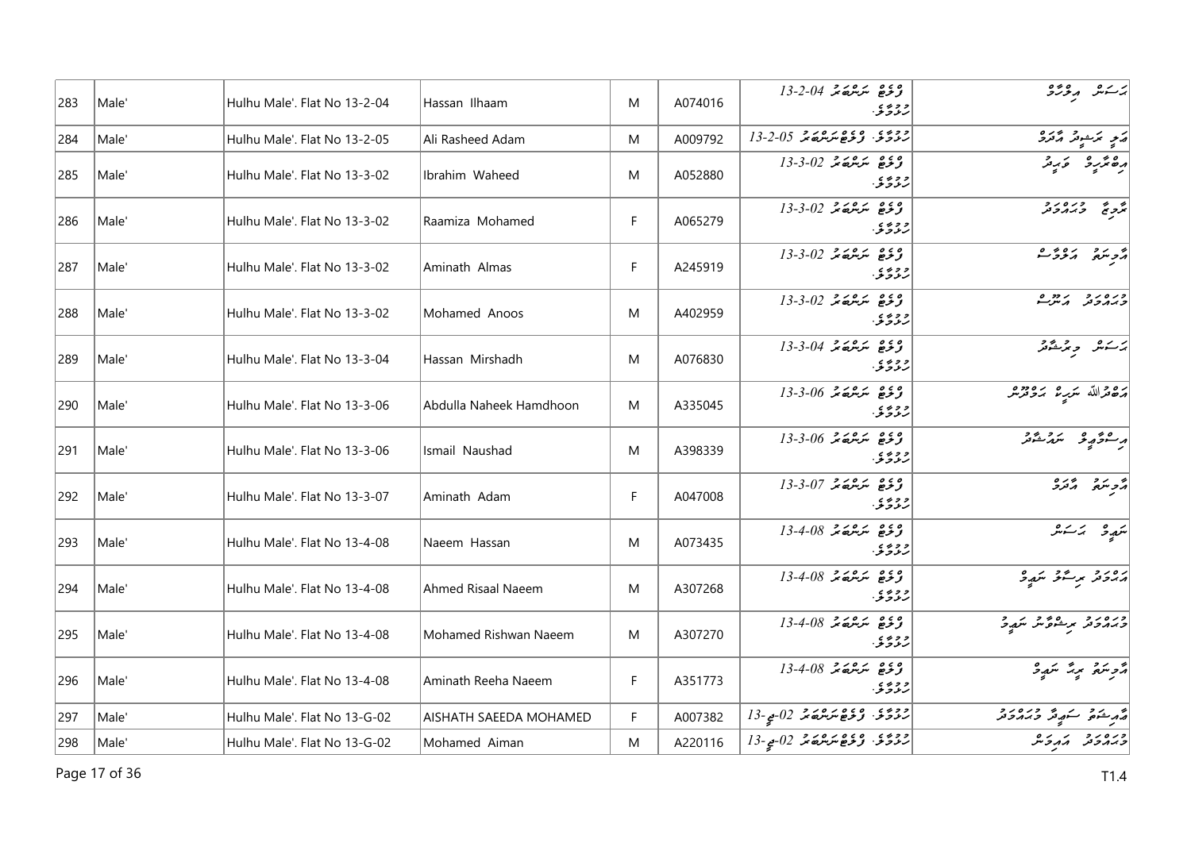| 283 | Male' | Hulhu Male'. Flat No 13-2-04 | Hassan Ilhaam | M | A074016 | ފްލެޓް ނަންބަރު 13-2-04 ހުޅުމާލެ. | ހަސަން އިލްހާމް |
|---|---|---|---|---|---|---|---|
| 284 | Male' | Hulhu Male'. Flat No 13-2-05 | Ali Rasheed Adam | M | A009792 | ހުޅުމާލެ. ފްލެޓްނަންބަރު 13-2-05 | ޢަލި ރަޝީދު އާދަމް |
| 285 | Male' | Hulhu Male'. Flat No 13-3-02 | Ibrahim Waheed | M | A052880 | ފްލެޓް ނަންބަރު 13-3-02 ހުޅުމާލެ. | އިބްރާހީމް ވަޙީދު |
| 286 | Male' | Hulhu Male'. Flat No 13-3-02 | Raamiza Mohamed | F | A065279 | ފްލެޓް ނަންބަރު 13-3-02 ހުޅުމާލެ. | ރާމިޒާ މުޙައްމަދު |
| 287 | Male' | Hulhu Male'. Flat No 13-3-02 | Aminath Almas | F | A245919 | ފްލެޓް ނަންބަރު 13-3-02 ހުޅުމާލެ. | އާމިނަތު އަލްމާސް |
| 288 | Male' | Hulhu Male'. Flat No 13-3-02 | Mohamed Anoos | M | A402959 | ފްލެޓް ނަންބަރު 13-3-02 ހުޅުމާލެ. | މުޙައްމަދު އަނޫސް |
| 289 | Male' | Hulhu Male'. Flat No 13-3-04 | Hassan Mirshadh | M | A076830 | ފްލެޓް ނަންބަރު 13-3-04 ހުޅުމާލެ. | ހަސަން މިރްޝާދު |
| 290 | Male' | Hulhu Male'. Flat No 13-3-06 | Abdulla Naheek Hamdhoon | M | A335045 | ފްލެޓް ނަންބަރު 13-3-06 ހުޅުމާލެ. | އަބްދުﷲ ނަހީކް ހަމްދޫން |
| 291 | Male' | Hulhu Male'. Flat No 13-3-06 | Ismail Naushad | M | A398339 | ފްލެޓް ނަންބަރު 13-3-06 ހުޅުމާލެ. | އިސްމާޢީލް ނައުޝާދު |
| 292 | Male' | Hulhu Male'. Flat No 13-3-07 | Aminath Adam | F | A047008 | ފްލެޓް ނަންބަރު 13-3-07 ހުޅުމާލެ. | އާމިނަތު އާދަމް |
| 293 | Male' | Hulhu Male'. Flat No 13-4-08 | Naeem Hassan | M | A073435 | ފްލެޓް ނަންބަރު 13-4-08 ހުޅުމާލެ. | ނަޢީމް ހަސަން |
| 294 | Male' | Hulhu Male'. Flat No 13-4-08 | Ahmed Risaal Naeem | M | A307268 | ފްލެޓް ނަންބަރު 13-4-08 ހުޅުމާލެ. | އަޙްމަދު ރިސާލް ނަޢީމް |
| 295 | Male' | Hulhu Male'. Flat No 13-4-08 | Mohamed Rishwan Naeem | M | A307270 | ފްލެޓް ނަންބަރު 13-4-08 ހުޅުމާލެ. | މުޙައްމަދު ރިޝްވާން ނަޢީމް |
| 296 | Male' | Hulhu Male'. Flat No 13-4-08 | Aminath Reeha Naeem | F | A351773 | ފްލެޓް ނަންބަރު 13-4-08 ހުޅުމާލެ. | އާމިނަތު ރީހާ ނަޢީމް |
| 297 | Male' | Hulhu Male'. Flat No 13-G-02 | AISHATH SAEEDA MOHAMED | F | A007382 | ހުޅުމާލެ. ފްލެޓްނަންބަރު 13-ޖީ-02 | ޢައިޝަތު ސަޢީދާ މުޙައްމަދު |
| 298 | Male' | Hulhu Male'. Flat No 13-G-02 | Mohamed Aiman | M | A220116 | ހުޅުމާލެ. ފްލެޓްނަންބަރު 13-ޖީ-02 | މުޙައްމަދު އައިމަން |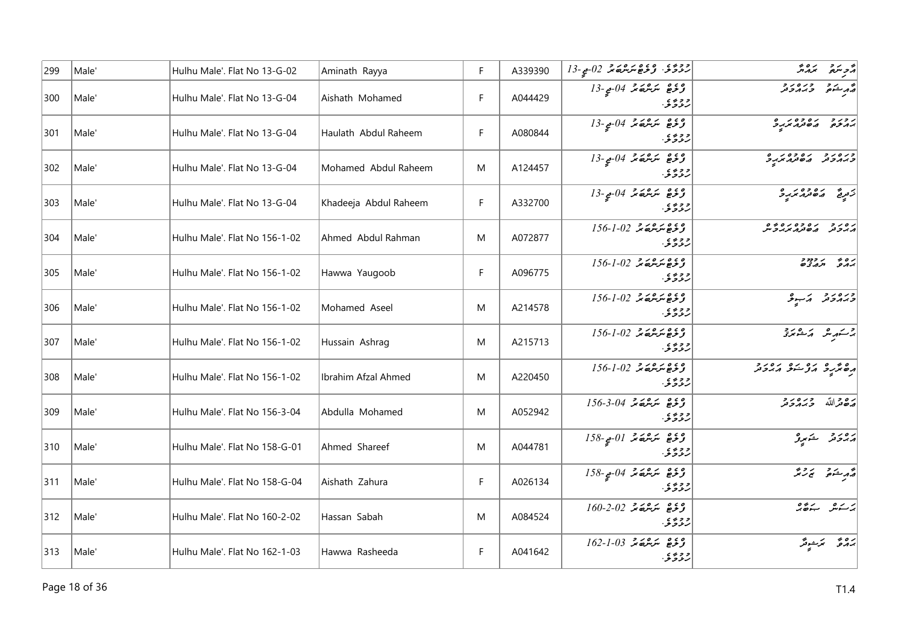| 299 | Male' | Hulhu Male'. Flat No 13-G-02 | Aminath Rayya | F | A339390 | ހުޅުމާލެ. ފްލެޓްނަންބަރު 02-ޖީ-13 | އާމިނަތު ރައްޔާ |
|---|---|---|---|---|---|---|---|
| 300 | Male' | Hulhu Male'. Flat No 13-G-04 | Aishath Mohamed | F | A044429 | ފްލެޓް ނަންބަރު 04-ޖީ-13 ހުޅުމާލެ. | އައިޝަތު މުހައްމަދު |
| 301 | Male' | Hulhu Male'. Flat No 13-G-04 | Haulath Abdul Raheem | F | A080844 | ފްލެޓް ނަންބަރު 04-ޖީ-13 ހުޅުމާލެ. | ހައުލަތު އަބްދުއްރަޙީމް |
| 302 | Male' | Hulhu Male'. Flat No 13-G-04 | Mohamed Abdul Raheem | M | A124457 | ފްލެޓް ނަންބަރު 04-ޖީ-13 ހުޅުމާލެ. | މުހައްމަދު އަބްދުއްރަޙީމް |
| 303 | Male' | Hulhu Male'. Flat No 13-G-04 | Khadeeja Abdul Raheem | F | A332700 | ފްލެޓް ނަންބަރު 04-ޖީ-13 ހުޅުމާލެ. | ޚަދީޖާ އަބްދުއްރަޙީމް |
| 304 | Male' | Hulhu Male'. Flat No 156-1-02 | Ahmed Abdul Rahman | M | A072877 | ފްލެޓްނަންބަރު 156-1-02 ހުޅުމާލެ. | އަޙްމަދު އަބްދުއްރަޙްމާން |
| 305 | Male' | Hulhu Male'. Flat No 156-1-02 | Hawwa Yaugoob | F | A096775 | ފްލެޓްނަންބަރު 156-1-02 ހުޅުމާލެ. | ހައްވާ ޔައުޤޫބު |
| 306 | Male' | Hulhu Male'. Flat No 156-1-02 | Mohamed Aseel | M | A214578 | ފްލެޓްނަންބަރު 156-1-02 ހުޅުމާލެ. | މުހައްމަދު އަސީލް |
| 307 | Male' | Hulhu Male'. Flat No 156-1-02 | Hussain Ashrag | M | A215713 | ފްލެޓްނަންބަރު 156-1-02 ހުޅުމާލެ. | ހުސައިން އަޝްރަގް |
| 308 | Male' | Hulhu Male'. Flat No 156-1-02 | Ibrahim Afzal Ahmed | M | A220450 | ފްލެޓްނަންބަރު 156-1-02 ހުޅުމާލެ. | އިބްރާހީމް އަފްޒަލް އަޙްމަދު |
| 309 | Male' | Hulhu Male'. Flat No 156-3-04 | Abdulla Mohamed | M | A052942 | ފްލެޓް ނަންބަރު 156-3-04 ހުޅުމާލެ. | އަބްދުﷲ މުހައްމަދު |
| 310 | Male' | Hulhu Male'. Flat No 158-G-01 | Ahmed Shareef | M | A044781 | ފްލެޓް ނަންބަރު 01-ޖީ-158 ހުޅުމާލެ. | އަޙްމަދު ޝަރީފް |
| 311 | Male' | Hulhu Male'. Flat No 158-G-04 | Aishath Zahura | F | A026134 | ފްލެޓް ނަންބަރު 04-ޖީ-158 ހުޅުމާލެ. | އައިޝަތު ޒަހުރާ |
| 312 | Male' | Hulhu Male'. Flat No 160-2-02 | Hassan Sabah | M | A084524 | ފްލެޓް ނަންބަރު 160-2-02 ހުޅުމާލެ. | ހަސަން ސަބާޙް |
| 313 | Male' | Hulhu Male'. Flat No 162-1-03 | Hawwa Rasheeda | F | A041642 | ފްލެޓް ނަންބަރު 162-1-03 ހުޅުމާލެ. | ހައްވާ ރަޝީދާ |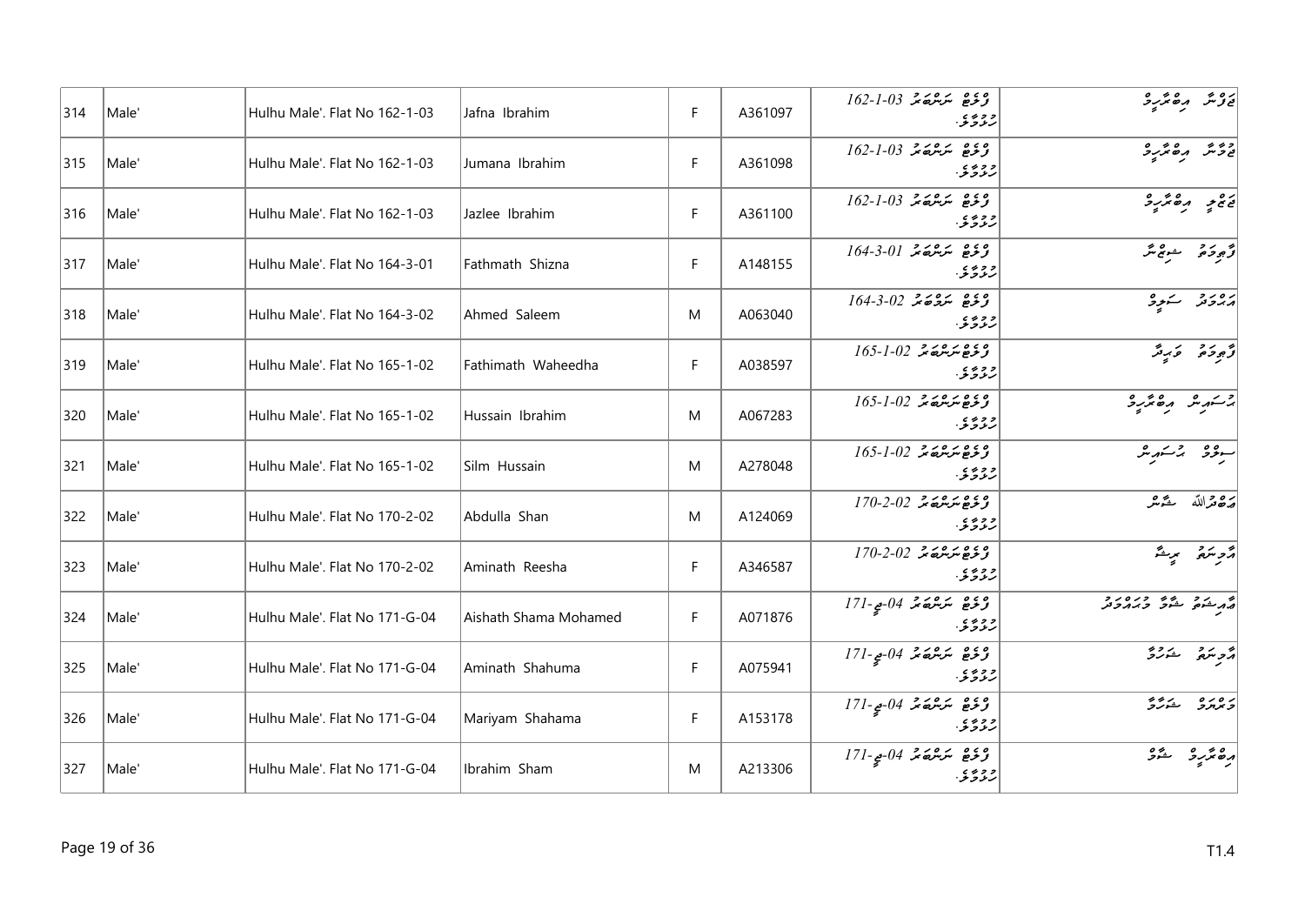| 314 | Male' | Hulhu Male'. Flat No 162-1-03 | Jafna Ibrahim | F | A361097 | ވޮޓީ ނަންބަރު 162-1-03 ހުޅުމާލެ. | ޖަފްނާ އިބްރާހިމް |
|---|---|---|---|---|---|---|---|
| 315 | Male' | Hulhu Male'. Flat No 162-1-03 | Jumana Ibrahim | F | A361098 | ވޮޓީ ނަންބަރު 162-1-03 ހުޅުމާލެ. | ޖުމާނާ އިބްރާހިމް |
| 316 | Male' | Hulhu Male'. Flat No 162-1-03 | Jazlee Ibrahim | F | A361100 | ވޮޓީ ނަންބަރު 162-1-03 ހުޅުމާލެ. | ޖަޒްލީ އިބްރާހިމް |
| 317 | Male' | Hulhu Male'. Flat No 164-3-01 | Fathmath Shizna | F | A148155 | ވޮޓީ ނަންބަރު 164-3-01 ހުޅުމާލެ. | ފާތިމަތު ޝިޒްނާ |
| 318 | Male' | Hulhu Male'. Flat No 164-3-02 | Ahmed Saleem | M | A063040 | ވޮޓީ ނަންބަރު 164-3-02 ހުޅުމާލެ. | އަޙްމަދު ސަލީމް |
| 319 | Male' | Hulhu Male'. Flat No 165-1-02 | Fathimath Waheedha | F | A038597 | ވޮޓީ ނަންބަރު 165-1-02 ހުޅުމާލެ. | ފާތިމަތު ވަހީދާ |
| 320 | Male' | Hulhu Male'. Flat No 165-1-02 | Hussain Ibrahim | M | A067283 | ވޮޓީ ނަންބަރު 165-1-02 ހުޅުމާލެ. | ޙުސައިން އިބްރާހިމް |
| 321 | Male' | Hulhu Male'. Flat No 165-1-02 | Silm Hussain | M | A278048 | ވޮޓީ ނަންބަރު 165-1-02 ހުޅުމާލެ. | ސިލްމް ޙުސައިން |
| 322 | Male' | Hulhu Male'. Flat No 170-2-02 | Abdulla Shan | M | A124069 | ވޮޓީ ނަންބަރު 170-2-02 ހުޅުމާލެ. | އަބްދުﷲ ޝާން |
| 323 | Male' | Hulhu Male'. Flat No 170-2-02 | Aminath Reesha | F | A346587 | ވޮޓީ ނަންބަރު 170-2-02 ހުޅުމާލެ. | އާމިނަތު ރީޝާ |
| 324 | Male' | Hulhu Male'. Flat No 171-G-04 | Aishath Shama Mohamed | F | A071876 | ވޮޓީ ނަންބަރު 171-ޖީ-04 ހުޅުމާލެ. | އާއިޝަތު ޝާމާ މުޙައްމަދު |
| 325 | Male' | Hulhu Male'. Flat No 171-G-04 | Aminath Shahuma | F | A075941 | ވޮޓީ ނަންބަރު 171-ޖީ-04 ހުޅުމާލެ. | އާމިނަތު ޝަހުމާ |
| 326 | Male' | Hulhu Male'. Flat No 171-G-04 | Mariyam Shahama | F | A153178 | ވޮޓީ ނަންބަރު 171-ޖީ-04 ހުޅުމާލެ. | މަރިޔަމް ޝަހާމާ |
| 327 | Male' | Hulhu Male'. Flat No 171-G-04 | Ibrahim Sham | M | A213306 | ވޮޓީ ނަންބަރު 171-ޖީ-04 ހުޅުމާލެ. | އިބްރާހިމް ޝާމް |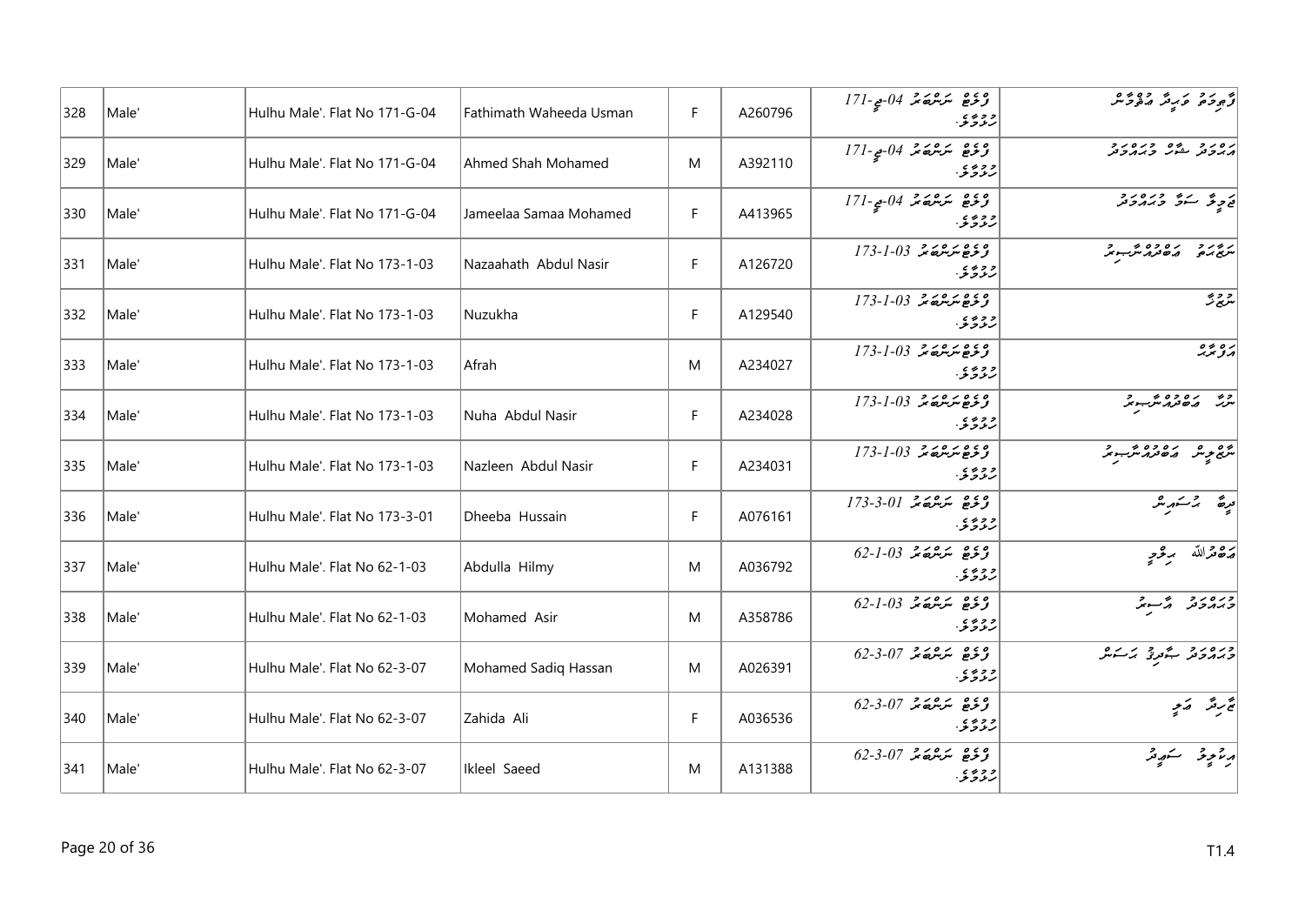| 328 | Male' | Hulhu Male'. Flat No 171-G-04 | Fathimath Waheeda Usman | F | A260796 | ވެލާނާ ފްލެޓް 171-ޖީ-04 ހުޅުމާލެ. | ފާތިމަތު ވަހީދާ އުސްމާން |
|---|---|---|---|---|---|---|---|
| 329 | Male' | Hulhu Male'. Flat No 171-G-04 | Ahmed Shah Mohamed | M | A392110 | ވެލާނާ ފްލެޓް 171-ޖީ-04 ހުޅުމާލެ. | އަހުމަދު ޝާހް މުހައްމަދު |
| 330 | Male' | Hulhu Male'. Flat No 171-G-04 | Jameelaa Samaa Mohamed | F | A413965 | ވެލާނާ ފްލެޓް 171-ޖީ-04 ހުޅުމާލެ. | ޖަމީލާ ސަމާ މުހައްމަދު |
| 331 | Male' | Hulhu Male'. Flat No 173-1-03 | Nazaahath Abdul Nasir | F | A126720 | ވެލާނާ ފްލެޓް 173-1-03 ހުޅުމާލެ. | ނަޒާހަތު އަބްދުލްނާސިރު |
| 332 | Male' | Hulhu Male'. Flat No 173-1-03 | Nuzukha | F | A129540 | ވެލާނާ ފްލެޓް 173-1-03 ހުޅުމާލެ. | ނުޒުހާ |
| 333 | Male' | Hulhu Male'. Flat No 173-1-03 | Afrah | M | A234027 | ވެލާނާ ފްލެޓް 173-1-03 ހުޅުމާލެ. | އަފްރާހް |
| 334 | Male' | Hulhu Male'. Flat No 173-1-03 | Nuha Abdul Nasir | F | A234028 | ވެލާނާ ފްލެޓް 173-1-03 ހުޅުމާލެ. | ނުހާ އަބްދުލްނާސިރު |
| 335 | Male' | Hulhu Male'. Flat No 173-1-03 | Nazleen Abdul Nasir | F | A234031 | ވެލާނާ ފްލެޓް 173-1-03 ހުޅުމާލެ. | ނާޒްލީން އަބްދުލްނާސިރު |
| 336 | Male' | Hulhu Male'. Flat No 173-3-01 | Dheeba Hussain | F | A076161 | ވެލާނާ ފްލެޓް 173-3-01 ހުޅުމާލެ. | ދީބާ ހުސައިން |
| 337 | Male' | Hulhu Male'. Flat No 62-1-03 | Abdulla Hilmy | M | A036792 | ވެލާނާ ފްލެޓް 62-1-03 ހުޅުމާލެ. | އަބްދުﷲ ހިލްމީ |
| 338 | Male' | Hulhu Male'. Flat No 62-1-03 | Mohamed Asir | M | A358786 | ވެލާނާ ފްލެޓް 62-1-03 ހުޅުމާލެ. | މުހައްމަދު އާސިރު |
| 339 | Male' | Hulhu Male'. Flat No 62-3-07 | Mohamed Sadiq Hassan | M | A026391 | ވެލާނާ ފްލެޓް 62-3-07 ހުޅުމާލެ. | މުހައްމަދު ސާދިޤު ހަސަން |
| 340 | Male' | Hulhu Male'. Flat No 62-3-07 | Zahida Ali | F | A036536 | ވެލާނާ ފްލެޓް 62-3-07 ހުޅުމާލެ. | ޒާހިދާ އަލީ |
| 341 | Male' | Hulhu Male'. Flat No 62-3-07 | Ikleel Saeed | M | A131388 | ވެލާނާ ފްލެޓް 62-3-07 ހުޅުމާލެ. | އިކުލީލު ސަޢީދު |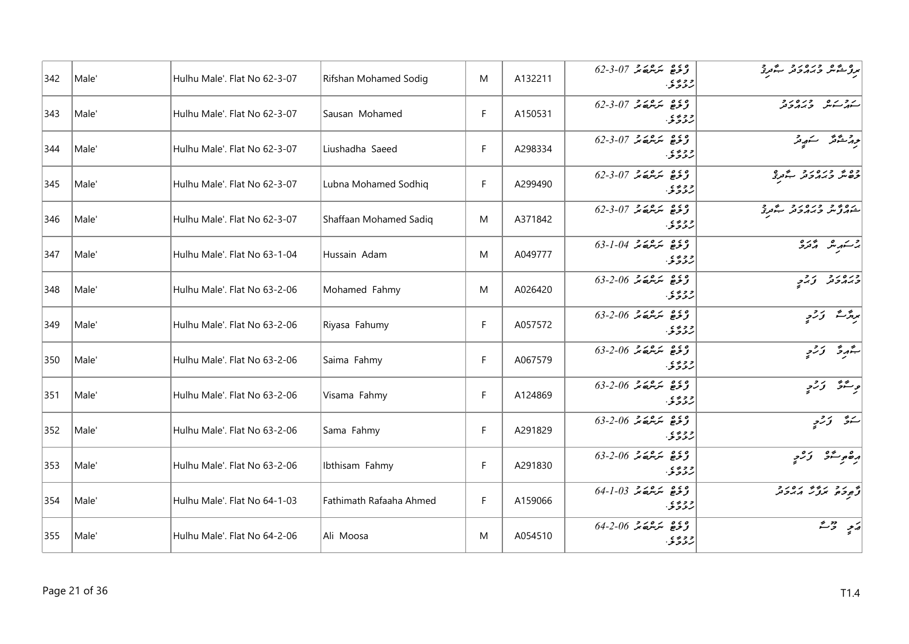| 342 | Male' | Hulhu Male'. Flat No 62-3-07 | Rifshan Mohamed Sodig | M | A132211 | ވުޅުމާލެ. ފްލެޓް ނަންބަރު 62-3-07 | ރިފްޝާން މުޙައްމަދު ޞާދިޤު |
|---|---|---|---|---|---|---|---|
| 343 | Male' | Hulhu Male'. Flat No 62-3-07 | Sausan Mohamed | F | A150531 | ވުޅުމާލެ. ފްލެޓް ނަންބަރު 62-3-07 | ސައުސަން މުޙައްމަދު |
| 344 | Male' | Hulhu Male'. Flat No 62-3-07 | Liushadha Saeed | F | A298334 | ވުޅުމާލެ. ފްލެޓް ނަންބަރު 62-3-07 | ލިއުޝާދާ ސަޢީދު |
| 345 | Male' | Hulhu Male'. Flat No 62-3-07 | Lubna Mohamed Sodhiq | F | A299490 | ވުޅުމާލެ. ފްލެޓް ނަންބަރު 62-3-07 | ލުބްނާ މުޙައްމަދު ޞާދިޤު |
| 346 | Male' | Hulhu Male'. Flat No 62-3-07 | Shaffaan Mohamed Sadiq | M | A371842 | ވުޅުމާލެ. ފްލެޓް ނަންބަރު 62-3-07 | ޝައްފާން މުޙައްމަދު ޞާދިޤު |
| 347 | Male' | Hulhu Male'. Flat No 63-1-04 | Hussain Adam | M | A049777 | ވުޅުމާލެ. ފްލެޓް ނަންބަރު 63-1-04 | ޙުސައިން އާދަމް |
| 348 | Male' | Hulhu Male'. Flat No 63-2-06 | Mohamed Fahmy | M | A026420 | ވުޅުމާލެ. ފްލެޓް ނަންބަރު 63-2-06 | މުޙައްމަދު ފަހުމީ |
| 349 | Male' | Hulhu Male'. Flat No 63-2-06 | Riyasa Fahumy | F | A057572 | ވުޅުމާލެ. ފްލެޓް ނަންބަރު 63-2-06 | ރިޔާސާ ފަހުމީ |
| 350 | Male' | Hulhu Male'. Flat No 63-2-06 | Saima Fahmy | F | A067579 | ވުޅުމާލެ. ފްލެޓް ނަންބަރު 63-2-06 | ސާއިމާ ފަހުމީ |
| 351 | Male' | Hulhu Male'. Flat No 63-2-06 | Visama Fahmy | F | A124869 | ވުޅުމާލެ. ފްލެޓް ނަންބަރު 63-2-06 | ވިސާމާ ފަހުމީ |
| 352 | Male' | Hulhu Male'. Flat No 63-2-06 | Sama Fahmy | F | A291829 | ވުޅުމާލެ. ފްލެޓް ނަންބަރު 63-2-06 | ސަމާ ފަހުމީ |
| 353 | Male' | Hulhu Male'. Flat No 63-2-06 | Ibthisam Fahmy | F | A291830 | ވުޅުމާލެ. ފްލެޓް ނަންބަރު 63-2-06 | އިބްތިސާމް ފަހްމީ |
| 354 | Male' | Hulhu Male'. Flat No 64-1-03 | Fathimath Rafaaha Ahmed | F | A159066 | ވުޅުމާލެ. ފްލެޓް ނަންބަރު 64-1-03 | ފާތިމަތު ރަފާހާ އަޙްމަދު |
| 355 | Male' | Hulhu Male'. Flat No 64-2-06 | Ali Moosa | M | A054510 | ވުޅުމާލެ. ފްލެޓް ނަންބަރު 64-2-06 | އަލި މޫސާ |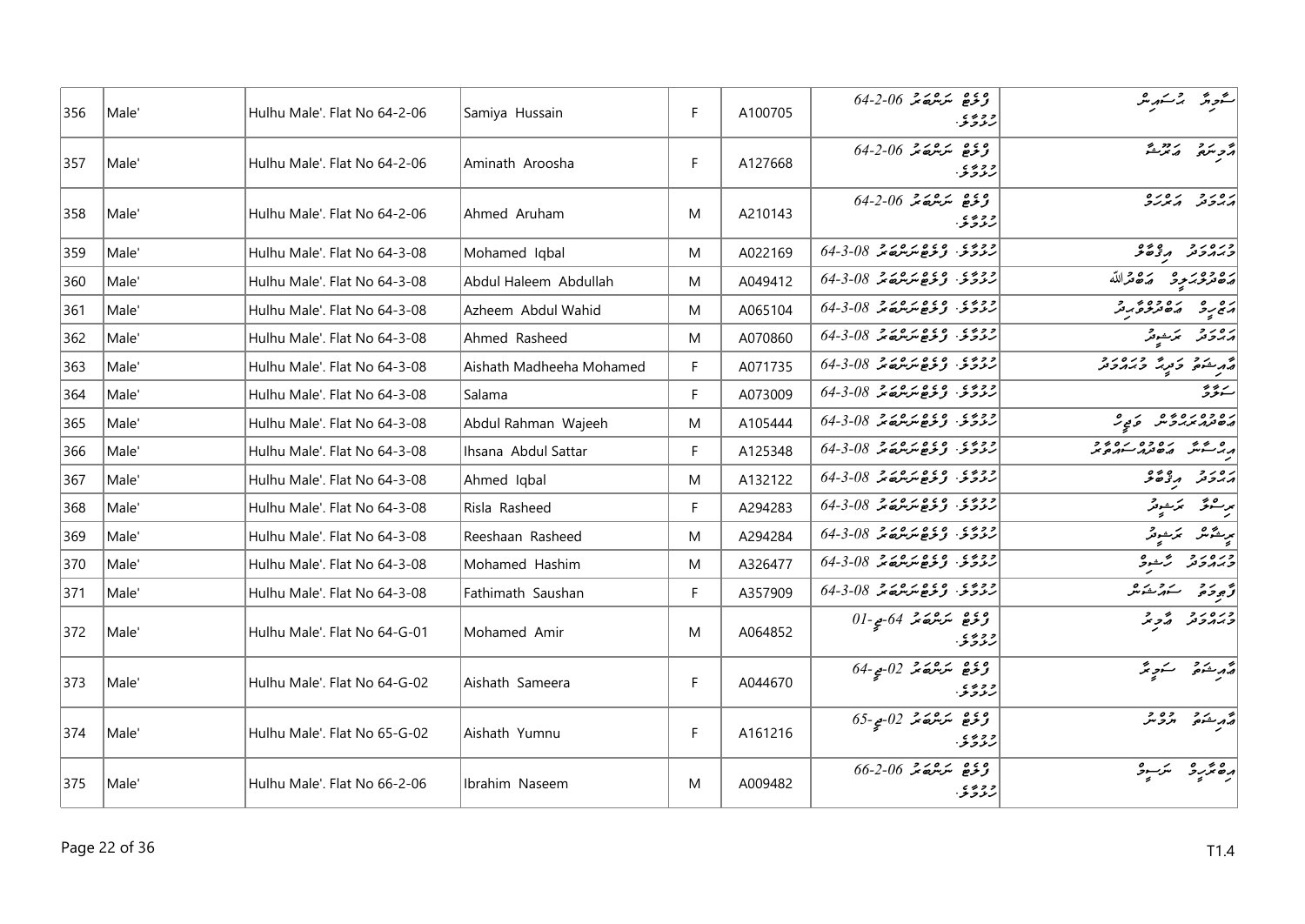| 356 | Male' | Hulhu Male'. Flat No 64-2-06 | Samiya Hussain | F | A100705 | ވެލްތް ނަންބަރު 06-2-64 ހުޅުމާލެ. | ސާމިޔާ ހުސައިން |
|---|---|---|---|---|---|---|---|
| 357 | Male' | Hulhu Male'. Flat No 64-2-06 | Aminath Aroosha | F | A127668 | ވެލްތް ނަންބަރު 06-2-64 ހުޅުމާލެ. | އާމިނަތު އަރޫޝާ |
| 358 | Male' | Hulhu Male'. Flat No 64-2-06 | Ahmed Aruham | M | A210143 | ވެލްތް ނަންބަރު 06-2-64 ހުޅުމާލެ. | އަޙްމަދު އަރުހަމް |
| 359 | Male' | Hulhu Male'. Flat No 64-3-08 | Mohamed Iqbal | M | A022169 | ހުޅުމާލެ. ފްލެޓްނަންބަރު 08-3-64 | މުޙައްމަދު އިޤްބާލް |
| 360 | Male' | Hulhu Male'. Flat No 64-3-08 | Abdul Haleem Abdullah | M | A049412 | ހުޅުމާލެ. ފްލެޓްނަންބަރު 08-3-64 | އަބްދުލްޙަލީމް އަބްދުﷲ |
| 361 | Male' | Hulhu Male'. Flat No 64-3-08 | Azheem Abdul Wahid | M | A065104 | ހުޅުމާލެ. ފްލެޓްނަންބަރު 08-3-64 | އަޒްހީމް އަބްދުލްވާހިދު |
| 362 | Male' | Hulhu Male'. Flat No 64-3-08 | Ahmed Rasheed | M | A070860 | ހުޅުމާލެ. ފްލެޓްނަންބަރު 08-3-64 | އަޙްމަދު ރަޝީދު |
| 363 | Male' | Hulhu Male'. Flat No 64-3-08 | Aishath Madheeha Mohamed | F | A071735 | ހުޅުމާލެ. ފްލެޓްނަންބަރު 08-3-64 | އާއިޝަތު މަދީޙާ މުޙައްމަދު |
| 364 | Male' | Hulhu Male'. Flat No 64-3-08 | Salama | F | A073009 | ހުޅުމާލެ. ފްލެޓްނަންބަރު 08-3-64 | ސަލާމާ |
| 365 | Male' | Hulhu Male'. Flat No 64-3-08 | Abdul Rahman Wajeeh | M | A105444 | ހުޅުމާލެ. ފްލެޓްނަންބަރު 08-3-64 | އަބްދުއްރަޙްމާން ވަޖީހު |
| 366 | Male' | Hulhu Male'. Flat No 64-3-08 | Ihsana Abdul Sattar | F | A125348 | ހުޅުމާލެ. ފްލެޓްނަންބަރު 08-3-64 | އިޙްސާނާ އަބްދުއްސައްތާރު |
| 367 | Male' | Hulhu Male'. Flat No 64-3-08 | Ahmed Iqbal | M | A132122 | ހުޅުމާލެ. ފްލެޓްނަންބަރު 08-3-64 | އަޙްމަދު އިޤްބާލް |
| 368 | Male' | Hulhu Male'. Flat No 64-3-08 | Risla Rasheed | F | A294283 | ހުޅުމާލެ. ފްލެޓްނަންބަރު 08-3-64 | ރިސްލާ ރަޝީދު |
| 369 | Male' | Hulhu Male'. Flat No 64-3-08 | Reeshaan Rasheed | M | A294284 | ހުޅުމާލެ. ފްލެޓްނަންބަރު 08-3-64 | ރީޝާން ރަޝީދު |
| 370 | Male' | Hulhu Male'. Flat No 64-3-08 | Mohamed Hashim | M | A326477 | ހުޅުމާލެ. ފްލެޓްނަންބަރު 08-3-64 | މުޙައްމަދު ހާޝިމް |
| 371 | Male' | Hulhu Male'. Flat No 64-3-08 | Fathimath Saushan | F | A357909 | ހުޅުމާލެ. ފްލެޓްނަންބަރު 08-3-64 | ފާތިމަތު ސައުޝަން |
| 372 | Male' | Hulhu Male'. Flat No 64-G-01 | Mohamed Amir | M | A064852 | ވެލްތް ނަންބަރު 64-ޖީ-01 ހުޅުމާލެ. | މުޙައްމަދު އާމިރު |
| 373 | Male' | Hulhu Male'. Flat No 64-G-02 | Aishath Sameera | F | A044670 | ވެލްތް ނަންބަރު 02-ޖީ-64 ހުޅުމާލެ. | އާއިޝަތު ސަމީރާ |
| 374 | Male' | Hulhu Male'. Flat No 65-G-02 | Aishath Yumnu | F | A161216 | ވެލްތް ނަންބަރު 02-ޖީ-65 ހުޅުމާލެ. | އާއިޝަތު ޔުމްނު |
| 375 | Male' | Hulhu Male'. Flat No 66-2-06 | Ibrahim Naseem | M | A009482 | ވެލްތް ނަންބަރު 06-2-66 ހުޅުމާލެ. | އިބްރާހީމް ނަސީމް |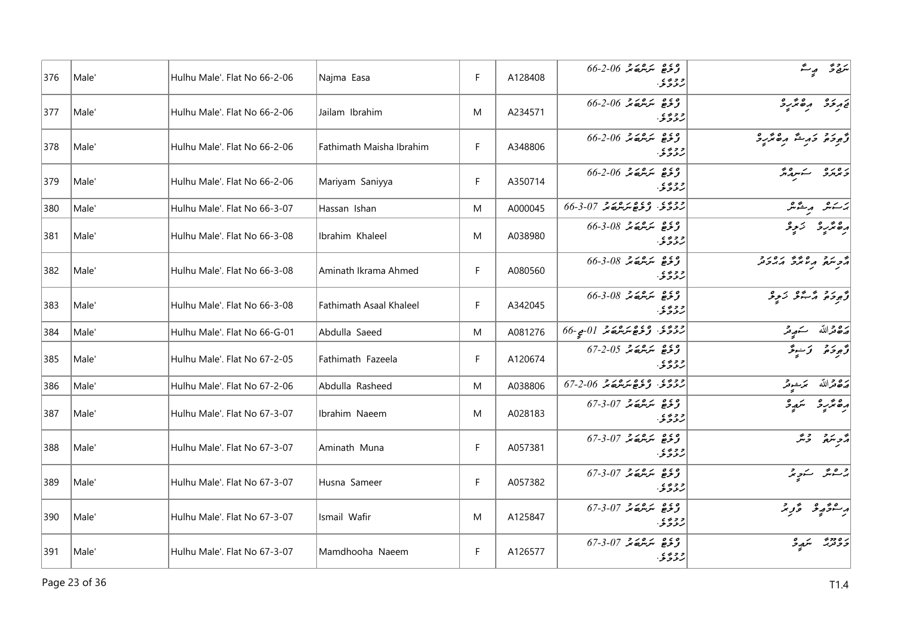| 376 | Male' | Hulhu Male'. Flat No 66-2-06 | Najma Easa | F | A128408 | ވޮޓޯ ނަންބަރު 66-2-06 ހުޅުމާލެ. | ނަޖުމާ ޢީސާ |
|---|---|---|---|---|---|---|---|
| 377 | Male' | Hulhu Male'. Flat No 66-2-06 | Jailam Ibrahim | M | A234571 | ވޮޓޯ ނަންބަރު 66-2-06 ހުޅުމާލެ. | ޖައިލަމް އިބްރާހީމް |
| 378 | Male' | Hulhu Male'. Flat No 66-2-06 | Fathimath Maisha Ibrahim | F | A348806 | ވޮޓޯ ނަންބަރު 66-2-06 ހުޅުމާލެ. | ފާތިމަތު މައިޝާ އިބްރާހީމް |
| 379 | Male' | Hulhu Male'. Flat No 66-2-06 | Mariyam Saniyya | F | A350714 | ވޮޓޯ ނަންބަރު 66-2-06 ހުޅުމާލެ. | މަރިޔަމް ސަނިއްޔާ |
| 380 | Male' | Hulhu Male'. Flat No 66-3-07 | Hassan Ishan | M | A000045 | ހުޅުމާލެ. ފްލެޓްނަންބަރު 66-3-07 | ޙަސަން އިޝާން |
| 381 | Male' | Hulhu Male'. Flat No 66-3-08 | Ibrahim Khaleel | M | A038980 | ވޮޓޯ ނަންބަރު 66-3-08 ހުޅުމާލެ. | އިބްރާހީމް ޚަލީލް |
| 382 | Male' | Hulhu Male'. Flat No 66-3-08 | Aminath Ikrama Ahmed | F | A080560 | ވޮޓޯ ނަންބަރު 66-3-08 ހުޅުމާލެ. | އާމިނަތު އިކްރާމާ އަޙްމަދު |
| 383 | Male' | Hulhu Male'. Flat No 66-3-08 | Fathimath Asaal Khaleel | F | A342045 | ވޮޓޯ ނަންބަރު 66-3-08 ހުޅުމާލެ. | ފާތިމަތު އަސާލް ޚަލީލް |
| 384 | Male' | Hulhu Male'. Flat No 66-G-01 | Abdulla Saeed | M | A081276 | ހުޅުމާލެ. ފްލެޓްނަންބަރު 66-ޖީ-01 | އަބްދުﷲ ސައީދު |
| 385 | Male' | Hulhu Male'. Flat No 67-2-05 | Fathimath Fazeela | F | A120674 | ވޮޓޯ ނަންބަރު 67-2-05 ހުޅުމާލެ. | ފާތިމަތު ފަޟީލާ |
| 386 | Male' | Hulhu Male'. Flat No 67-2-06 | Abdulla Rasheed | M | A038806 | ހުޅުމާލެ. ފްލެޓްނަންބަރު 67-2-06 | އަބްދުﷲ ރަޝީދު |
| 387 | Male' | Hulhu Male'. Flat No 67-3-07 | Ibrahim Naeem | M | A028183 | ވޮޓޯ ނަންބަރު 67-3-07 ހުޅުމާލެ. | އިބްރާހީމް ނައީމް |
| 388 | Male' | Hulhu Male'. Flat No 67-3-07 | Aminath Muna | F | A057381 | ވޮޓޯ ނަންބަރު 67-3-07 ހުޅުމާލެ. | އާމިނަތު މުނާ |
| 389 | Male' | Hulhu Male'. Flat No 67-3-07 | Husna Sameer | F | A057382 | ވޮޓޯ ނަންބަރު 67-3-07 ހުޅުމާލެ. | ޙުސްނާ ސަމީރު |
| 390 | Male' | Hulhu Male'. Flat No 67-3-07 | Ismail Wafir | M | A125847 | ވޮޓޯ ނަންބަރު 67-3-07 ހުޅުމާލެ. | އިސްމާއީލް ވާފިރު |
| 391 | Male' | Hulhu Male'. Flat No 67-3-07 | Mamdhooha Naeem | F | A126577 | ވޮޓޯ ނަންބަރު 67-3-07 ހުޅުމާލެ. | މަމްދޫޙާ ނައީމް |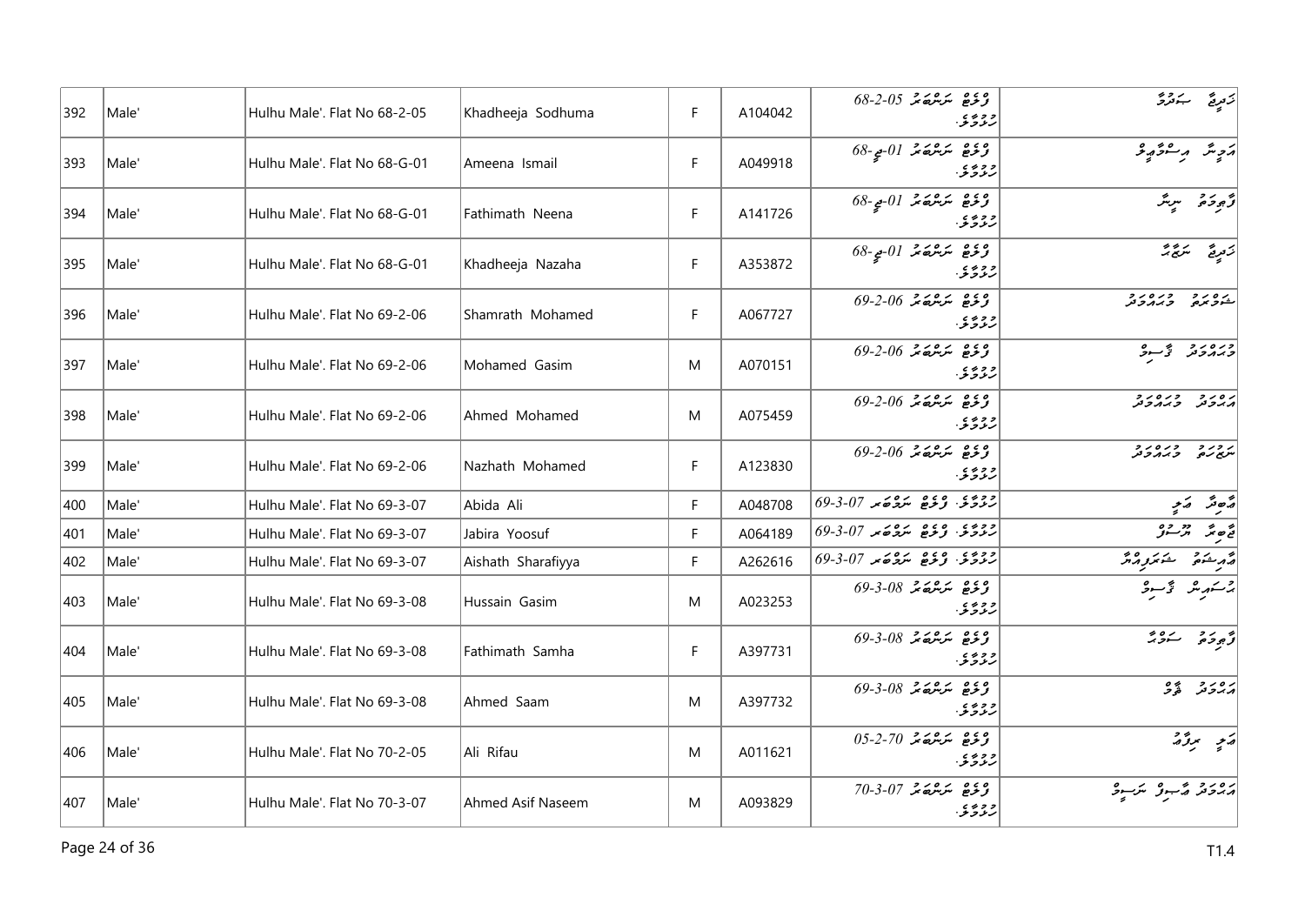| 392 | Male' | Hulhu Male'. Flat No 68-2-05 | Khadheeja Sodhuma | F | A104042 | ވެލާނާ ނަންބަރު 05-2-68 ހުޅުމާލެ. | ޚަދީޖާ ސަދުމާ |
|---|---|---|---|---|---|---|---|
| 393 | Male' | Hulhu Male'. Flat No 68-G-01 | Ameena Ismail | F | A049918 | ވެލާނާ ނަންބަރު 01-ޖީ-68 ހުޅުމާލެ. | އަމީނާ އިސްމާޢީލް |
| 394 | Male' | Hulhu Male'. Flat No 68-G-01 | Fathimath Neena | F | A141726 | ވެލާނާ ނަންބަރު 01-ޖީ-68 ހުޅުމާލެ. | ފާތިމަތު ނީނާ |
| 395 | Male' | Hulhu Male'. Flat No 68-G-01 | Khadheeja Nazaha | F | A353872 | ވެލާނާ ނަންބަރު 01-ޖީ-68 ހުޅުމާލެ. | ޚަދީޖާ ނަޒާހާ |
| 396 | Male' | Hulhu Male'. Flat No 69-2-06 | Shamrath Mohamed | F | A067727 | ވެލާނާ ނަންބަރު 06-2-69 ހުޅުމާލެ. | ޝަމްރަތު މުޙައްމަދު |
| 397 | Male' | Hulhu Male'. Flat No 69-2-06 | Mohamed Gasim | M | A070151 | ވެލާނާ ނަންބަރު 06-2-69 ހުޅުމާލެ. | މުޙައްމަދު ޤާސިމް |
| 398 | Male' | Hulhu Male'. Flat No 69-2-06 | Ahmed Mohamed | M | A075459 | ވެލާނާ ނަންބަރު 06-2-69 ހުޅުމާލެ. | އަޙްމަދު މުޙައްމަދު |
| 399 | Male' | Hulhu Male'. Flat No 69-2-06 | Nazhath Mohamed | F | A123830 | ވެލާނާ ނަންބަރު 06-2-69 ހުޅުމާލެ. | ނަޒްހަތު މުޙައްމަދު |
| 400 | Male' | Hulhu Male'. Flat No 69-3-07 | Abida Ali | F | A048708 | ހުޅުމާލެ. ވެލާނާ ނަންބަރު 07-3-69 | އާބިދާ ޢަލީ |
| 401 | Male' | Hulhu Male'. Flat No 69-3-07 | Jabira Yoosuf | F | A064189 | ހުޅުމާލެ. ވެލާނާ ނަންބަރު 07-3-69 | ޖާބިރާ ޔޫސުފް |
| 402 | Male' | Hulhu Male'. Flat No 69-3-07 | Aishath Sharafiyya | F | A262616 | ހުޅުމާލެ. ވެލާނާ ނަންބަރު 07-3-69 | އާއިޝަތު ޝަރަފިއްޔާ |
| 403 | Male' | Hulhu Male'. Flat No 69-3-08 | Hussain Gasim | M | A023253 | ވެލާނާ ނަންބަރު 08-3-69 ހުޅުމާލެ. | ޙުސައިން ޤާސިމް |
| 404 | Male' | Hulhu Male'. Flat No 69-3-08 | Fathimath Samha | F | A397731 | ވެލާނާ ނަންބަރު 08-3-69 ހުޅުމާލެ. | ފާތިމަތު ސަމްހާ |
| 405 | Male' | Hulhu Male'. Flat No 69-3-08 | Ahmed Saam | M | A397732 | ވެލާނާ ނަންބަރު 08-3-69 ހުޅުމާލެ. | އަޙްމަދު ސާމް |
| 406 | Male' | Hulhu Male'. Flat No 70-2-05 | Ali Rifau | M | A011621 | ވެލާނާ ނަންބަރު 05-2-70 ހުޅުމާލެ. | ޢަލީ ރިފާޢު |
| 407 | Male' | Hulhu Male'. Flat No 70-3-07 | Ahmed Asif Naseem | M | A093829 | ވެލާނާ ނަންބަރު 07-3-70 ހުޅުމާލެ. | އަޙްމަދު އާސިފް ނަސީމް |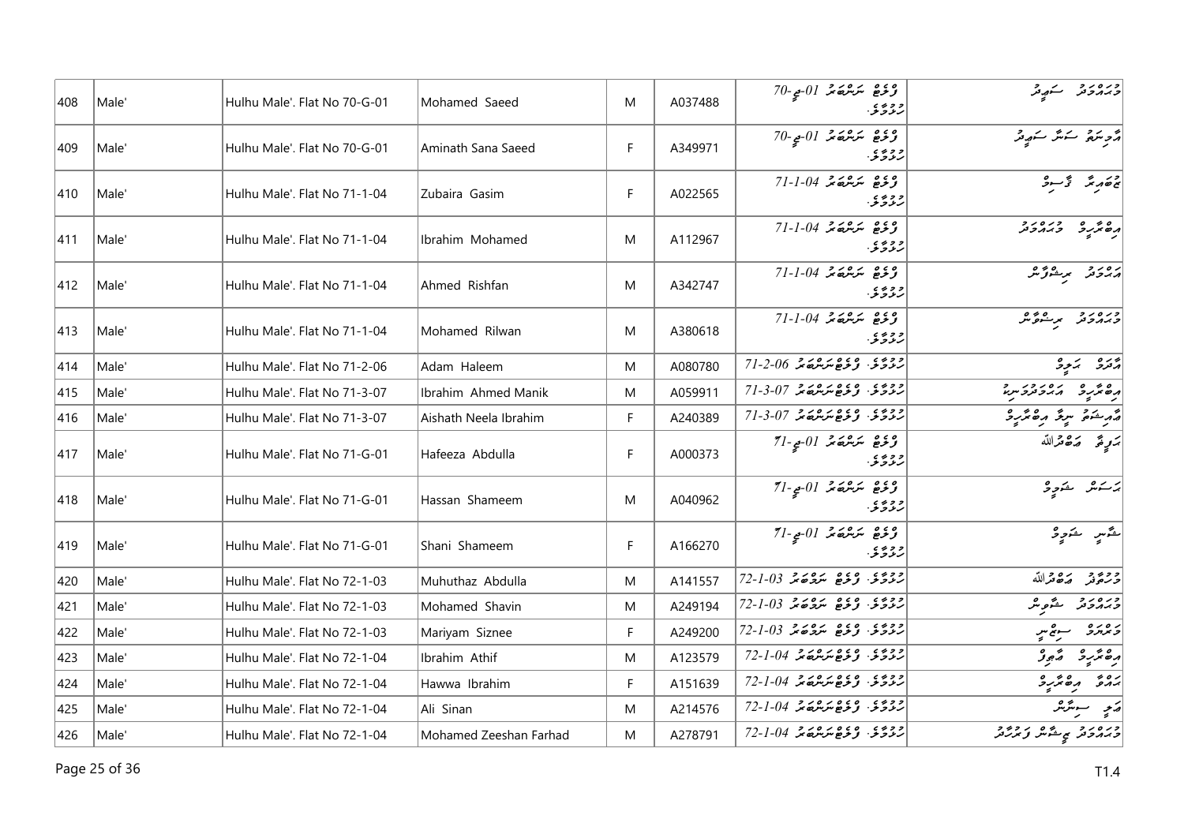| 408 | Male' | Hulhu Male'. Flat No 70-G-01 | Mohamed Saeed | M | A037488 | ވޯޓާ ނަންބަރު 01-ޖީ-70 ހުޅުމާލެ. | މުހައްމަދު ސަޢީދު |
|---|---|---|---|---|---|---|---|
| 409 | Male' | Hulhu Male'. Flat No 70-G-01 | Aminath Sana Saeed | F | A349971 | ވޯޓާ ނަންބަރު 01-ޖީ-70 ހުޅުމާލެ. | އާމިނަތު ސަނާ ސަޢީދު |
| 410 | Male' | Hulhu Male'. Flat No 71-1-04 | Zubaira Gasim | F | A022565 | ވޯޓާ ނަންބަރު 71-1-04 ހުޅުމާލެ. | ޒުބައިރާ ޤާސިމް |
| 411 | Male' | Hulhu Male'. Flat No 71-1-04 | Ibrahim Mohamed | M | A112967 | ވޯޓާ ނަންބަރު 71-1-04 ހުޅުމާލެ. | އިބްރާހީމް މުހައްމަދު |
| 412 | Male' | Hulhu Male'. Flat No 71-1-04 | Ahmed Rishfan | M | A342747 | ވޯޓާ ނަންބަރު 71-1-04 ހުޅުމާލެ. | އަހުމަދު ރިޝްފާން |
| 413 | Male' | Hulhu Male'. Flat No 71-1-04 | Mohamed Rilwan | M | A380618 | ވޯޓާ ނަންބަރު 71-1-04 ހުޅުމާލެ. | މުހައްމަދު ރިލްވާން |
| 414 | Male' | Hulhu Male'. Flat No 71-2-06 | Adam Haleem | M | A080780 | ހުޅުމާލެ. ފްލެޓްނަންބަރު 71-2-06 | އާދަމް ހަލީމް |
| 415 | Male' | Hulhu Male'. Flat No 71-3-07 | Ibrahim Ahmed Manik | M | A059911 | ހުޅުމާލެ. ފްލެޓްނަންބަރު 71-3-07 | އިބްރާހީމް އަހުމަދުމަނިކު |
| 416 | Male' | Hulhu Male'. Flat No 71-3-07 | Aishath Neela Ibrahim | F | A240389 | ހުޅުމާލެ. ފްލެޓްނަންބަރު 71-3-07 | ޢާއިޝަތު ނީލާ އިބްރާހީމް |
| 417 | Male' | Hulhu Male'. Flat No 71-G-01 | Hafeeza Abdulla | F | A000373 | ވޯޓާ ނަންބަރު 01-ޖީ-71 ހުޅުމާލެ. | ހަފީޒާ އަބްދުﷲ |
| 418 | Male' | Hulhu Male'. Flat No 71-G-01 | Hassan Shameem | M | A040962 | ވޯޓާ ނަންބަރު 01-ޖީ-71 ހުޅުމާލެ. | ހަސަން ޝަމީމް |
| 419 | Male' | Hulhu Male'. Flat No 71-G-01 | Shani Shameem | F | A166270 | ވޯޓާ ނަންބަރު 01-ޖީ-71 ހުޅުމާލެ. | ޝާނީ ޝަމީމް |
| 420 | Male' | Hulhu Male'. Flat No 72-1-03 | Muhuthaz Abdulla | M | A141557 | ހުޅުމާލެ. ފްލެޓް ނަންބަރު 03-1-72 | މުހުތާޒު އަބްދުﷲ |
| 421 | Male' | Hulhu Male'. Flat No 72-1-03 | Mohamed Shavin | M | A249194 | ހުޅުމާލެ. ފްލެޓް ނަންބަރު 03-1-72 | މުހައްމަދު ޝާވިން |
| 422 | Male' | Hulhu Male'. Flat No 72-1-03 | Mariyam Siznee | F | A249200 | ހުޅުމާލެ. ފްލެޓް ނަންބަރު 03-1-72 | މަރިޔަމް ސިޒްނީ |
| 423 | Male' | Hulhu Male'. Flat No 72-1-04 | Ibrahim Athif | M | A123579 | ހުޅުމާލެ. ފްލެޓްނަންބަރު 72-1-04 | އިބްރާހީމް އާތިފް |
| 424 | Male' | Hulhu Male'. Flat No 72-1-04 | Hawwa Ibrahim | F | A151639 | ހުޅުމާލެ. ފްލެޓްނަންބަރު 72-1-04 | ހައްވާ އިބްރާހީމް |
| 425 | Male' | Hulhu Male'. Flat No 72-1-04 | Ali Sinan | M | A214576 | ހުޅުމާލެ. ފްލެޓްނަންބަރު 72-1-04 | އަލި ސިނާން |
| 426 | Male' | Hulhu Male'. Flat No 72-1-04 | Mohamed Zeeshan Farhad | M | A278791 | ހުޅުމާލެ. ފްލެޓްނަންބަރު 72-1-04 | މުހައްމަދު ޒީޝާން ފަރުހާދު |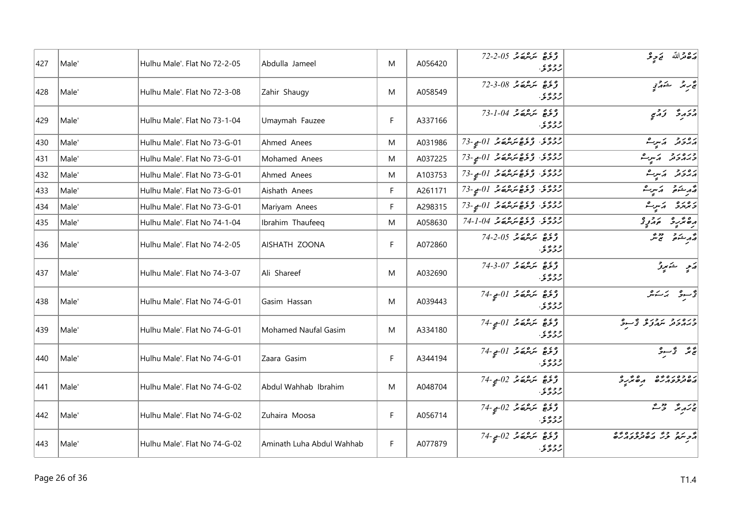| 427 | Male' | Hulhu Male'. Flat No 72-2-05 | Abdulla Jameel | M | A056420 | ފްލެޓް ނަންބަރު 72-2-05 ހުޅުމާލެ. | އަބްދުﷲ ޖަމީލް |
|---|---|---|---|---|---|---|---|
| 428 | Male' | Hulhu Male'. Flat No 72-3-08 | Zahir Shaugy | M | A058549 | ފްލެޓް ނަންބަރު 72-3-08 ހުޅުމާލެ. | ޒާހިރު ޝައުގީ |
| 429 | Male' | Hulhu Male'. Flat No 73-1-04 | Umaymah Fauzee | F | A337166 | ފްލެޓް ނަންބަރު 73-1-04 ހުޅުމާލެ. | އުމައިމާ ފައުޒީ |
| 430 | Male' | Hulhu Male'. Flat No 73-G-01 | Ahmed Anees | M | A031986 | ހުޅުމާލެ. ފްލެޓްނަންބަރު 01-ޖީ-73 | އަޙްމަދު އަނީސް |
| 431 | Male' | Hulhu Male'. Flat No 73-G-01 | Mohamed Anees | M | A037225 | ހުޅުމާލެ. ފްލެޓްނަންބަރު 01-ޖީ-73 | މުޙައްމަދު އަނީސް |
| 432 | Male' | Hulhu Male'. Flat No 73-G-01 | Ahmed Anees | M | A103753 | ހުޅުމާލެ. ފްލެޓްނަންބަރު 01-ޖީ-73 | އަޙްމަދު އަނީސް |
| 433 | Male' | Hulhu Male'. Flat No 73-G-01 | Aishath Anees | F | A261171 | ހުޅުމާލެ. ފްލެޓްނަންބަރު 01-ޖީ-73 | އައިޝަތު އަނީސް |
| 434 | Male' | Hulhu Male'. Flat No 73-G-01 | Mariyam Anees | F | A298315 | ހުޅުމާލެ. ފްލެޓްނަންބަރު 01-ޖީ-73 | މަރިޔަމް އަނީސް |
| 435 | Male' | Hulhu Male'. Flat No 74-1-04 | Ibrahim Thaufeeq | M | A058630 | ހުޅުމާލެ. ފްލެޓްނަންބަރު 74-1-04 | އިބްރާހީމް ތައުފީޤު |
| 436 | Male' | Hulhu Male'. Flat No 74-2-05 | AISHATH ZOONA | F | A072860 | ފްލެޓް ނަންބަރު 74-2-05 ހުޅުމާލެ. | އައިޝަތު ޒޫނާ |
| 437 | Male' | Hulhu Male'. Flat No 74-3-07 | Ali Shareef | M | A032690 | ފްލެޓް ނަންބަރު 74-3-07 ހުޅުމާލެ. | އަލި ޝަރީފު |
| 438 | Male' | Hulhu Male'. Flat No 74-G-01 | Gasim Hassan | M | A039443 | ފްލެޓް ނަންބަރު 01-ޖީ-74 ހުޅުމާލެ. | ޤާސިމް ހަސަން |
| 439 | Male' | Hulhu Male'. Flat No 74-G-01 | Mohamed Naufal Gasim | M | A334180 | ފްލެޓް ނަންބަރު 01-ޖީ-74 ހުޅުމާލެ. | މުޙައްމަދު ނައުފަލް ޤާސިމް |
| 440 | Male' | Hulhu Male'. Flat No 74-G-01 | Zaara Gasim | F | A344194 | ފްލެޓް ނަންބަރު 01-ޖީ-74 ހުޅުމާލެ. | ޒާރާ ޤާސިމް |
| 441 | Male' | Hulhu Male'. Flat No 74-G-02 | Abdul Wahhab Ibrahim | M | A048704 | ފްލެޓް ނަންބަރު 02-ޖީ-74 ހުޅުމާލެ. | އަބްދުލްވައްހާބު އިބްރާހީމް |
| 442 | Male' | Hulhu Male'. Flat No 74-G-02 | Zuhaira Moosa | F | A056714 | ފްލެޓް ނަންބަރު 02-ޖީ-74 ހުޅުމާލެ. | ޒުހައިރާ މޫސާ |
| 443 | Male' | Hulhu Male'. Flat No 74-G-02 | Aminath Luha Abdul Wahhab | F | A077879 | ފްލެޓް ނަންބަރު 02-ޖީ-74 ހުޅުމާލެ. | އާމިނަތު ލުހާ އަބްދުލްވައްހާބު |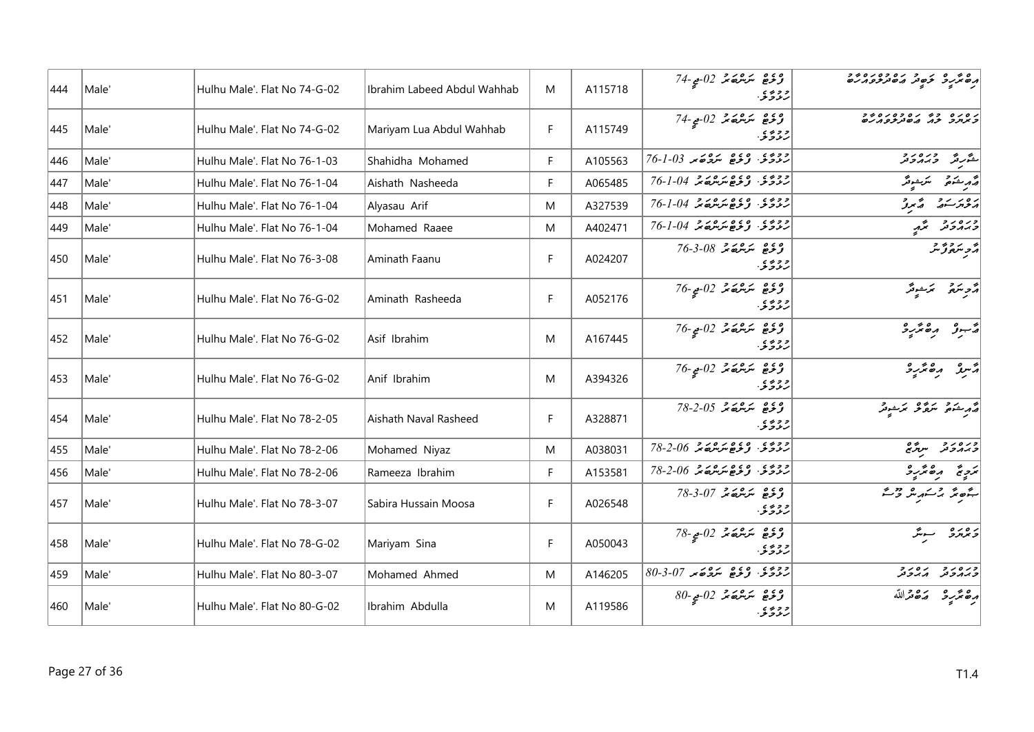| 444 | Male' | Hulhu Male'. Flat No 74-G-02 | Ibrahim Labeed Abdul Wahhab | M | A115718 | ފްލެޓް ނަންބަރު 74-ޖީ-02 ހުޅުމާލެ. | އިބްރާހިމް ލަބީދު އަބްދުލްވައްހާބް |
|---|---|---|---|---|---|---|---|
| 445 | Male' | Hulhu Male'. Flat No 74-G-02 | Mariyam Lua Abdul Wahhab | F | A115749 | ފްލެޓް ނަންބަރު 74-ޖީ-02 ހުޅުމާލެ. | މަރިޔަމް ލުއާ އަބްދުލްވައްހާބް |
| 446 | Male' | Hulhu Male'. Flat No 76-1-03 | Shahidha Mohamed | F | A105563 | ހުޅުމާލެ. ފްލެޓް ނަމްބަރ 76-1-03 | ޝާހިދާ މުޙައްމަދު |
| 447 | Male' | Hulhu Male'. Flat No 76-1-04 | Aishath Nasheeda | F | A065485 | ހުޅުމާލެ. ފްލެޓްނަންބަރު 76-1-04 | އާއިޝަތު ނަޝީދާ |
| 448 | Male' | Hulhu Male'. Flat No 76-1-04 | Alyasau Arif | M | A327539 | ހުޅުމާލެ. ފްލެޓްނަންބަރު 76-1-04 | އަލްޔަސައު އާރިފް |
| 449 | Male' | Hulhu Male'. Flat No 76-1-04 | Mohamed Raaee | M | A402471 | ހުޅުމާލެ. ފްލެޓްނަންބަރު 76-1-04 | މުޙައްމަދު ރާއީ |
| 450 | Male' | Hulhu Male'. Flat No 76-3-08 | Aminath Faanu | F | A024207 | ފްލެޓް ނަންބަރު 76-3-08 ހުޅުމާލެ. | އާމިނަތު ފާނު |
| 451 | Male' | Hulhu Male'. Flat No 76-G-02 | Aminath Rasheeda | F | A052176 | ފްލެޓް ނަންބަރު 76-ޖީ-02 ހުޅުމާލެ. | އާމިނަތު ރަޝީދާ |
| 452 | Male' | Hulhu Male'. Flat No 76-G-02 | Asif Ibrahim | M | A167445 | ފްލެޓް ނަންބަރު 76-ޖީ-02 ހުޅުމާލެ. | އާސިފް އިބްރާހިމް |
| 453 | Male' | Hulhu Male'. Flat No 76-G-02 | Anif Ibrahim | M | A394326 | ފްލެޓް ނަންބަރު 76-ޖީ-02 ހުޅުމާލެ. | އާނިފް އިބްރާހިމް |
| 454 | Male' | Hulhu Male'. Flat No 78-2-05 | Aishath Naval Rasheed | F | A328871 | ފްލެޓް ނަންބަރު 78-2-05 ހުޅުމާލެ. | އާއިޝަތު ނަވާލް ރަޝީދު |
| 455 | Male' | Hulhu Male'. Flat No 78-2-06 | Mohamed Niyaz | M | A038031 | ހުޅުމާލެ. ފްލެޓްނަންބަރު 78-2-06 | މުޙައްމަދު ނިޔާޒް |
| 456 | Male' | Hulhu Male'. Flat No 78-2-06 | Rameeza Ibrahim | F | A153581 | ހުޅުމާލެ. ފްލެޓްނަންބަރު 78-2-06 | ރަމީޒާ އިބްރާހިމް |
| 457 | Male' | Hulhu Male'. Flat No 78-3-07 | Sabira Hussain Moosa | F | A026548 | ފްލެޓް ނަންބަރު 78-3-07 ހުޅުމާލެ. | ސާބިރާ ހުސައިން މޫސާ |
| 458 | Male' | Hulhu Male'. Flat No 78-G-02 | Mariyam Sina | F | A050043 | ފްލެޓް ނަންބަރު 78-ޖީ-02 ހުޅުމާލެ. | މަރިޔަމް ސިނާ |
| 459 | Male' | Hulhu Male'. Flat No 80-3-07 | Mohamed Ahmed | M | A146205 | ހުޅުމާލެ. ފްލެޓް ނަމްބަރ 80-3-07 | މުޙައްމަދު އަޙްމަދު |
| 460 | Male' | Hulhu Male'. Flat No 80-G-02 | Ibrahim Abdulla | M | A119586 | ފްލެޓް ނަންބަރު 80-ޖީ-02 ހުޅުމާލެ. | އިބްރާހިމް އަބްދުﷲ |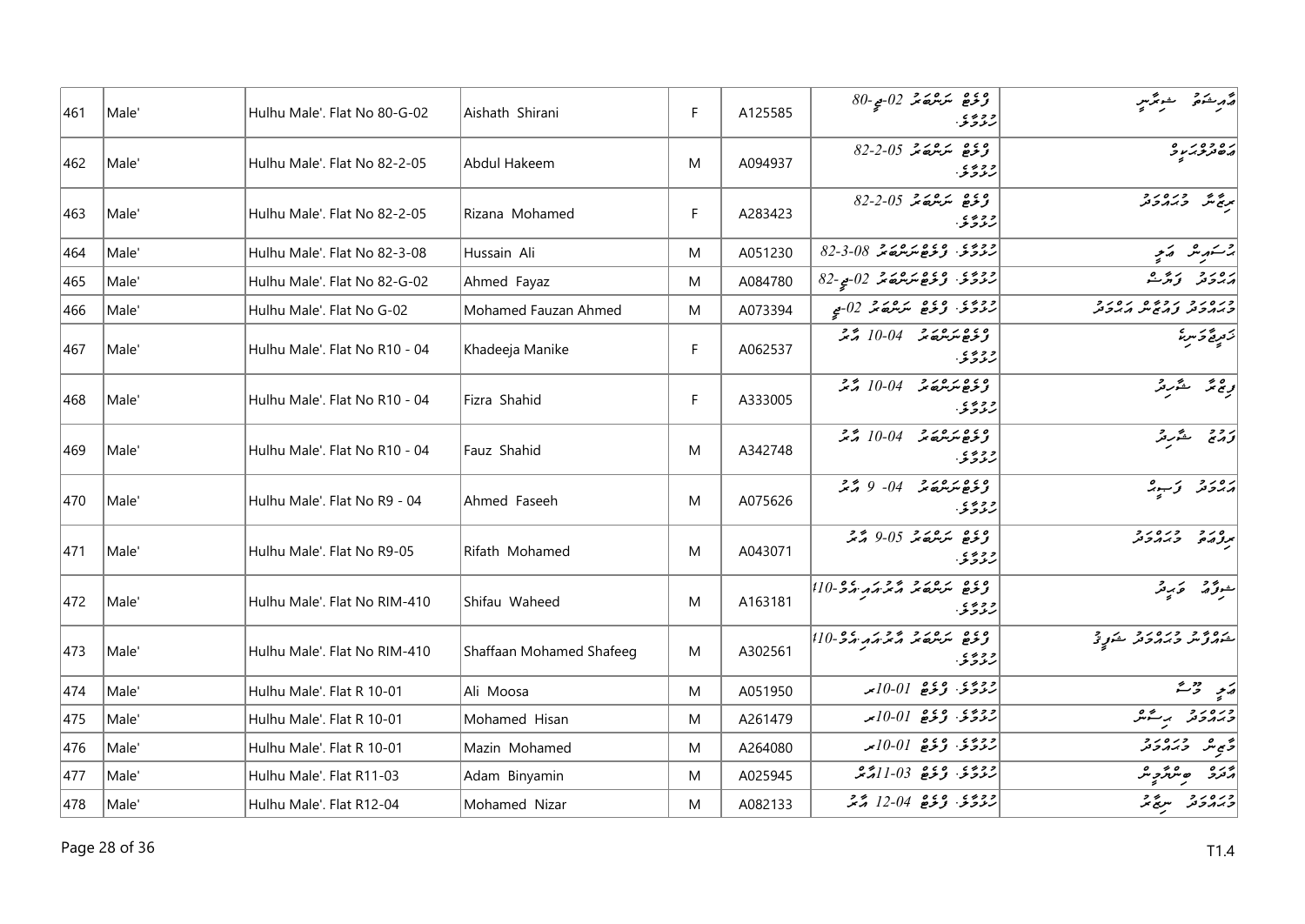| 461 | Male' | Hulhu Male'. Flat No 80-G-02 | Aishath Shirani | F | A125585 | ފްލެޓް ނަންބަރު 02-ޖީ-80 ހުޅުމާލެ. | އާއިޝަތު ޝިރާނީ |
|---|---|---|---|---|---|---|---|
| 462 | Male' | Hulhu Male'. Flat No 82-2-05 | Abdul Hakeem | M | A094937 | ފްލެޓް ނަންބަރު 82-2-05 ހުޅުމާލެ. | އަބްދުލްހަކީމް |
| 463 | Male' | Hulhu Male'. Flat No 82-2-05 | Rizana Mohamed | F | A283423 | ފްލެޓް ނަންބަރު 82-2-05 ހުޅުމާލެ. | ރިޒާނާ މުޙައްމަދު |
| 464 | Male' | Hulhu Male'. Flat No 82-3-08 | Hussain Ali | M | A051230 | ހުޅުމާލެ. ފްލެޓްނަންބަރު 82-3-08 | ޙުސައިން ޢަލީ |
| 465 | Male' | Hulhu Male'. Flat No 82-G-02 | Ahmed Fayaz | M | A084780 | ހުޅުމާލެ. ފްލެޓްނަންބަރު 02-ޖީ-82 | އަޙްމަދު ފައްޔާޒް |
| 466 | Male' | Hulhu Male'. Flat No G-02 | Mohamed Fauzan Ahmed | M | A073394 | ހުޅުމާލެ. ފްލެޓް ނަންބަރު 02-ޖީ | މުޙައްމަދު ފައުޒާން އަޙްމަދު |
| 467 | Male' | Hulhu Male'. Flat No R10 - 04 | Khadeeja Manike | F | A062537 | ފްލެޓްނަންބަރު 10-04 އާރު ހުޅުމާލެ. | ޚަދީޖާމަނިކެ |
| 468 | Male' | Hulhu Male'. Flat No R10 - 04 | Fizra Shahid | F | A333005 | ފްލެޓްނަންބަރު 10-04 އާރު ހުޅުމާލެ. | ފިޒްރާ ޝާހިދު |
| 469 | Male' | Hulhu Male'. Flat No R10 - 04 | Fauz Shahid | M | A342748 | ފްލެޓްނަންބަރު 10-04 އާރު ހުޅުމާލެ. | ފައުޒު ޝާހިދު |
| 470 | Male' | Hulhu Male'. Flat No R9 - 04 | Ahmed Faseeh | M | A075626 | ފްލެޓްނަންބަރު 04- 9 އާރު ހުޅުމާލެ. | އަޙްމަދު ފަސީޙު |
| 471 | Male' | Hulhu Male'. Flat No R9-05 | Rifath Mohamed | M | A043071 | ފްލެޓް ނަންބަރު 9-05 އާރު ހުޅުމާލެ. | ރިފްޢަތު މުޙައްމަދު |
| 472 | Male' | Hulhu Male'. Flat No RIM-410 | Shifau Waheed | M | A163181 | ފްލެޓް ނަންބަރު އާރު.އައި.އެމް-410 ހުޅުމާލެ. | ޝިފާއު ވަޙީދު |
| 473 | Male' | Hulhu Male'. Flat No RIM-410 | Shaffaan Mohamed Shafeeg | M | A302561 | ފްލެޓް ނަންބަރު އާރު.އައި.އެމް-410 ހުޅުމާލެ. | ޝައްފާން މުޙައްމަދު ޝަފީޤު |
| 474 | Male' | Hulhu Male'. Flat R 10-01 | Ali Moosa | M | A051950 | ހުޅުމާލެ. ފްލެޓް 10-01ރ | ޢަލީ މޫސާ |
| 475 | Male' | Hulhu Male'. Flat R 10-01 | Mohamed Hisan | M | A261479 | ހުޅުމާލެ. ފްލެޓް 10-01ރ | މުޙައްމަދު ހިސާން |
| 476 | Male' | Hulhu Male'. Flat R 10-01 | Mazin Mohamed | M | A264080 | ހުޅުމާލެ. ފްލެޓް 10-01ރ | މާޒިން މުޙައްމަދު |
| 477 | Male' | Hulhu Male'. Flat R11-03 | Adam Binyamin | M | A025945 | ހުޅުމާލެ. ފްލެޓް 11-03އާރު | އާދަމް ބިންޔާމީން |
| 478 | Male' | Hulhu Male'. Flat R12-04 | Mohamed Nizar | M | A082133 | ހުޅުމާލެ. ފްލެޓް 12-04 އާރު | މުޙައްމަދު ނިޒާރު |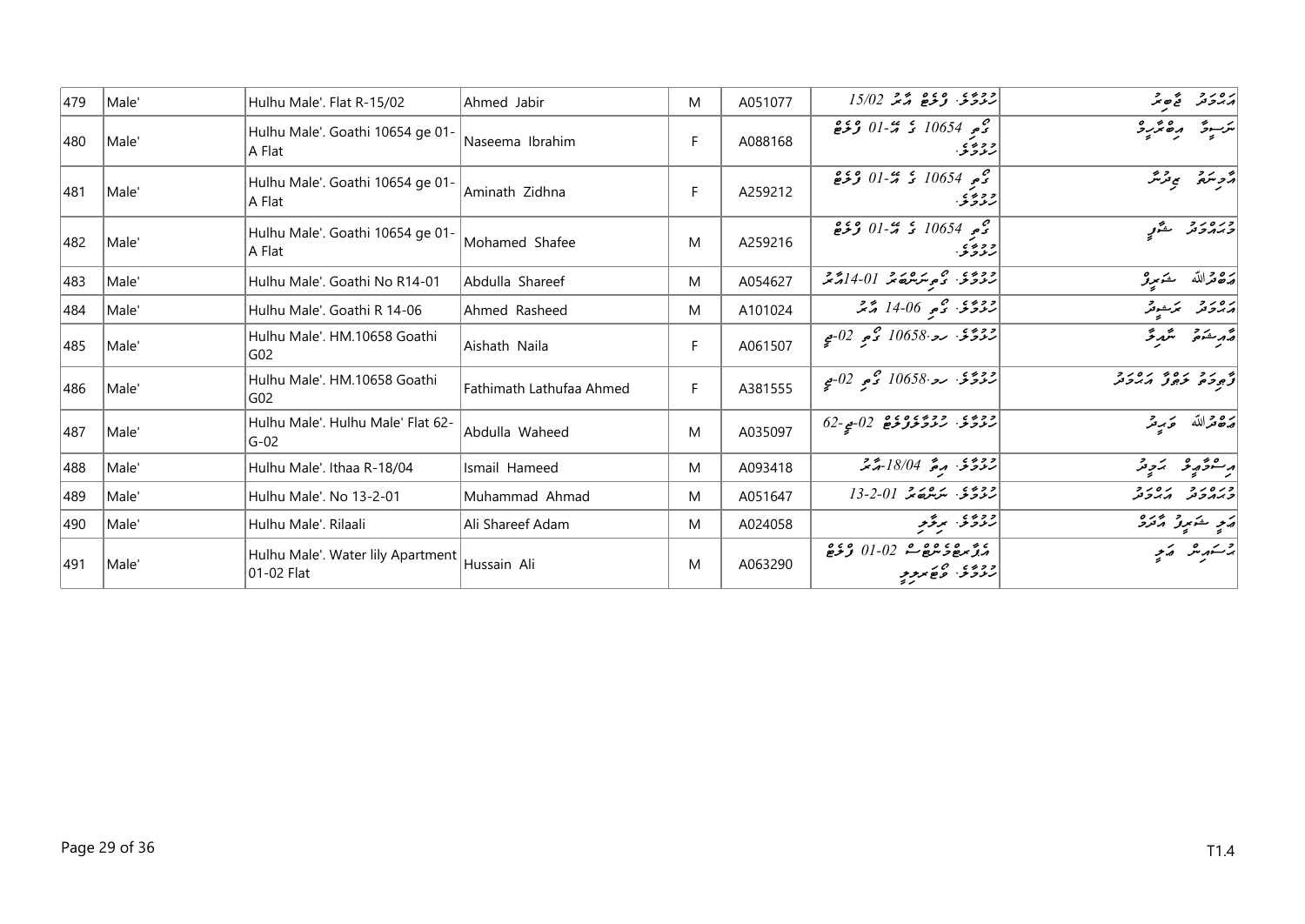| 479 | Male' | Hulhu Male'. Flat R-15/02 | Ahmed Jabir | M | A051077 | ހުޅުމާލެ. ފްލެޓް އާރް 15/02 | އަޙްމަދު ޖާބިރު |
|---|---|---|---|---|---|---|---|
| 480 | Male' | Hulhu Male'. Goathi 10654 ge 01-A Flat | Naseema Ibrahim | F | A088168 | ގޯތި 10654 ގެ އޭ-01 ފްލެޓް ހުޅުމާލެ. | ނަސީމާ އިބްރާހީމް |
| 481 | Male' | Hulhu Male'. Goathi 10654 ge 01-A Flat | Aminath Zidhna | F | A259212 | ގޯތި 10654 ގެ އޭ-01 ފްލެޓް ހުޅުމާލެ. | އާމިނަތު ޒިދްނާ |
| 482 | Male' | Hulhu Male'. Goathi 10654 ge 01-A Flat | Mohamed Shafee | M | A259216 | ގޯތި 10654 ގެ އޭ-01 ފްލެޓް ހުޅުމާލެ. | މުޙައްމަދު ޝާފީ |
| 483 | Male' | Hulhu Male'. Goathi No R14-01 | Abdulla Shareef | M | A054627 | ހުޅުމާލެ. ގޯތިނަންބަރު 01-14އާރު | އަބްދުﷲ ޝަރީފް |
| 484 | Male' | Hulhu Male'. Goathi R 14-06 | Ahmed Rasheed | M | A101024 | ހުޅުމާލެ. ގޯތި 06-14 އާރު | އަޙްމަދު ރަޝީދު |
| 485 | Male' | Hulhu Male'. HM.10658 Goathi G02 | Aishath Naila | F | A061507 | ހުޅުމާލެ. ހމ.10658 ގޯތި 02-ޖީ | އާއިޝަތު ނާއިލާ |
| 486 | Male' | Hulhu Male'. HM.10658 Goathi G02 | Fathimath Lathufaa Ahmed | F | A381555 | ހުޅުމާލެ. ހމ.10658 ގޯތި 02-ޖީ | ފާތިމަތު ލަތުފާ އަޙްމަދު |
| 487 | Male' | Hulhu Male'. Hulhu Male' Flat 62-G-02 | Abdulla Waheed | M | A035097 | ހުޅުމާލެ. ހުޅުމާލެފްލެޓް 02-ޖީ-62 | އަބްދުﷲ ވަޙީދު |
| 488 | Male' | Hulhu Male'. Ithaa R-18/04 | Ismail Hameed | M | A093418 | ހުޅުމާލެ. އިތާ 18/04-އާރު | އިސްމާޢީލް ހަމީދު |
| 489 | Male' | Hulhu Male'. No 13-2-01 | Muhammad Ahmad | M | A051647 | ހުޅުމާލެ. ނަންބަރު 13-2-01 | މުޙައްމަދު އަޙްމަދު |
| 490 | Male' | Hulhu Male'. Rilaali | Ali Shareef Adam | M | A024058 | ހުޅުމާލެ. ރިލާލި | އަލި ޝަރީފް އާދަމް |
| 491 | Male' | Hulhu Male'. Water lily Apartment 01-02 Flat | Hussain Ali | M | A063290 | އެޕާޓްމަންޓް 02-01 ފްލެޓް ހުޅުމާލެ. ވޯޓަރލިލީ | ޙުސައިން އަލި |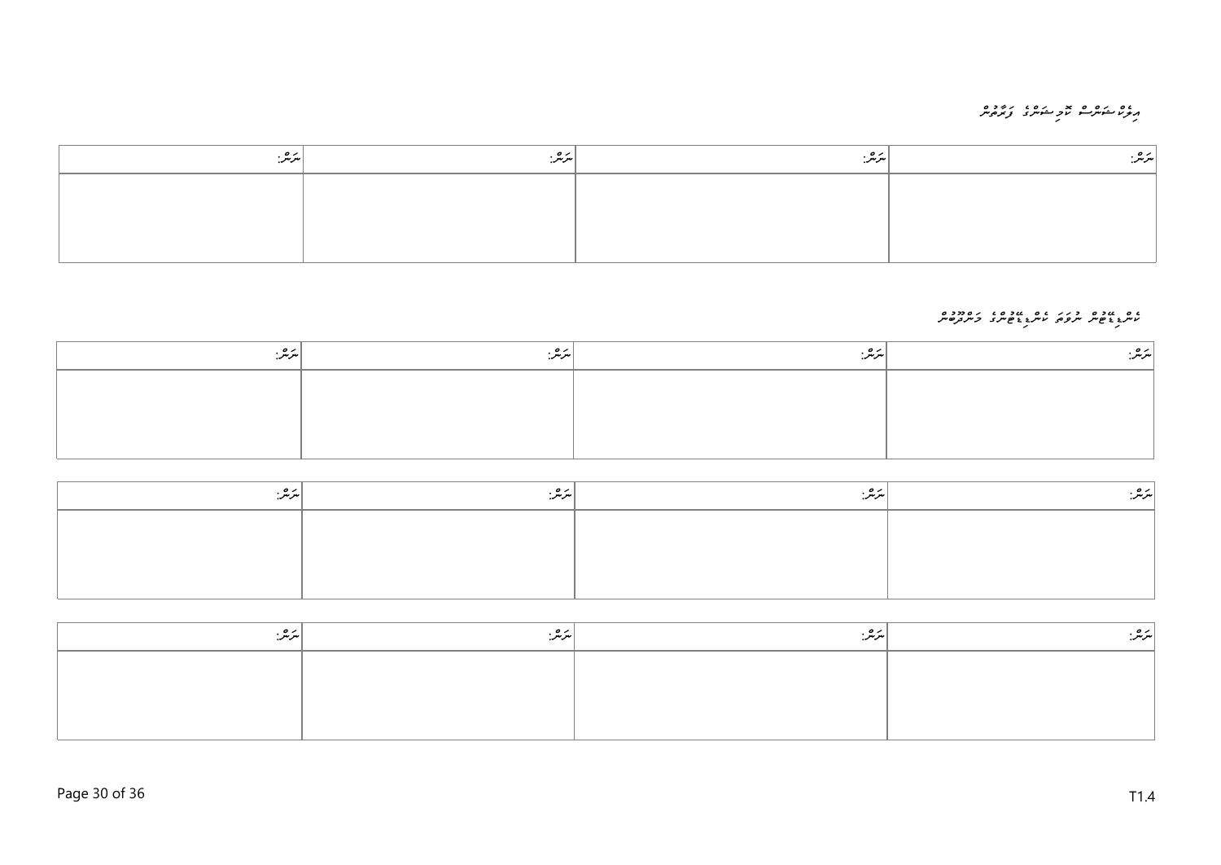# ދިވެހިބަސްއާއި ކޮމިއުނިޓީ ޒަރާޢަތް

| ނަންބަރު: | ނަންބަރު: | ނަންބަރު: | ނަންބަރު: |
|---|---|---|---|
| | | | |

## ކުންފުނިތަކުގެ ޒުވާނަ ދައްކަވާ ކުރިއަށް ގެންދިއުން

| ނަންބަރު: | ނަންބަރު: | ނަންބަރު: | ނަންބަރު: |
|---|---|---|---|
| | | | |

| ނަންބަރު: | ނަންބަރު: | ނަންބަރު: | ނަންބަރު: |
|---|---|---|---|
| | | | |

| ނަންބަރު: | ނަންބަރު: | ނަންބަރު: | ނަންބަރު: |
|---|---|---|---|
| | | | |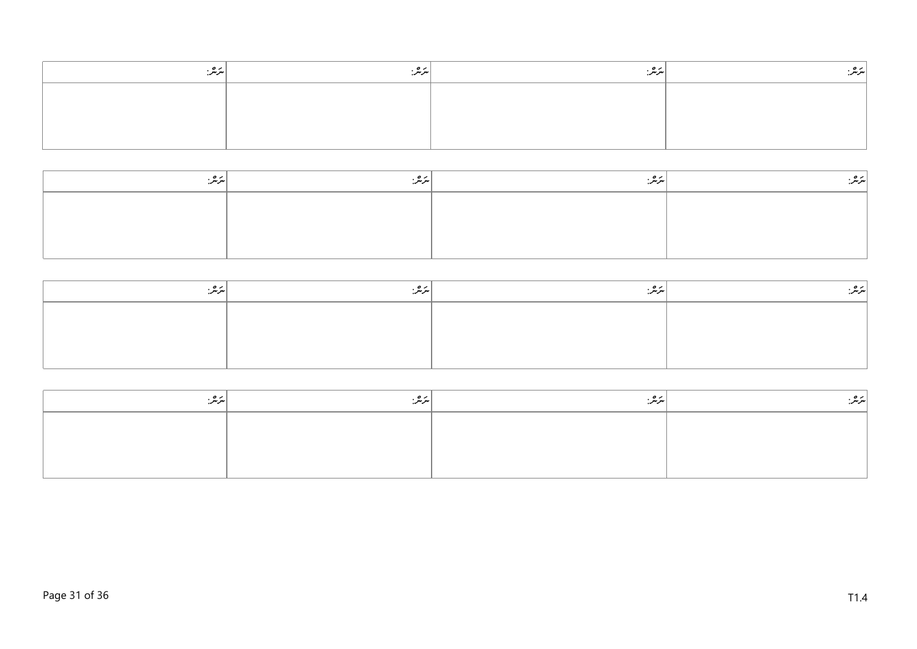| ނަރަށް: | ނަރަށް: | ނަރަށް: | ނަރަށް: |
| --- | --- | --- | --- |
| | | | |

| ނަރަށް: | ނަރަށް: | ނަރަށް: | ނަރަށް: |
| --- | --- | --- | --- |
| | | | |

| ނަރަށް: | ނަރަށް: | ނަރަށް: | ނަރަށް: |
| --- | --- | --- | --- |
| | | | |

| ނަރަށް: | ނަރަށް: | ނަރަށް: | ނަރަށް: |
| --- | --- | --- | --- |
| | | | |

T1.4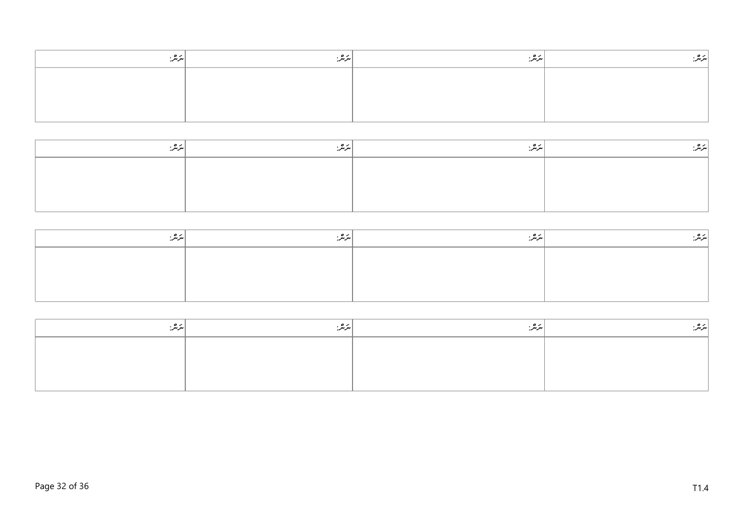| ނަރަށް: | ނަރަށް: | ނަރަށް: | ނަރަށް: |
| --- | --- | --- | --- |
| | | | |

| ނަރަށް: | ނަރަށް: | ނަރަށް: | ނަރަށް: |
| --- | --- | --- | --- |
| | | | |

| ނަރަށް: | ނަރަށް: | ނަރަށް: | ނަރަށް: |
| --- | --- | --- | --- |
| | | | |

| ނަރަށް: | ނަރަށް: | ނަރަށް: | ނަރަށް: |
| --- | --- | --- | --- |
| | | | |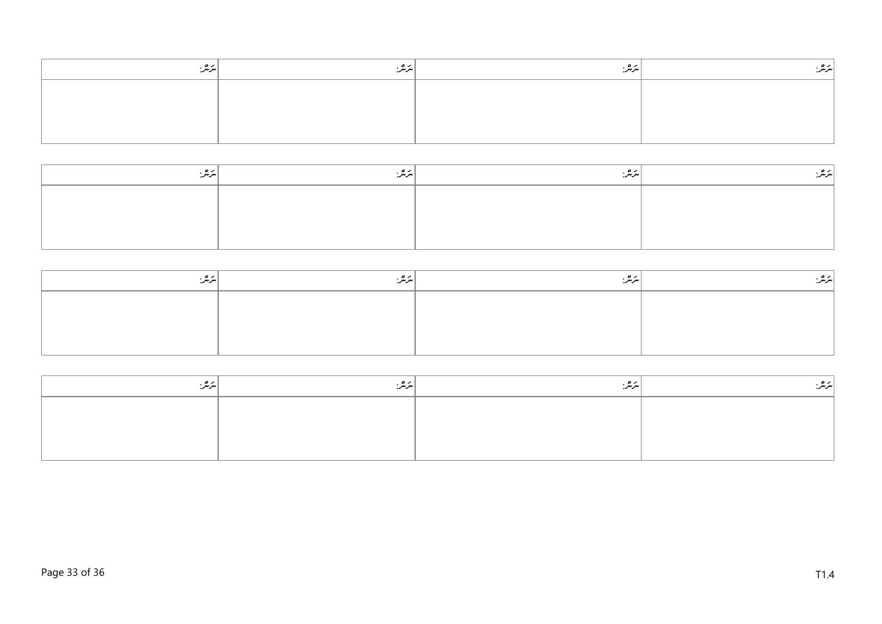| ނަރަށް: | ނަރަށް: | ނަރަށް: | ނަރަށް: |
| --- | --- | --- | --- |
| | | | |

| ނަރަށް: | ނަރަށް: | ނަރަށް: | ނަރަށް: |
| --- | --- | --- | --- |
| | | | |

| ނަރަށް: | ނަރަށް: | ނަރަށް: | ނަރަށް: |
| --- | --- | --- | --- |
| | | | |

| ނަރަށް: | ނަރަށް: | ނަރަށް: | ނަރަށް: |
| --- | --- | --- | --- |
| | | | |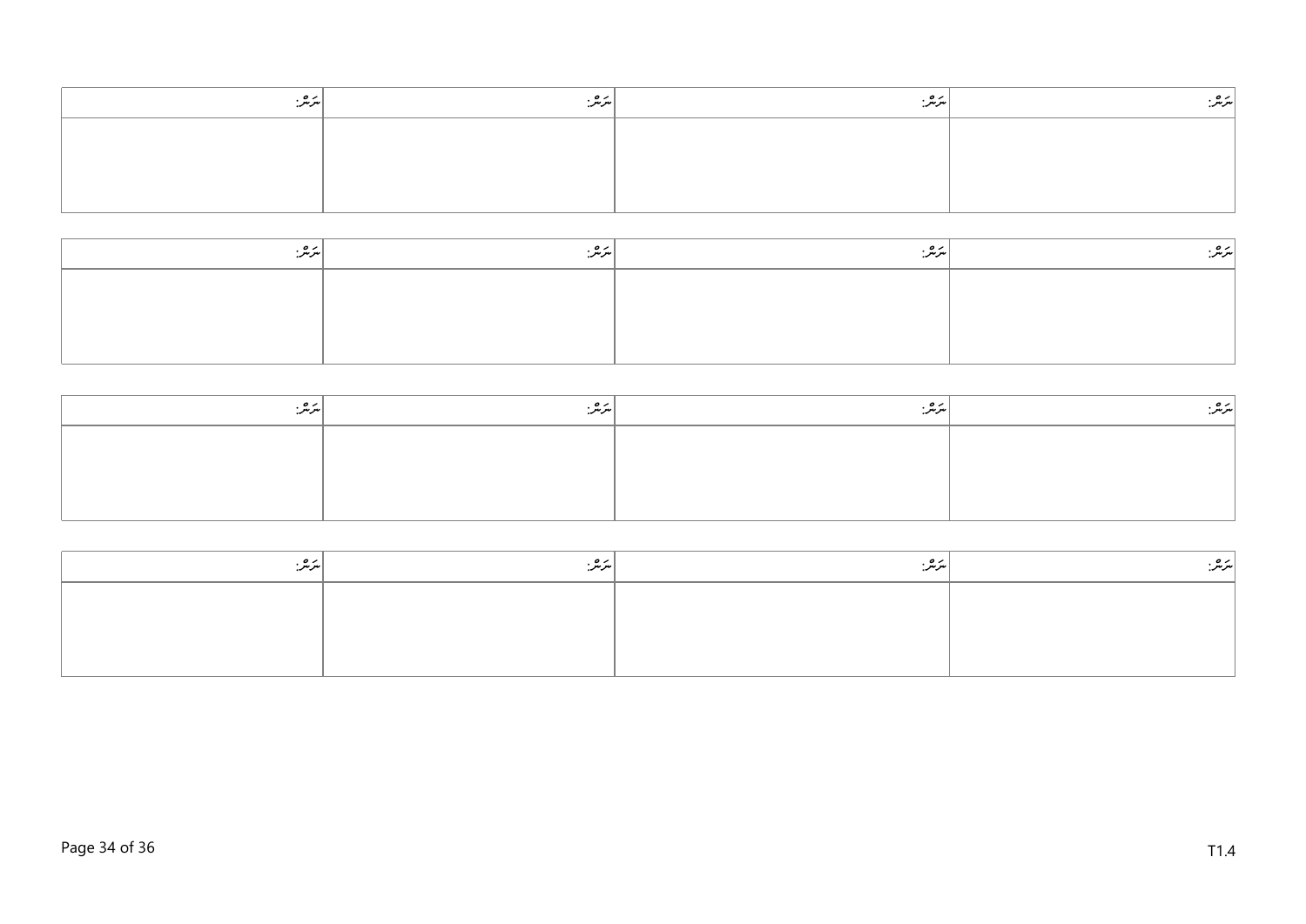| ނަންބަރު: | ނަންބަރު: | ނަންބަރު: | ނަންބަރު: |
|---|---|---|---|
| | | | |

| ނަންބަރު: | ނަންބަރު: | ނަންބަރު: | ނަންބަރު: |
|---|---|---|---|
| | | | |

| ނަންބަރު: | ނަންބަރު: | ނަންބަރު: | ނަންބަރު: |
|---|---|---|---|
| | | | |

| ނަންބަރު: | ނަންބަރު: | ނަންބަރު: | ނަންބަރު: |
|---|---|---|---|
| | | | |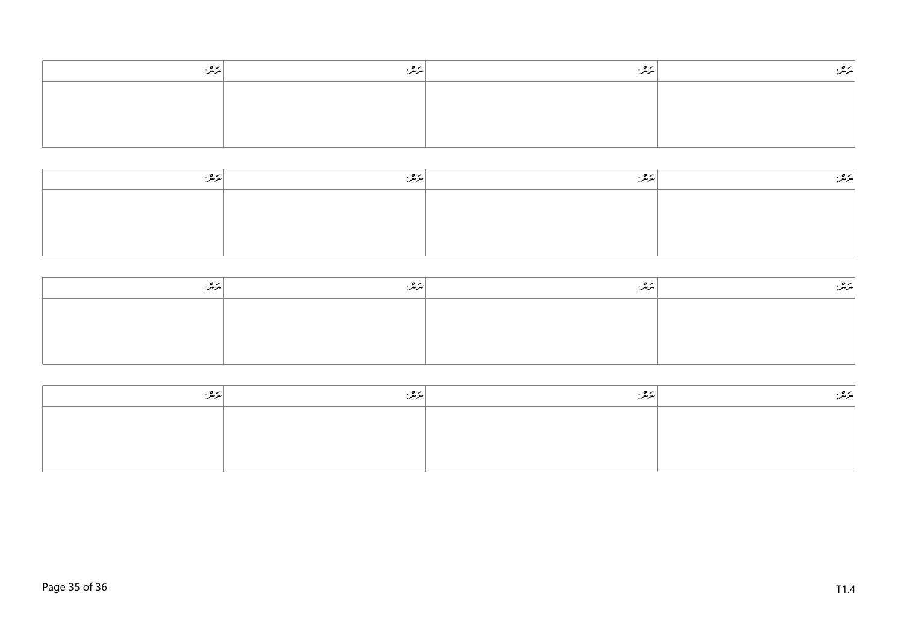| ނަންބަރު: | ނަންބަރު: | ނަންބަރު: | ނަންބަރު: |
|---|---|---|---|
| | | | |

| ނަންބަރު: | ނަންބަރު: | ނަންބަރު: | ނަންބަރު: |
|---|---|---|---|
| | | | |

| ނަންބަރު: | ނަންބަރު: | ނަންބަރު: | ނަންބަރު: |
|---|---|---|---|
| | | | |

| ނަންބަރު: | ނަންބަރު: | ނަންބަރު: | ނަންބަރު: |
|---|---|---|---|
| | | | |

T1.4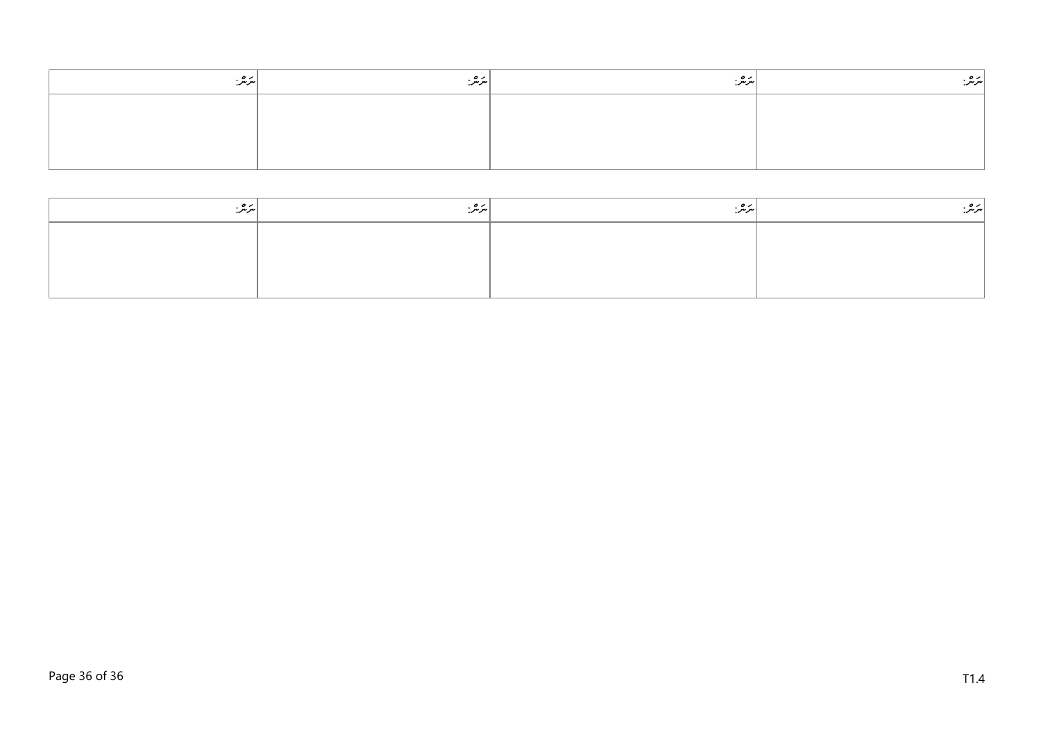| ނަންބަރު: | ނަންބަރު: | ނަންބަރު: | ނަންބަރު: |
| --- | --- | --- | --- |
| | | | |

| ނަންބަރު: | ނަންބަރު: | ނަންބަރު: | ނަންބަރު: |
| --- | --- | --- | --- |
| | | | |